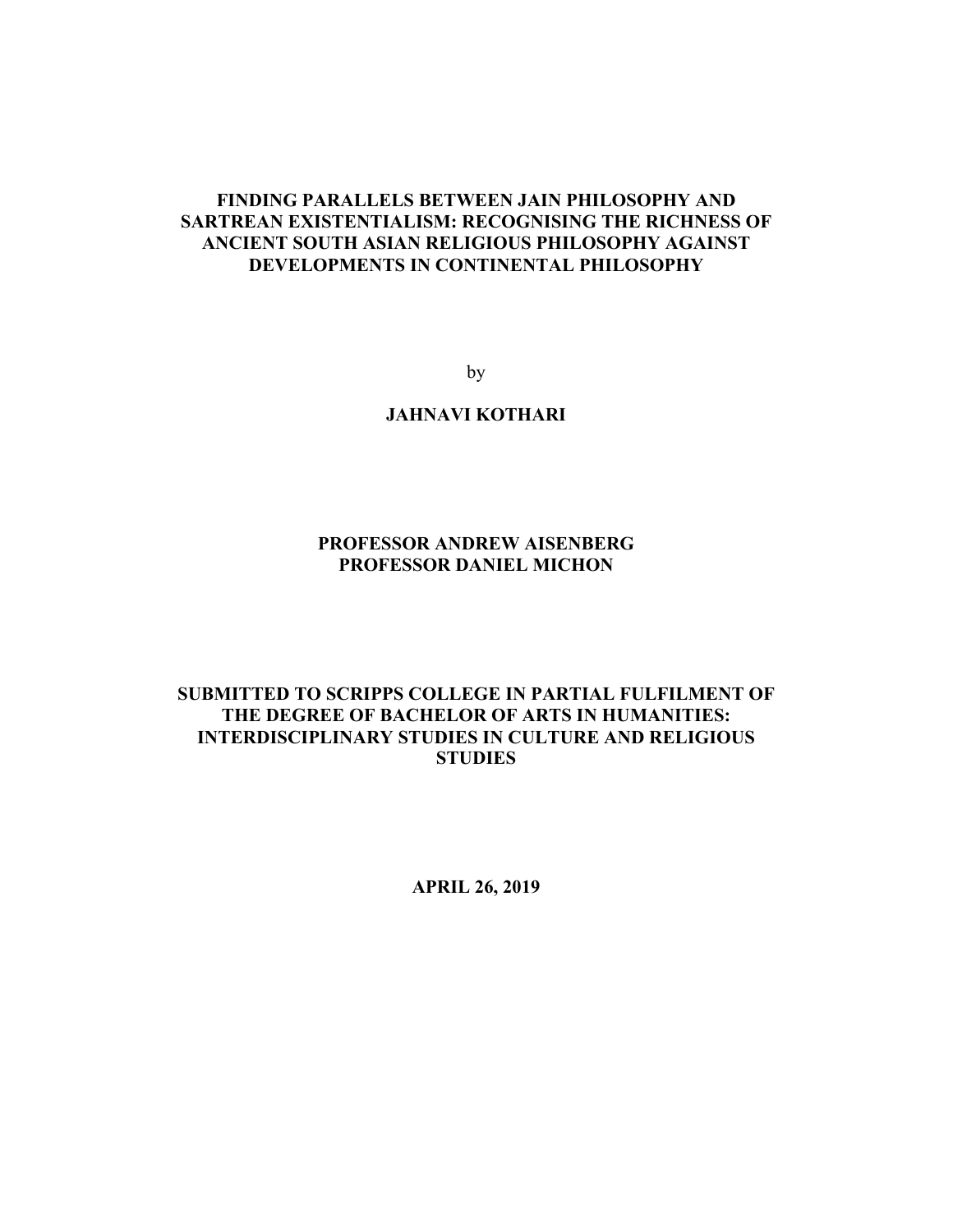**FINDING PARALLELS BETWEEN JAIN PHILOSOPHY AND SARTREAN EXISTENTIALISM: RECOGNISING THE RICHNESS OF ANCIENT SOUTH ASIAN RELIGIOUS PHILOSOPHY AGAINST DEVELOPMENTS IN CONTINENTAL PHILOSOPHY**

by

**JAHNAVI KOTHARI**

**PROFESSOR ANDREW AISENBERG**
**PROFESSOR DANIEL MICHON**

**SUBMITTED TO SCRIPPS COLLEGE IN PARTIAL FULFILMENT OF THE DEGREE OF BACHELOR OF ARTS IN HUMANITIES: INTERDISCIPLINARY STUDIES IN CULTURE AND RELIGIOUS STUDIES**

**APRIL 26, 2019**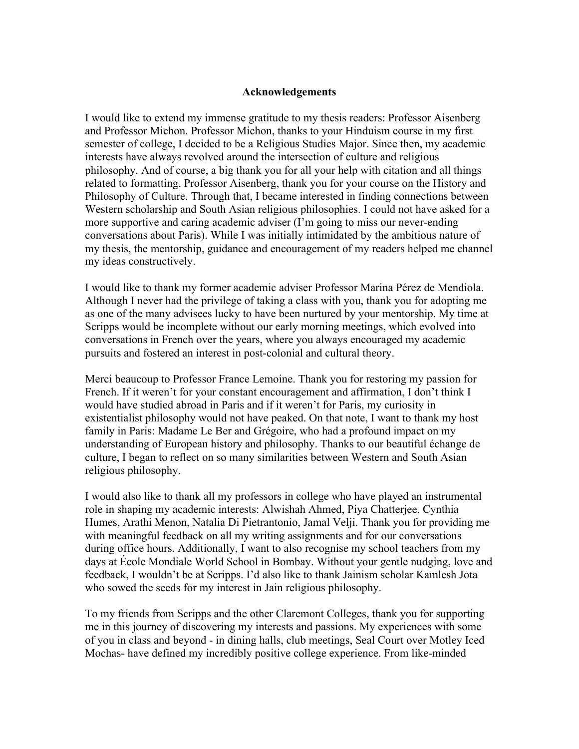## Acknowledgements

I would like to extend my immense gratitude to my thesis readers: Professor Aisenberg and Professor Michon. Professor Michon, thanks to your Hinduism course in my first semester of college, I decided to be a Religious Studies Major. Since then, my academic interests have always revolved around the intersection of culture and religious philosophy. And of course, a big thank you for all your help with citation and all things related to formatting. Professor Aisenberg, thank you for your course on the History and Philosophy of Culture. Through that, I became interested in finding connections between Western scholarship and South Asian religious philosophies. I could not have asked for a more supportive and caring academic adviser (I'm going to miss our never-ending conversations about Paris). While I was initially intimidated by the ambitious nature of my thesis, the mentorship, guidance and encouragement of my readers helped me channel my ideas constructively.

I would like to thank my former academic adviser Professor Marina Pérez de Mendiola. Although I never had the privilege of taking a class with you, thank you for adopting me as one of the many advisees lucky to have been nurtured by your mentorship. My time at Scripps would be incomplete without our early morning meetings, which evolved into conversations in French over the years, where you always encouraged my academic pursuits and fostered an interest in post-colonial and cultural theory.

Merci beaucoup to Professor France Lemoine. Thank you for restoring my passion for French. If it weren't for your constant encouragement and affirmation, I don't think I would have studied abroad in Paris and if it weren't for Paris, my curiosity in existentialist philosophy would not have peaked. On that note, I want to thank my host family in Paris: Madame Le Ber and Grégoire, who had a profound impact on my understanding of European history and philosophy. Thanks to our beautiful échange de culture, I began to reflect on so many similarities between Western and South Asian religious philosophy.

I would also like to thank all my professors in college who have played an instrumental role in shaping my academic interests: Alwishah Ahmed, Piya Chatterjee, Cynthia Humes, Arathi Menon, Natalia Di Pietrantonio, Jamal Velji. Thank you for providing me with meaningful feedback on all my writing assignments and for our conversations during office hours. Additionally, I want to also recognise my school teachers from my days at École Mondiale World School in Bombay. Without your gentle nudging, love and feedback, I wouldn't be at Scripps. I'd also like to thank Jainism scholar Kamlesh Jota who sowed the seeds for my interest in Jain religious philosophy.

To my friends from Scripps and the other Claremont Colleges, thank you for supporting me in this journey of discovering my interests and passions. My experiences with some of you in class and beyond - in dining halls, club meetings, Seal Court over Motley Iced Mochas- have defined my incredibly positive college experience. From like-minded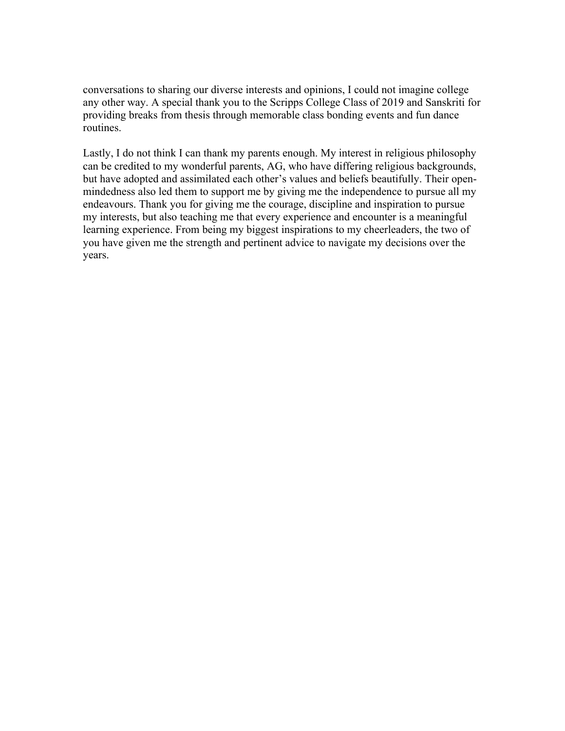conversations to sharing our diverse interests and opinions, I could not imagine college any other way. A special thank you to the Scripps College Class of 2019 and Sanskriti for providing breaks from thesis through memorable class bonding events and fun dance routines.

Lastly, I do not think I can thank my parents enough. My interest in religious philosophy can be credited to my wonderful parents, AG, who have differing religious backgrounds, but have adopted and assimilated each other's values and beliefs beautifully. Their open-mindedness also led them to support me by giving me the independence to pursue all my endeavours. Thank you for giving me the courage, discipline and inspiration to pursue my interests, but also teaching me that every experience and encounter is a meaningful learning experience. From being my biggest inspirations to my cheerleaders, the two of you have given me the strength and pertinent advice to navigate my decisions over the years.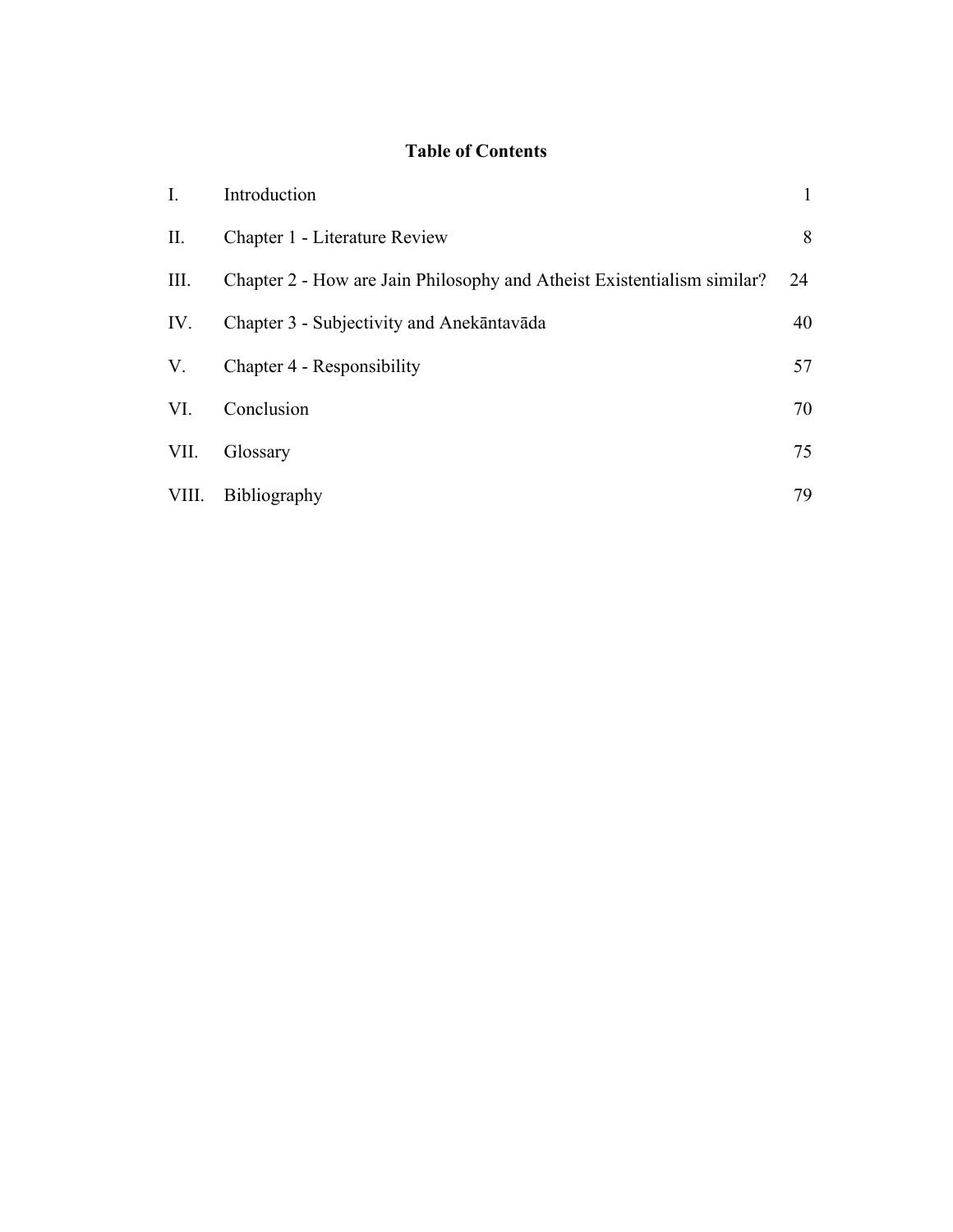# Table of Contents

| | | |
|---|---|---|
| I. | Introduction | 1 |
| II. | Chapter 1 - Literature Review | 8 |
| III. | Chapter 2 - How are Jain Philosophy and Atheist Existentialism similar? | 24 |
| IV. | Chapter 3 - Subjectivity and Anekāntavāda | 40 |
| V. | Chapter 4 - Responsibility | 57 |
| VI. | Conclusion | 70 |
| VII. | Glossary | 75 |
| VIII. | Bibliography | 79 |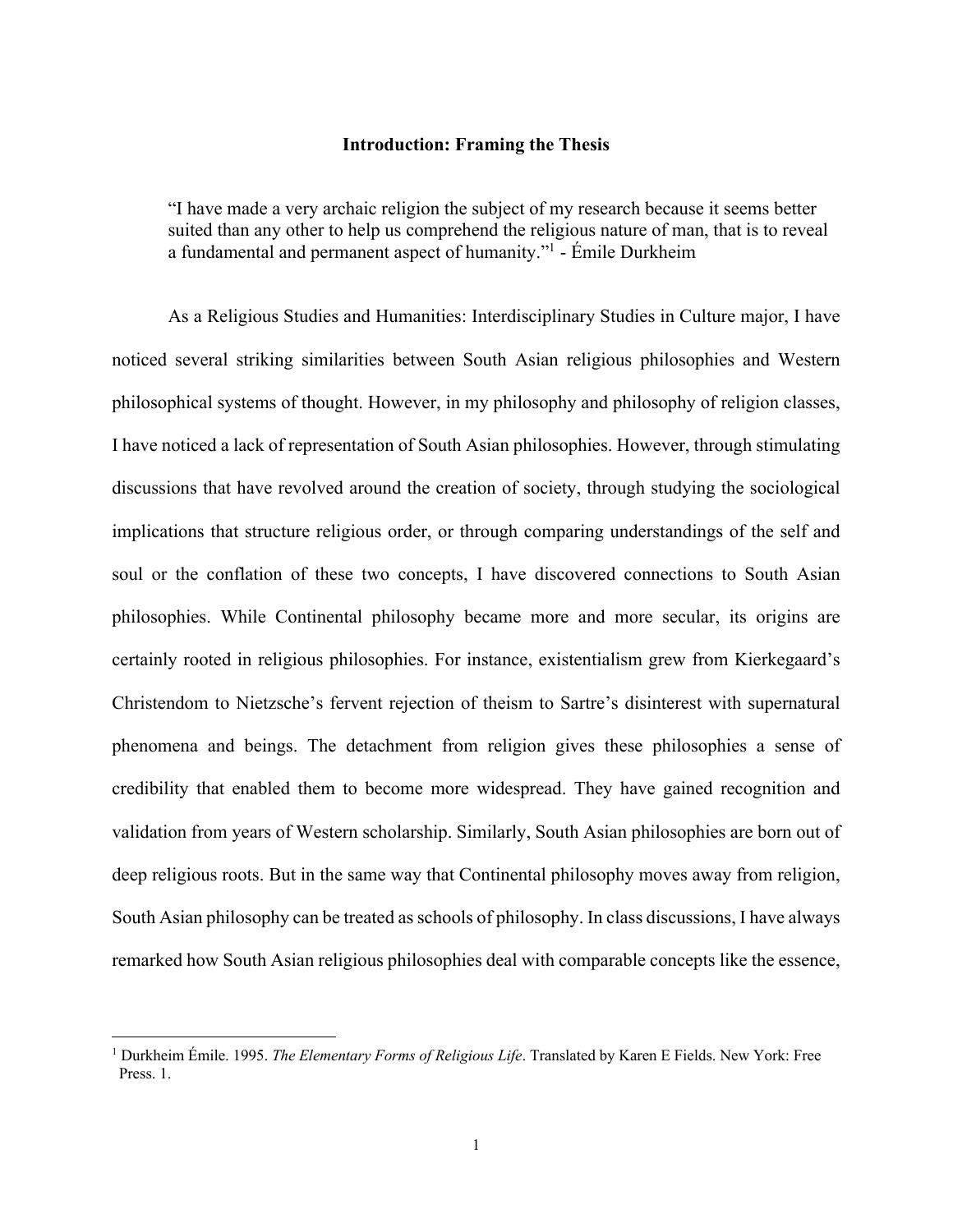## Introduction: Framing the Thesis

> "I have made a very archaic religion the subject of my research because it seems better suited than any other to help us comprehend the religious nature of man, that is to reveal a fundamental and permanent aspect of humanity."[1] - Émile Durkheim

As a Religious Studies and Humanities: Interdisciplinary Studies in Culture major, I have noticed several striking similarities between South Asian religious philosophies and Western philosophical systems of thought. However, in my philosophy and philosophy of religion classes, I have noticed a lack of representation of South Asian philosophies. However, through stimulating discussions that have revolved around the creation of society, through studying the sociological implications that structure religious order, or through comparing understandings of the self and soul or the conflation of these two concepts, I have discovered connections to South Asian philosophies. While Continental philosophy became more and more secular, its origins are certainly rooted in religious philosophies. For instance, existentialism grew from Kierkegaard's Christendom to Nietzsche's fervent rejection of theism to Sartre's disinterest with supernatural phenomena and beings. The detachment from religion gives these philosophies a sense of credibility that enabled them to become more widespread. They have gained recognition and validation from years of Western scholarship. Similarly, South Asian philosophies are born out of deep religious roots. But in the same way that Continental philosophy moves away from religion, South Asian philosophy can be treated as schools of philosophy. In class discussions, I have always remarked how South Asian religious philosophies deal with comparable concepts like the essence,

---

[1] Durkheim Émile. 1995. *The Elementary Forms of Religious Life*. Translated by Karen E Fields. New York: Free Press. 1.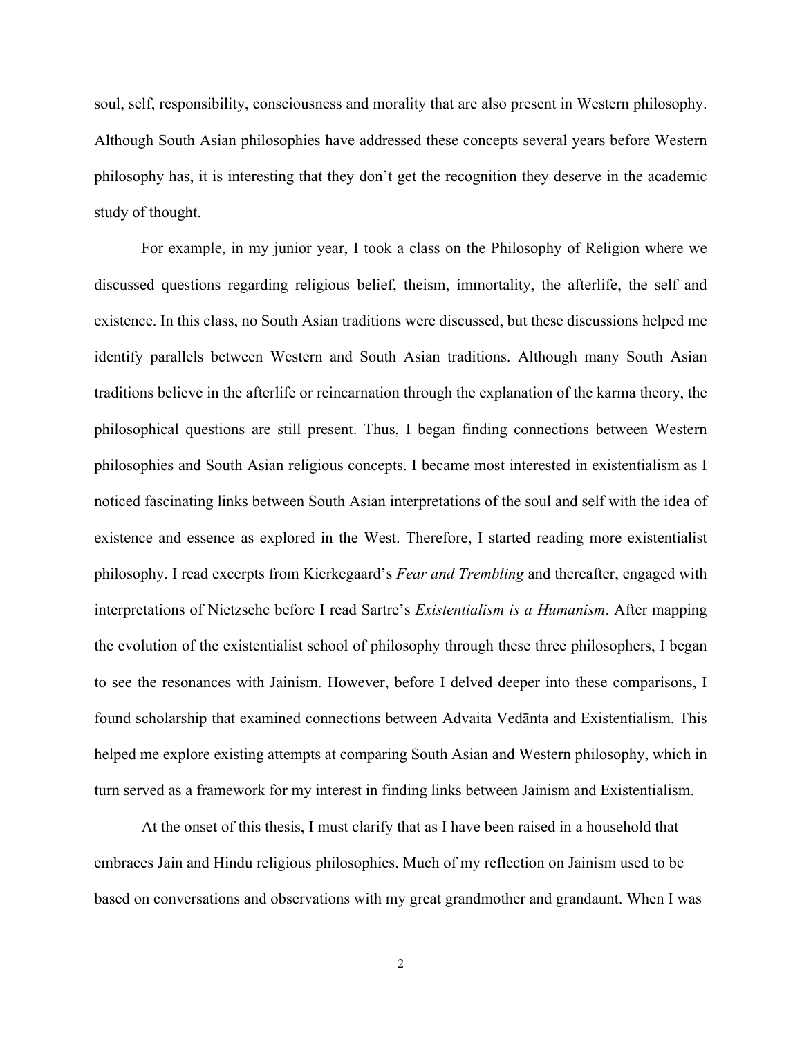soul, self, responsibility, consciousness and morality that are also present in Western philosophy. Although South Asian philosophies have addressed these concepts several years before Western philosophy has, it is interesting that they don't get the recognition they deserve in the academic study of thought.

For example, in my junior year, I took a class on the Philosophy of Religion where we discussed questions regarding religious belief, theism, immortality, the afterlife, the self and existence. In this class, no South Asian traditions were discussed, but these discussions helped me identify parallels between Western and South Asian traditions. Although many South Asian traditions believe in the afterlife or reincarnation through the explanation of the karma theory, the philosophical questions are still present. Thus, I began finding connections between Western philosophies and South Asian religious concepts. I became most interested in existentialism as I noticed fascinating links between South Asian interpretations of the soul and self with the idea of existence and essence as explored in the West. Therefore, I started reading more existentialist philosophy. I read excerpts from Kierkegaard's *Fear and Trembling* and thereafter, engaged with interpretations of Nietzsche before I read Sartre's *Existentialism is a Humanism*. After mapping the evolution of the existentialist school of philosophy through these three philosophers, I began to see the resonances with Jainism. However, before I delved deeper into these comparisons, I found scholarship that examined connections between Advaita Vedānta and Existentialism. This helped me explore existing attempts at comparing South Asian and Western philosophy, which in turn served as a framework for my interest in finding links between Jainism and Existentialism.

At the onset of this thesis, I must clarify that as I have been raised in a household that embraces Jain and Hindu religious philosophies. Much of my reflection on Jainism used to be based on conversations and observations with my great grandmother and grandaunt. When I was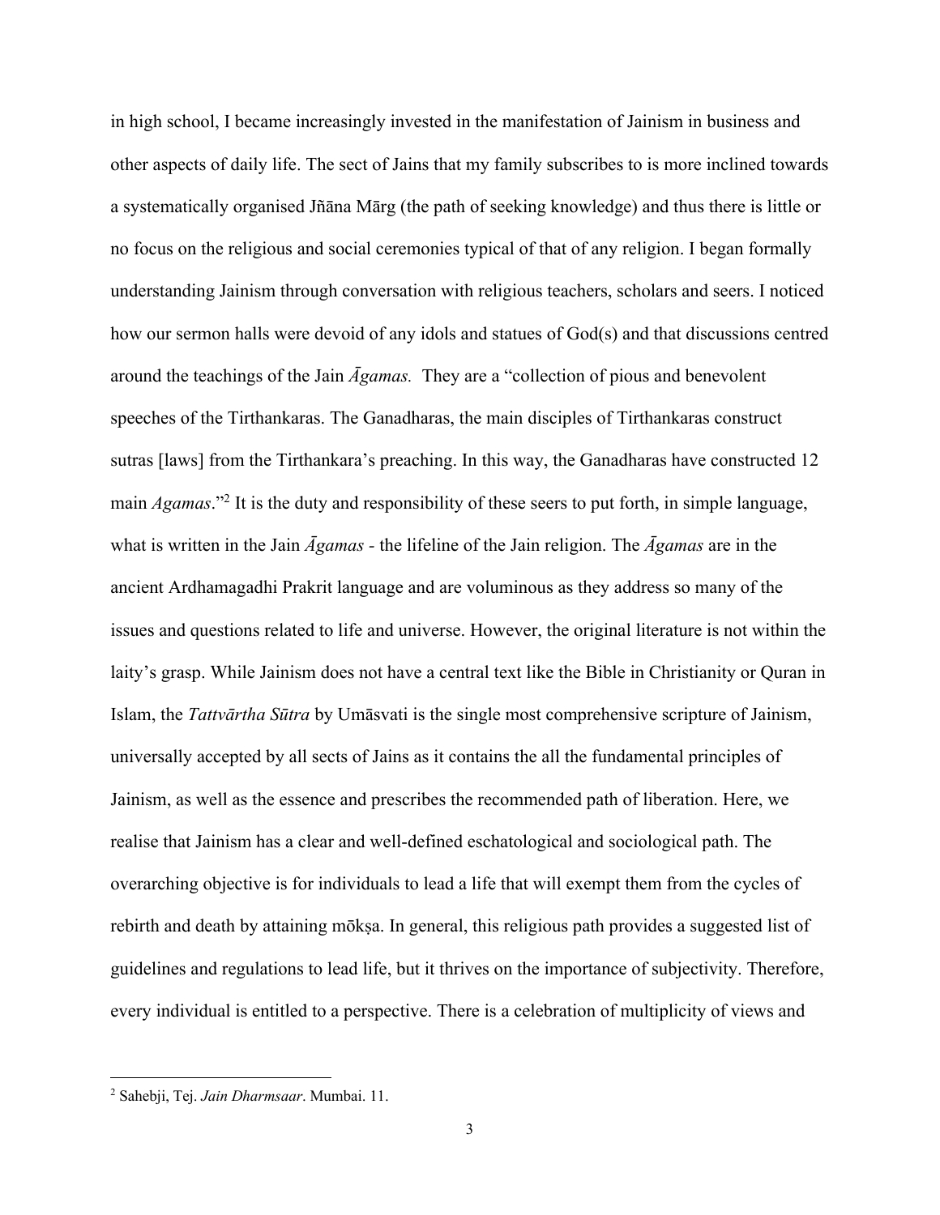in high school, I became increasingly invested in the manifestation of Jainism in business and other aspects of daily life. The sect of Jains that my family subscribes to is more inclined towards a systematically organised Jñāna Mārg (the path of seeking knowledge) and thus there is little or no focus on the religious and social ceremonies typical of that of any religion. I began formally understanding Jainism through conversation with religious teachers, scholars and seers. I noticed how our sermon halls were devoid of any idols and statues of God(s) and that discussions centred around the teachings of the Jain *Āgamas.* They are a "collection of pious and benevolent speeches of the Tirthankaras. The Ganadharas, the main disciples of Tirthankaras construct sutras [laws] from the Tirthankara's preaching. In this way, the Ganadharas have constructed 12 main *Agamas*."[2] It is the duty and responsibility of these seers to put forth, in simple language, what is written in the Jain *Āgamas* - the lifeline of the Jain religion. The *Āgamas* are in the ancient Ardhamagadhi Prakrit language and are voluminous as they address so many of the issues and questions related to life and universe. However, the original literature is not within the laity's grasp. While Jainism does not have a central text like the Bible in Christianity or Quran in Islam, the *Tattvārtha Sūtra* by Umāsvati is the single most comprehensive scripture of Jainism, universally accepted by all sects of Jains as it contains the all the fundamental principles of Jainism, as well as the essence and prescribes the recommended path of liberation. Here, we realise that Jainism has a clear and well-defined eschatological and sociological path. The overarching objective is for individuals to lead a life that will exempt them from the cycles of rebirth and death by attaining mōkṣa. In general, this religious path provides a suggested list of guidelines and regulations to lead life, but it thrives on the importance of subjectivity. Therefore, every individual is entitled to a perspective. There is a celebration of multiplicity of views and

---

[2] Sahebji, Tej. *Jain Dharmsaar*. Mumbai. 11.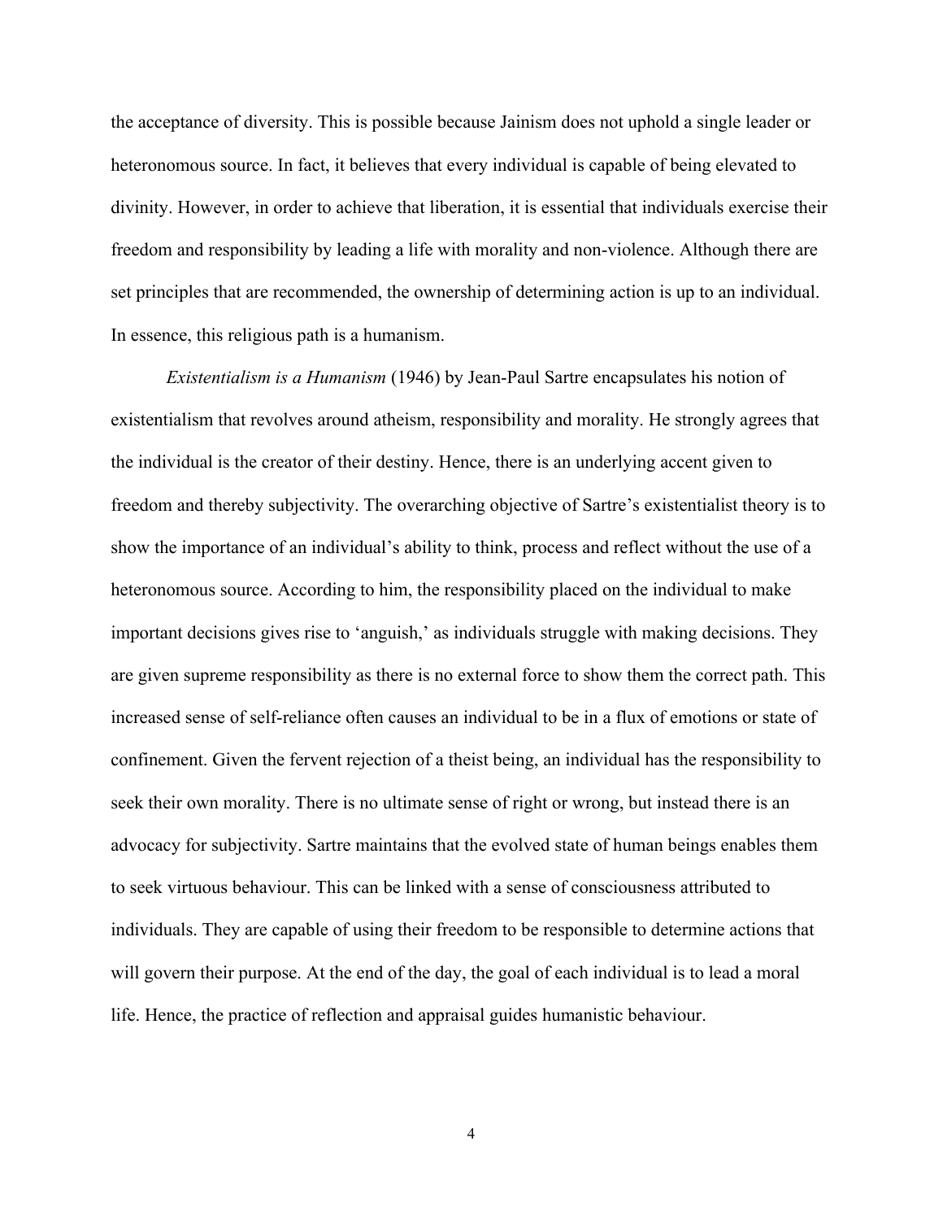the acceptance of diversity. This is possible because Jainism does not uphold a single leader or heteronomous source. In fact, it believes that every individual is capable of being elevated to divinity. However, in order to achieve that liberation, it is essential that individuals exercise their freedom and responsibility by leading a life with morality and non-violence. Although there are set principles that are recommended, the ownership of determining action is up to an individual. In essence, this religious path is a humanism.

*Existentialism is a Humanism* (1946) by Jean-Paul Sartre encapsulates his notion of existentialism that revolves around atheism, responsibility and morality. He strongly agrees that the individual is the creator of their destiny. Hence, there is an underlying accent given to freedom and thereby subjectivity. The overarching objective of Sartre's existentialist theory is to show the importance of an individual's ability to think, process and reflect without the use of a heteronomous source. According to him, the responsibility placed on the individual to make important decisions gives rise to 'anguish,' as individuals struggle with making decisions. They are given supreme responsibility as there is no external force to show them the correct path. This increased sense of self-reliance often causes an individual to be in a flux of emotions or state of confinement. Given the fervent rejection of a theist being, an individual has the responsibility to seek their own morality. There is no ultimate sense of right or wrong, but instead there is an advocacy for subjectivity. Sartre maintains that the evolved state of human beings enables them to seek virtuous behaviour. This can be linked with a sense of consciousness attributed to individuals. They are capable of using their freedom to be responsible to determine actions that will govern their purpose. At the end of the day, the goal of each individual is to lead a moral life. Hence, the practice of reflection and appraisal guides humanistic behaviour.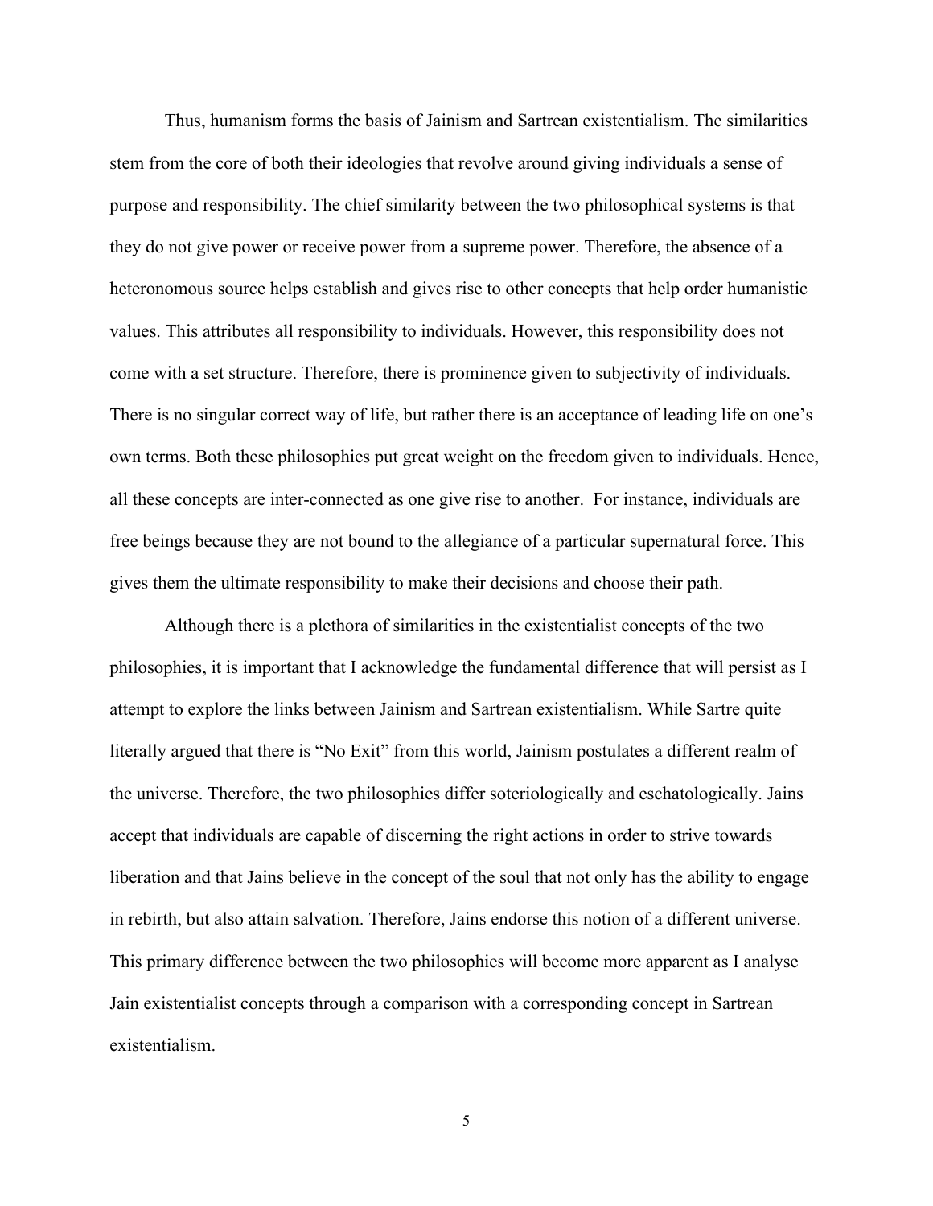Thus, humanism forms the basis of Jainism and Sartrean existentialism. The similarities stem from the core of both their ideologies that revolve around giving individuals a sense of purpose and responsibility. The chief similarity between the two philosophical systems is that they do not give power or receive power from a supreme power. Therefore, the absence of a heteronomous source helps establish and gives rise to other concepts that help order humanistic values. This attributes all responsibility to individuals. However, this responsibility does not come with a set structure. Therefore, there is prominence given to subjectivity of individuals. There is no singular correct way of life, but rather there is an acceptance of leading life on one's own terms. Both these philosophies put great weight on the freedom given to individuals. Hence, all these concepts are inter-connected as one give rise to another. For instance, individuals are free beings because they are not bound to the allegiance of a particular supernatural force. This gives them the ultimate responsibility to make their decisions and choose their path.

Although there is a plethora of similarities in the existentialist concepts of the two philosophies, it is important that I acknowledge the fundamental difference that will persist as I attempt to explore the links between Jainism and Sartrean existentialism. While Sartre quite literally argued that there is "No Exit" from this world, Jainism postulates a different realm of the universe. Therefore, the two philosophies differ soteriologically and eschatologically. Jains accept that individuals are capable of discerning the right actions in order to strive towards liberation and that Jains believe in the concept of the soul that not only has the ability to engage in rebirth, but also attain salvation. Therefore, Jains endorse this notion of a different universe. This primary difference between the two philosophies will become more apparent as I analyse Jain existentialist concepts through a comparison with a corresponding concept in Sartrean existentialism.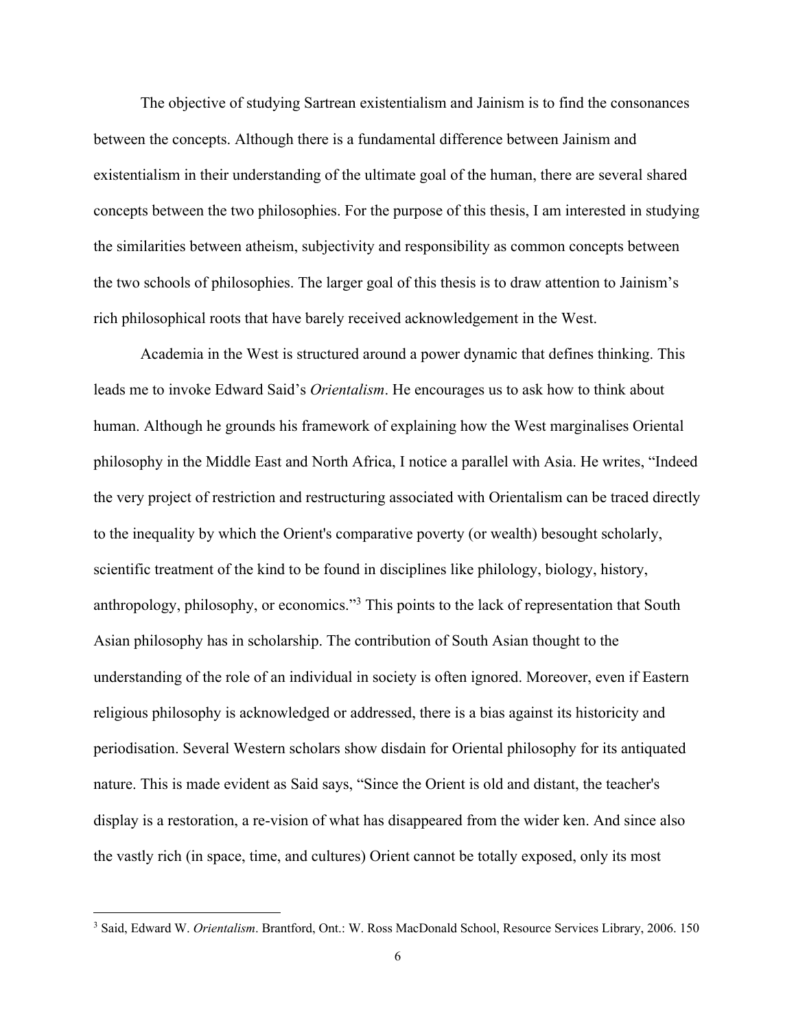The objective of studying Sartrean existentialism and Jainism is to find the consonances between the concepts. Although there is a fundamental difference between Jainism and existentialism in their understanding of the ultimate goal of the human, there are several shared concepts between the two philosophies. For the purpose of this thesis, I am interested in studying the similarities between atheism, subjectivity and responsibility as common concepts between the two schools of philosophies. The larger goal of this thesis is to draw attention to Jainism's rich philosophical roots that have barely received acknowledgement in the West.

Academia in the West is structured around a power dynamic that defines thinking. This leads me to invoke Edward Said's *Orientalism*. He encourages us to ask how to think about human. Although he grounds his framework of explaining how the West marginalises Oriental philosophy in the Middle East and North Africa, I notice a parallel with Asia. He writes, "Indeed the very project of restriction and restructuring associated with Orientalism can be traced directly to the inequality by which the Orient's comparative poverty (or wealth) besought scholarly, scientific treatment of the kind to be found in disciplines like philology, biology, history, anthropology, philosophy, or economics."[3] This points to the lack of representation that South Asian philosophy has in scholarship. The contribution of South Asian thought to the understanding of the role of an individual in society is often ignored. Moreover, even if Eastern religious philosophy is acknowledged or addressed, there is a bias against its historicity and periodisation. Several Western scholars show disdain for Oriental philosophy for its antiquated nature. This is made evident as Said says, "Since the Orient is old and distant, the teacher's display is a restoration, a re-vision of what has disappeared from the wider ken. And since also the vastly rich (in space, time, and cultures) Orient cannot be totally exposed, only its most

[3] Said, Edward W. *Orientalism*. Brantford, Ont.: W. Ross MacDonald School, Resource Services Library, 2006. 150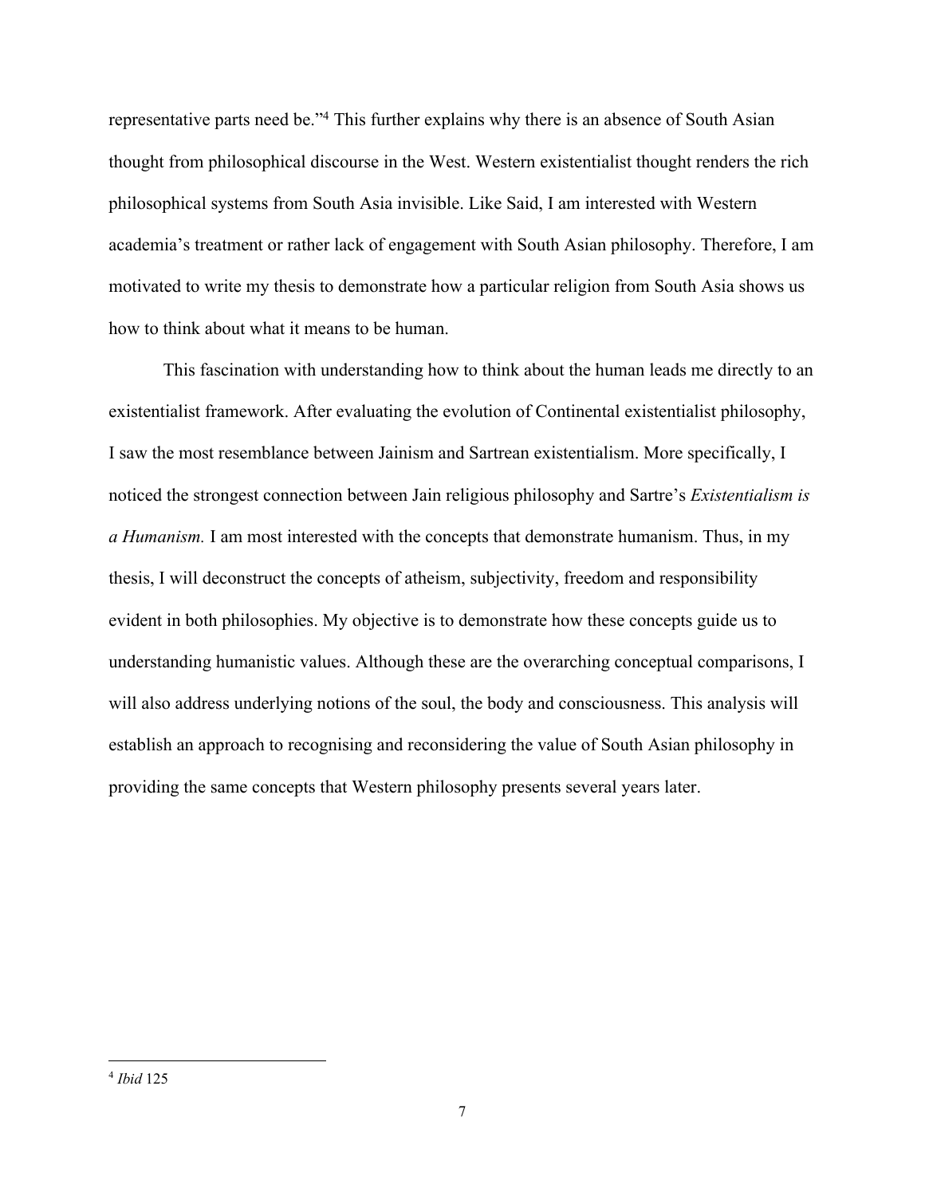representative parts need be."[4] This further explains why there is an absence of South Asian thought from philosophical discourse in the West. Western existentialist thought renders the rich philosophical systems from South Asia invisible. Like Said, I am interested with Western academia's treatment or rather lack of engagement with South Asian philosophy. Therefore, I am motivated to write my thesis to demonstrate how a particular religion from South Asia shows us how to think about what it means to be human.

This fascination with understanding how to think about the human leads me directly to an existentialist framework. After evaluating the evolution of Continental existentialist philosophy, I saw the most resemblance between Jainism and Sartrean existentialism. More specifically, I noticed the strongest connection between Jain religious philosophy and Sartre's *Existentialism is a Humanism.* I am most interested with the concepts that demonstrate humanism. Thus, in my thesis, I will deconstruct the concepts of atheism, subjectivity, freedom and responsibility evident in both philosophies. My objective is to demonstrate how these concepts guide us to understanding humanistic values. Although these are the overarching conceptual comparisons, I will also address underlying notions of the soul, the body and consciousness. This analysis will establish an approach to recognising and reconsidering the value of South Asian philosophy in providing the same concepts that Western philosophy presents several years later.

---

[4] *Ibid* 125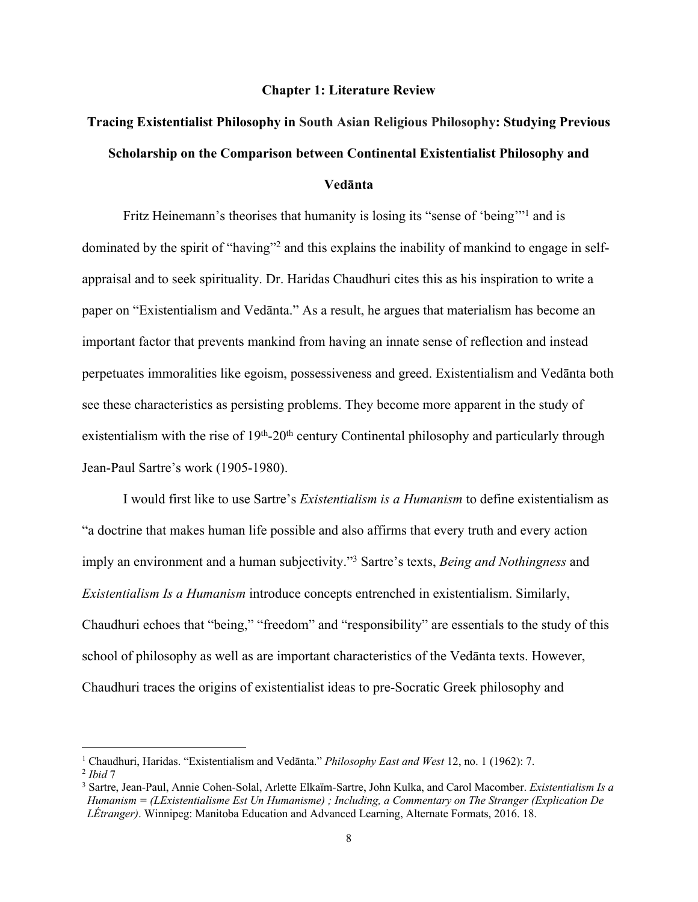## Chapter 1: Literature Review

### Tracing Existentialist Philosophy in South Asian Religious Philosophy: Studying Previous Scholarship on the Comparison between Continental Existentialist Philosophy and Vedānta

Fritz Heinemann's theorises that humanity is losing its "sense of 'being'"[1] and is dominated by the spirit of "having"[2] and this explains the inability of mankind to engage in self-appraisal and to seek spirituality. Dr. Haridas Chaudhuri cites this as his inspiration to write a paper on "Existentialism and Vedānta." As a result, he argues that materialism has become an important factor that prevents mankind from having an innate sense of reflection and instead perpetuates immoralities like egoism, possessiveness and greed. Existentialism and Vedānta both see these characteristics as persisting problems. They become more apparent in the study of existentialism with the rise of 19th-20th century Continental philosophy and particularly through Jean-Paul Sartre's work (1905-1980).

I would first like to use Sartre's *Existentialism is a Humanism* to define existentialism as "a doctrine that makes human life possible and also affirms that every truth and every action imply an environment and a human subjectivity."[3] Sartre's texts, *Being and Nothingness* and *Existentialism Is a Humanism* introduce concepts entrenched in existentialism. Similarly, Chaudhuri echoes that "being," "freedom" and "responsibility" are essentials to the study of this school of philosophy as well as are important characteristics of the Vedānta texts. However, Chaudhuri traces the origins of existentialist ideas to pre-Socratic Greek philosophy and

---

[1] Chaudhuri, Haridas. "Existentialism and Vedānta." *Philosophy East and West* 12, no. 1 (1962): 7.

[2] *Ibid* 7

[3] Sartre, Jean-Paul, Annie Cohen-Solal, Arlette Elkaïm-Sartre, John Kulka, and Carol Macomber. *Existentialism Is a Humanism = (LExistentialisme Est Un Humanisme) ; Including, a Commentary on The Stranger (Explication De LÉtranger)*. Winnipeg: Manitoba Education and Advanced Learning, Alternate Formats, 2016. 18.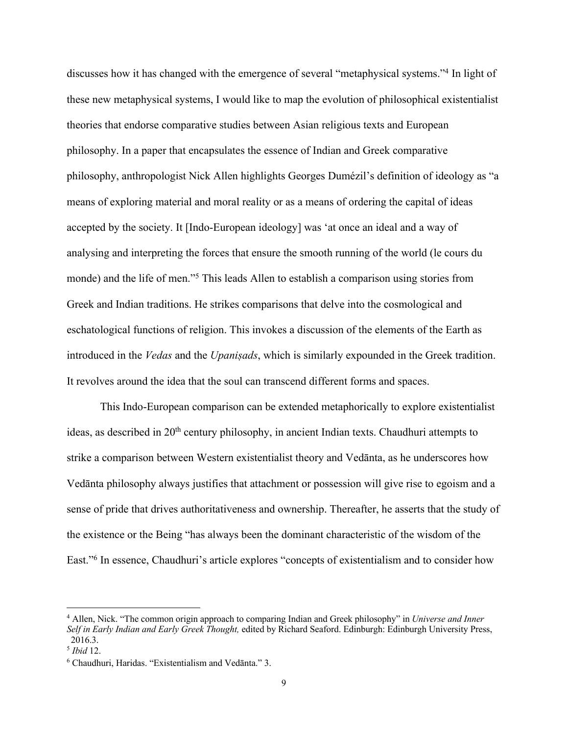discusses how it has changed with the emergence of several "metaphysical systems."[4] In light of these new metaphysical systems, I would like to map the evolution of philosophical existentialist theories that endorse comparative studies between Asian religious texts and European philosophy. In a paper that encapsulates the essence of Indian and Greek comparative philosophy, anthropologist Nick Allen highlights Georges Dumézil's definition of ideology as "a means of exploring material and moral reality or as a means of ordering the capital of ideas accepted by the society. It [Indo-European ideology] was 'at once an ideal and a way of analysing and interpreting the forces that ensure the smooth running of the world (le cours du monde) and the life of men."[5] This leads Allen to establish a comparison using stories from Greek and Indian traditions. He strikes comparisons that delve into the cosmological and eschatological functions of religion. This invokes a discussion of the elements of the Earth as introduced in the *Vedas* and the *Upaniṣads*, which is similarly expounded in the Greek tradition. It revolves around the idea that the soul can transcend different forms and spaces.

This Indo-European comparison can be extended metaphorically to explore existentialist ideas, as described in 20th century philosophy, in ancient Indian texts. Chaudhuri attempts to strike a comparison between Western existentialist theory and Vedānta, as he underscores how Vedānta philosophy always justifies that attachment or possession will give rise to egoism and a sense of pride that drives authoritativeness and ownership. Thereafter, he asserts that the study of the existence or the Being "has always been the dominant characteristic of the wisdom of the East."[6] In essence, Chaudhuri's article explores "concepts of existentialism and to consider how

---

[4] Allen, Nick. "The common origin approach to comparing Indian and Greek philosophy" in *Universe and Inner Self in Early Indian and Early Greek Thought,* edited by Richard Seaford. Edinburgh: Edinburgh University Press, 2016.3.

[5] *Ibid* 12.

[6] Chaudhuri, Haridas. "Existentialism and Vedānta." 3.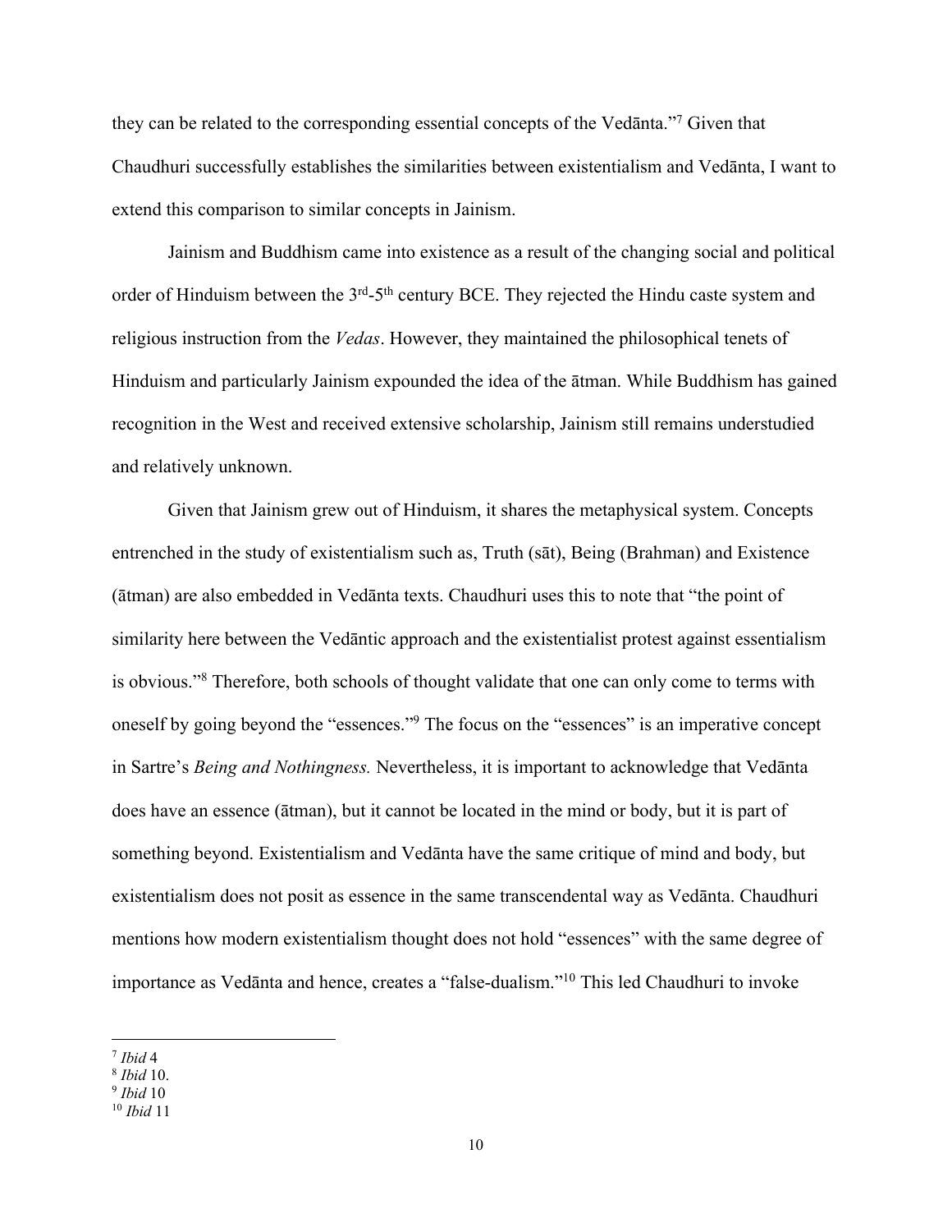they can be related to the corresponding essential concepts of the Vedānta."[7] Given that Chaudhuri successfully establishes the similarities between existentialism and Vedānta, I want to extend this comparison to similar concepts in Jainism.

Jainism and Buddhism came into existence as a result of the changing social and political order of Hinduism between the 3rd-5th century BCE. They rejected the Hindu caste system and religious instruction from the *Vedas*. However, they maintained the philosophical tenets of Hinduism and particularly Jainism expounded the idea of the ātman. While Buddhism has gained recognition in the West and received extensive scholarship, Jainism still remains understudied and relatively unknown.

Given that Jainism grew out of Hinduism, it shares the metaphysical system. Concepts entrenched in the study of existentialism such as, Truth (sāt), Being (Brahman) and Existence (ātman) are also embedded in Vedānta texts. Chaudhuri uses this to note that "the point of similarity here between the Vedāntic approach and the existentialist protest against essentialism is obvious."[8] Therefore, both schools of thought validate that one can only come to terms with oneself by going beyond the "essences."[9] The focus on the "essences" is an imperative concept in Sartre's *Being and Nothingness.* Nevertheless, it is important to acknowledge that Vedānta does have an essence (ātman), but it cannot be located in the mind or body, but it is part of something beyond. Existentialism and Vedānta have the same critique of mind and body, but existentialism does not posit as essence in the same transcendental way as Vedānta. Chaudhuri mentions how modern existentialism thought does not hold "essences" with the same degree of importance as Vedānta and hence, creates a "false-dualism."[10] This led Chaudhuri to invoke

---

[7] *Ibid* 4

[8] *Ibid* 10.

[9] *Ibid* 10

[10] *Ibid* 11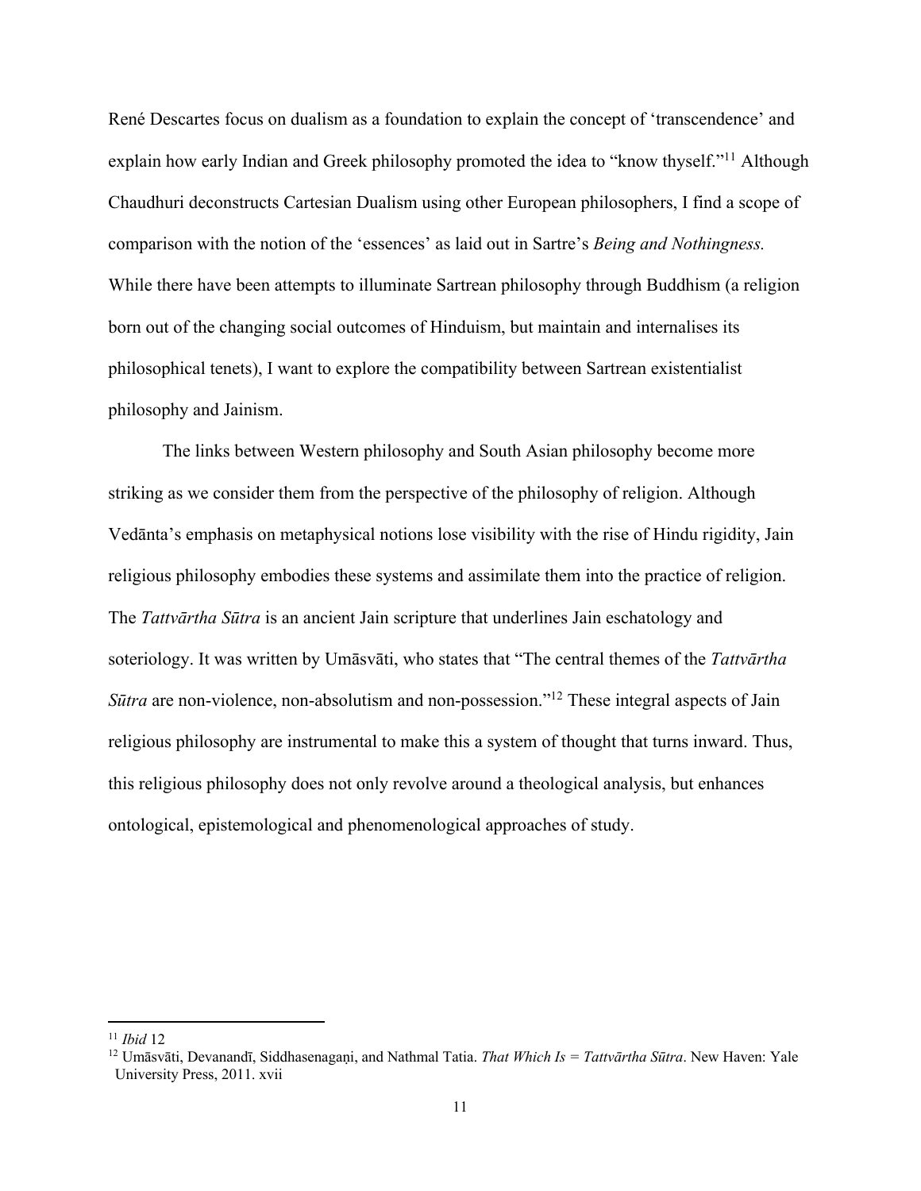René Descartes focus on dualism as a foundation to explain the concept of 'transcendence' and explain how early Indian and Greek philosophy promoted the idea to "know thyself."[11] Although Chaudhuri deconstructs Cartesian Dualism using other European philosophers, I find a scope of comparison with the notion of the 'essences' as laid out in Sartre's *Being and Nothingness.* While there have been attempts to illuminate Sartrean philosophy through Buddhism (a religion born out of the changing social outcomes of Hinduism, but maintain and internalises its philosophical tenets), I want to explore the compatibility between Sartrean existentialist philosophy and Jainism.

The links between Western philosophy and South Asian philosophy become more striking as we consider them from the perspective of the philosophy of religion. Although Vedānta's emphasis on metaphysical notions lose visibility with the rise of Hindu rigidity, Jain religious philosophy embodies these systems and assimilate them into the practice of religion. The *Tattvārtha Sūtra* is an ancient Jain scripture that underlines Jain eschatology and soteriology. It was written by Umāsvāti, who states that "The central themes of the *Tattvārtha Sūtra* are non-violence, non-absolutism and non-possession."[12] These integral aspects of Jain religious philosophy are instrumental to make this a system of thought that turns inward. Thus, this religious philosophy does not only revolve around a theological analysis, but enhances ontological, epistemological and phenomenological approaches of study.

---

[11] *Ibid* 12

[12] Umāsvāti, Devanandī, Siddhasenagaṇi, and Nathmal Tatia. *That Which Is = Tattvārtha Sūtra*. New Haven: Yale University Press, 2011. xvii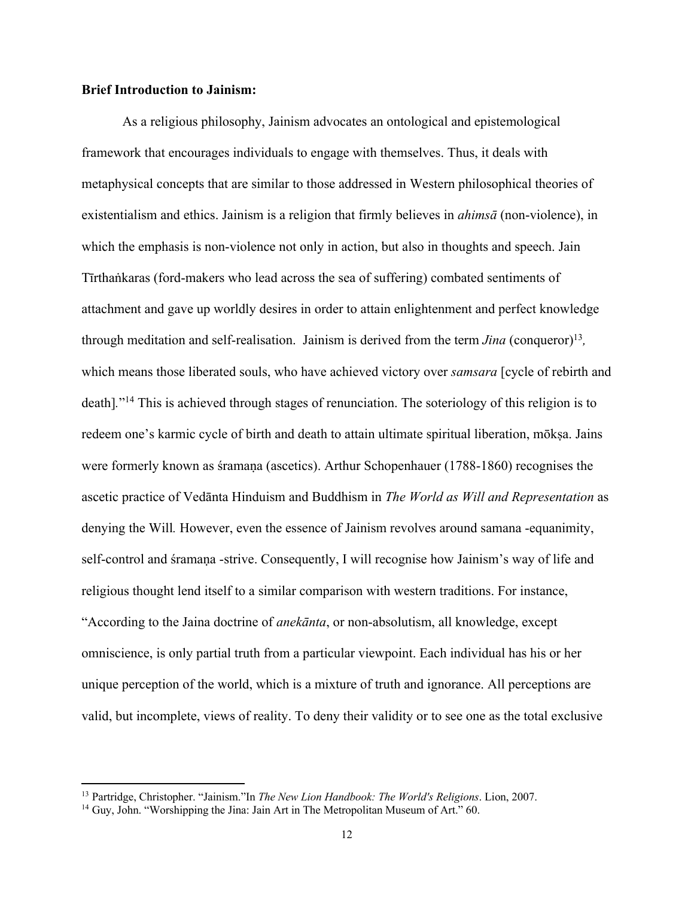**Brief Introduction to Jainism:**

As a religious philosophy, Jainism advocates an ontological and epistemological framework that encourages individuals to engage with themselves. Thus, it deals with metaphysical concepts that are similar to those addressed in Western philosophical theories of existentialism and ethics. Jainism is a religion that firmly believes in *ahimsā* (non-violence), in which the emphasis is non-violence not only in action, but also in thoughts and speech. Jain Tīrthaṅkaras (ford-makers who lead across the sea of suffering) combated sentiments of attachment and gave up worldly desires in order to attain enlightenment and perfect knowledge through meditation and self-realisation. Jainism is derived from the term *Jina* (conqueror)[13], which means those liberated souls, who have achieved victory over *samsara* [cycle of rebirth and death]."[14] This is achieved through stages of renunciation. The soteriology of this religion is to redeem one's karmic cycle of birth and death to attain ultimate spiritual liberation, mōkṣa. Jains were formerly known as śramaṇa (ascetics). Arthur Schopenhauer (1788-1860) recognises the ascetic practice of Vedānta Hinduism and Buddhism in *The World as Will and Representation* as denying the Will. However, even the essence of Jainism revolves around samana -equanimity, self-control and śramaṇa -strive. Consequently, I will recognise how Jainism's way of life and religious thought lend itself to a similar comparison with western traditions. For instance, "According to the Jaina doctrine of *anekānta*, or non-absolutism, all knowledge, except omniscience, is only partial truth from a particular viewpoint. Each individual has his or her unique perception of the world, which is a mixture of truth and ignorance. All perceptions are valid, but incomplete, views of reality. To deny their validity or to see one as the total exclusive

---

[13] Partridge, Christopher. "Jainism."In *The New Lion Handbook: The World's Religions*. Lion, 2007.

[14] Guy, John. "Worshipping the Jina: Jain Art in The Metropolitan Museum of Art." 60.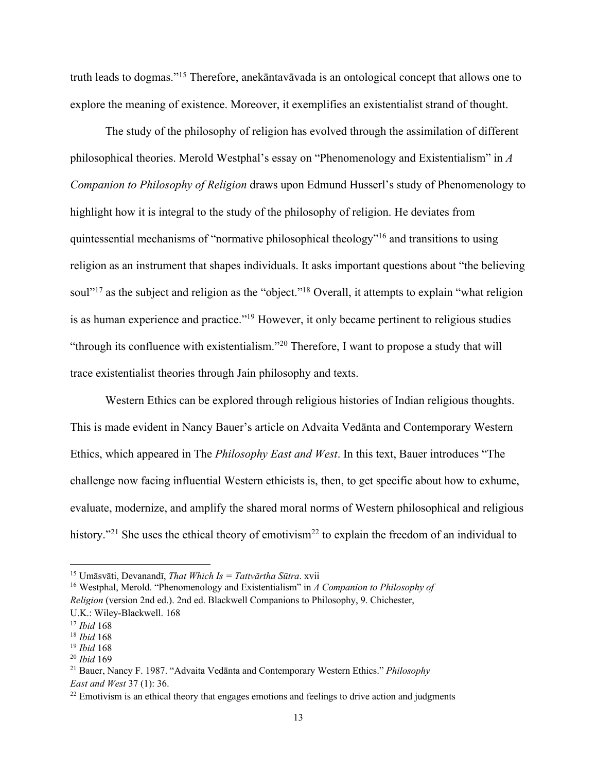truth leads to dogmas."[15] Therefore, anekāntavāvada is an ontological concept that allows one to explore the meaning of existence. Moreover, it exemplifies an existentialist strand of thought.

The study of the philosophy of religion has evolved through the assimilation of different philosophical theories. Merold Westphal's essay on "Phenomenology and Existentialism" in *A Companion to Philosophy of Religion* draws upon Edmund Husserl's study of Phenomenology to highlight how it is integral to the study of the philosophy of religion. He deviates from quintessential mechanisms of "normative philosophical theology"[16] and transitions to using religion as an instrument that shapes individuals. It asks important questions about "the believing soul"[17] as the subject and religion as the "object."[18] Overall, it attempts to explain "what religion is as human experience and practice."[19] However, it only became pertinent to religious studies "through its confluence with existentialism."[20] Therefore, I want to propose a study that will trace existentialist theories through Jain philosophy and texts.

Western Ethics can be explored through religious histories of Indian religious thoughts. This is made evident in Nancy Bauer's article on Advaita Vedānta and Contemporary Western Ethics, which appeared in The *Philosophy East and West*. In this text, Bauer introduces "The challenge now facing influential Western ethicists is, then, to get specific about how to exhume, evaluate, modernize, and amplify the shared moral norms of Western philosophical and religious history."[21] She uses the ethical theory of emotivism[22] to explain the freedom of an individual to

---

[15] Umāsvāti, Devanandī, *That Which Is = Tattvārtha Sūtra*. xvii

[16] Westphal, Merold. "Phenomenology and Existentialism" in *A Companion to Philosophy of Religion* (version 2nd ed.). 2nd ed. Blackwell Companions to Philosophy, 9. Chichester, U.K.: Wiley-Blackwell. 168

[17] *Ibid* 168

[18] *Ibid* 168

[19] *Ibid* 168

[20] *Ibid* 169

[21] Bauer, Nancy F. 1987. "Advaita Vedānta and Contemporary Western Ethics." *Philosophy East and West* 37 (1): 36.

[22] Emotivism is an ethical theory that engages emotions and feelings to drive action and judgments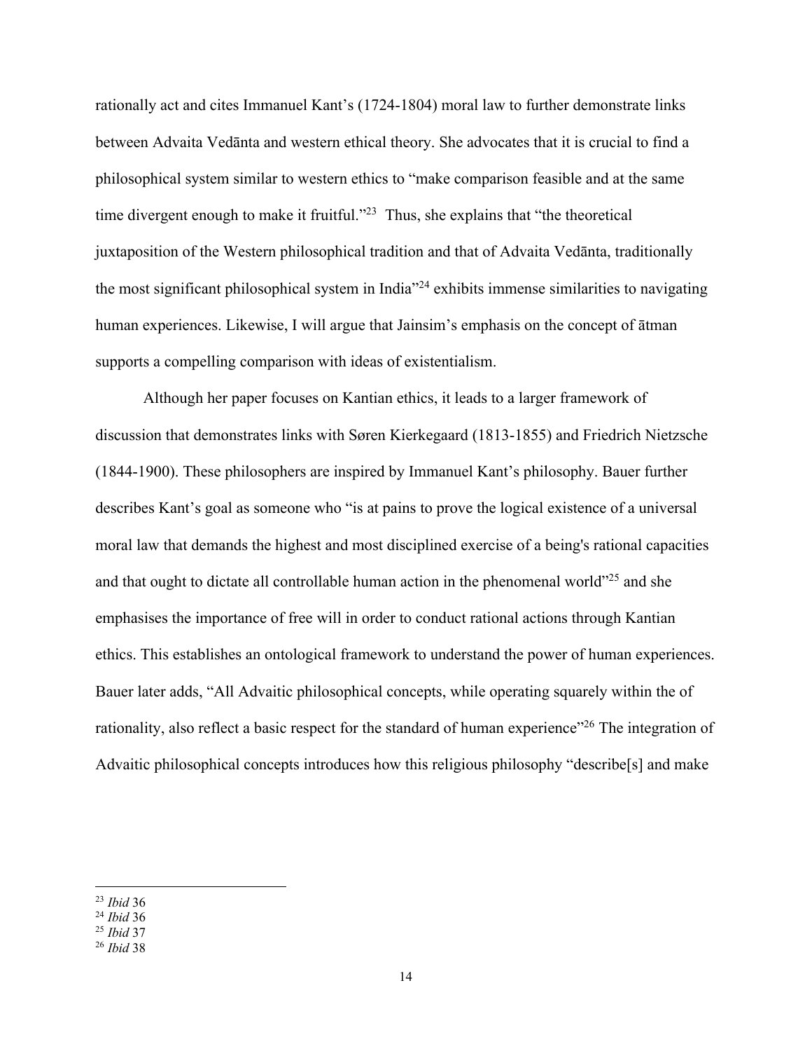rationally act and cites Immanuel Kant's (1724-1804) moral law to further demonstrate links between Advaita Vedānta and western ethical theory. She advocates that it is crucial to find a philosophical system similar to western ethics to "make comparison feasible and at the same time divergent enough to make it fruitful."[23] Thus, she explains that "the theoretical juxtaposition of the Western philosophical tradition and that of Advaita Vedānta, traditionally the most significant philosophical system in India"[24] exhibits immense similarities to navigating human experiences. Likewise, I will argue that Jainsim's emphasis on the concept of ātman supports a compelling comparison with ideas of existentialism.

Although her paper focuses on Kantian ethics, it leads to a larger framework of discussion that demonstrates links with Søren Kierkegaard (1813-1855) and Friedrich Nietzsche (1844-1900). These philosophers are inspired by Immanuel Kant's philosophy. Bauer further describes Kant's goal as someone who "is at pains to prove the logical existence of a universal moral law that demands the highest and most disciplined exercise of a being's rational capacities and that ought to dictate all controllable human action in the phenomenal world"[25] and she emphasises the importance of free will in order to conduct rational actions through Kantian ethics. This establishes an ontological framework to understand the power of human experiences. Bauer later adds, "All Advaitic philosophical concepts, while operating squarely within the of rationality, also reflect a basic respect for the standard of human experience"[26] The integration of Advaitic philosophical concepts introduces how this religious philosophy "describe[s] and make

---

[23] *Ibid* 36
[24] *Ibid* 36
[25] *Ibid* 37
[26] *Ibid* 38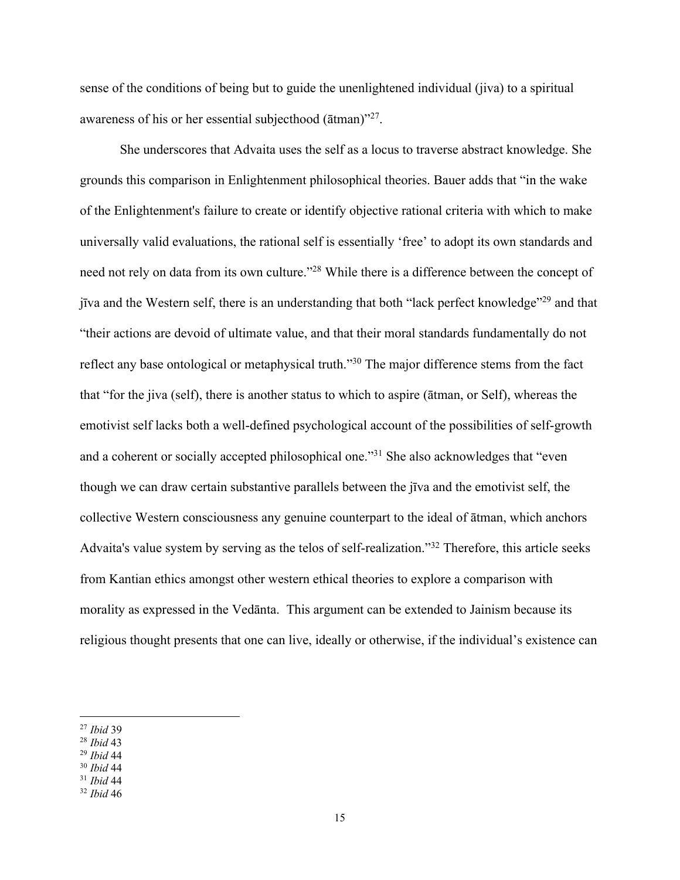sense of the conditions of being but to guide the unenlightened individual (jiva) to a spiritual awareness of his or her essential subjecthood (ātman)"[27].

She underscores that Advaita uses the self as a locus to traverse abstract knowledge. She grounds this comparison in Enlightenment philosophical theories. Bauer adds that "in the wake of the Enlightenment's failure to create or identify objective rational criteria with which to make universally valid evaluations, the rational self is essentially 'free' to adopt its own standards and need not rely on data from its own culture."[28] While there is a difference between the concept of jīva and the Western self, there is an understanding that both "lack perfect knowledge"[29] and that "their actions are devoid of ultimate value, and that their moral standards fundamentally do not reflect any base ontological or metaphysical truth."[30] The major difference stems from the fact that "for the jiva (self), there is another status to which to aspire (ātman, or Self), whereas the emotivist self lacks both a well-defined psychological account of the possibilities of self-growth and a coherent or socially accepted philosophical one."[31] She also acknowledges that "even though we can draw certain substantive parallels between the jīva and the emotivist self, the collective Western consciousness any genuine counterpart to the ideal of ātman, which anchors Advaita's value system by serving as the telos of self-realization."[32] Therefore, this article seeks from Kantian ethics amongst other western ethical theories to explore a comparison with morality as expressed in the Vedānta. This argument can be extended to Jainism because its religious thought presents that one can live, ideally or otherwise, if the individual's existence can

---

[27] *Ibid* 39
[28] *Ibid* 43
[29] *Ibid* 44
[30] *Ibid* 44
[31] *Ibid* 44
[32] *Ibid* 46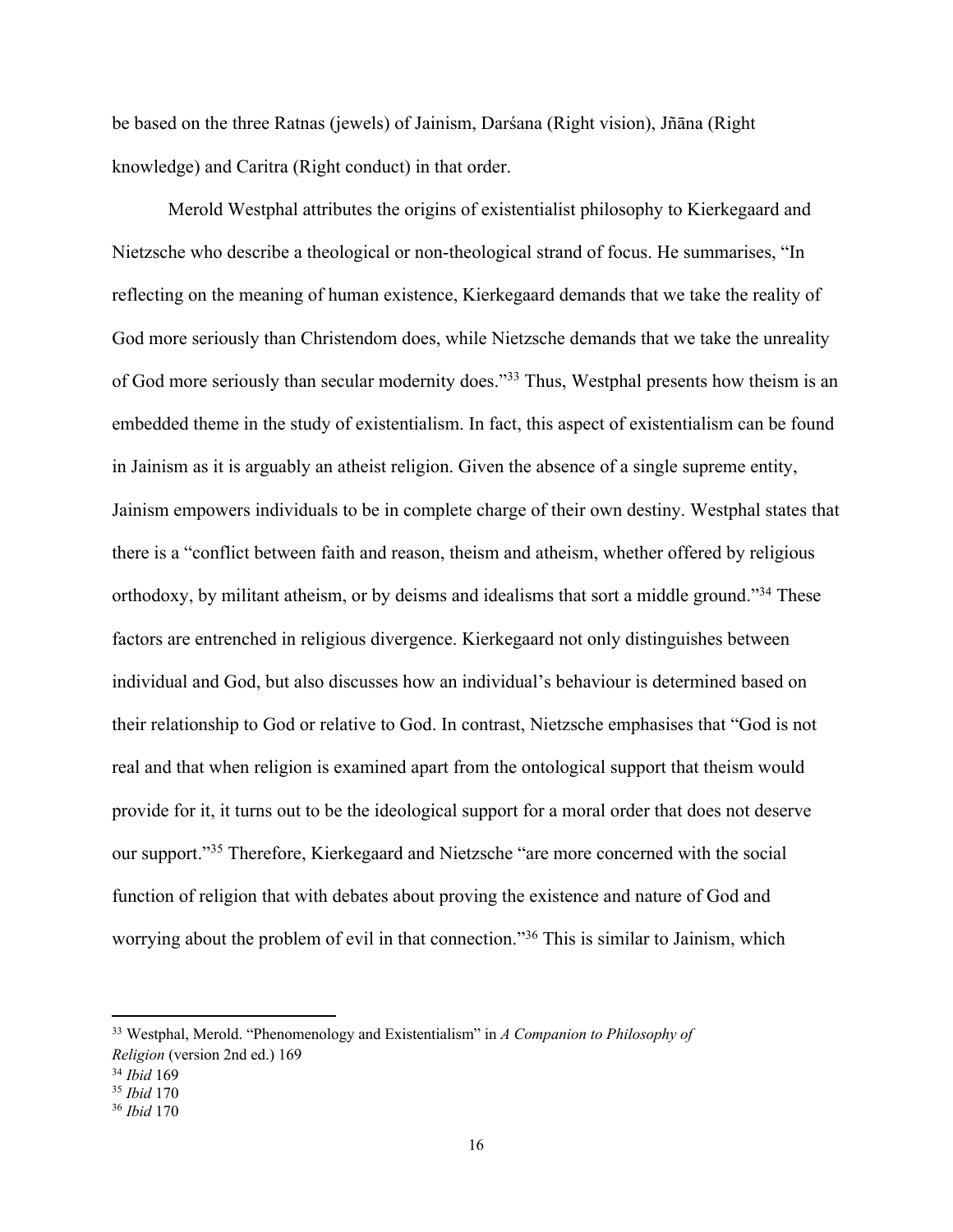be based on the three Ratnas (jewels) of Jainism, Darśana (Right vision), Jñāna (Right knowledge) and Caritra (Right conduct) in that order.

Merold Westphal attributes the origins of existentialist philosophy to Kierkegaard and Nietzsche who describe a theological or non-theological strand of focus. He summarises, "In reflecting on the meaning of human existence, Kierkegaard demands that we take the reality of God more seriously than Christendom does, while Nietzsche demands that we take the unreality of God more seriously than secular modernity does."[33] Thus, Westphal presents how theism is an embedded theme in the study of existentialism. In fact, this aspect of existentialism can be found in Jainism as it is arguably an atheist religion. Given the absence of a single supreme entity, Jainism empowers individuals to be in complete charge of their own destiny. Westphal states that there is a "conflict between faith and reason, theism and atheism, whether offered by religious orthodoxy, by militant atheism, or by deisms and idealisms that sort a middle ground."[34] These factors are entrenched in religious divergence. Kierkegaard not only distinguishes between individual and God, but also discusses how an individual's behaviour is determined based on their relationship to God or relative to God. In contrast, Nietzsche emphasises that "God is not real and that when religion is examined apart from the ontological support that theism would provide for it, it turns out to be the ideological support for a moral order that does not deserve our support."[35] Therefore, Kierkegaard and Nietzsche "are more concerned with the social function of religion that with debates about proving the existence and nature of God and worrying about the problem of evil in that connection."[36] This is similar to Jainism, which

---

[33] Westphal, Merold. "Phenomenology and Existentialism" in *A Companion to Philosophy of Religion* (version 2nd ed.) 169

[34] *Ibid* 169

[35] *Ibid* 170

[36] *Ibid* 170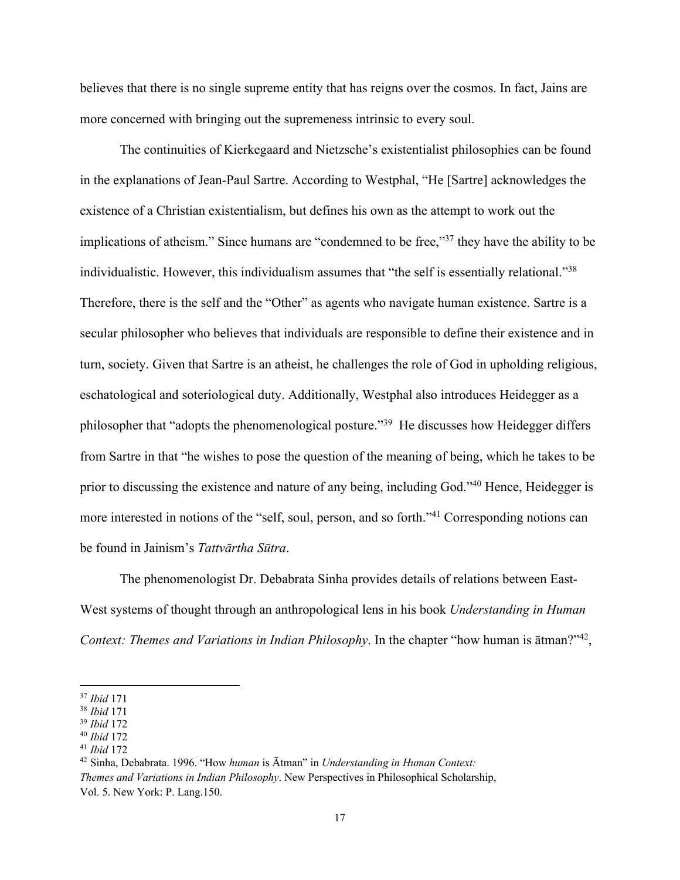believes that there is no single supreme entity that has reigns over the cosmos. In fact, Jains are more concerned with bringing out the supremeness intrinsic to every soul.

The continuities of Kierkegaard and Nietzsche's existentialist philosophies can be found in the explanations of Jean-Paul Sartre. According to Westphal, "He [Sartre] acknowledges the existence of a Christian existentialism, but defines his own as the attempt to work out the implications of atheism." Since humans are "condemned to be free,"[37] they have the ability to be individualistic. However, this individualism assumes that "the self is essentially relational."[38] Therefore, there is the self and the "Other" as agents who navigate human existence. Sartre is a secular philosopher who believes that individuals are responsible to define their existence and in turn, society. Given that Sartre is an atheist, he challenges the role of God in upholding religious, eschatological and soteriological duty. Additionally, Westphal also introduces Heidegger as a philosopher that "adopts the phenomenological posture."[39] He discusses how Heidegger differs from Sartre in that "he wishes to pose the question of the meaning of being, which he takes to be prior to discussing the existence and nature of any being, including God."[40] Hence, Heidegger is more interested in notions of the "self, soul, person, and so forth."[41] Corresponding notions can be found in Jainism's *Tattvārtha Sūtra*.

The phenomenologist Dr. Debabrata Sinha provides details of relations between East-West systems of thought through an anthropological lens in his book *Understanding in Human Context: Themes and Variations in Indian Philosophy*. In the chapter "how human is ātman?"[42],

---

[37] *Ibid* 171
[38] *Ibid* 171
[39] *Ibid* 172
[40] *Ibid* 172
[41] *Ibid* 172
[42] Sinha, Debabrata. 1996. "How *human* is Ātman" in *Understanding in Human Context: Themes and Variations in Indian Philosophy*. New Perspectives in Philosophical Scholarship, Vol. 5. New York: P. Lang.150.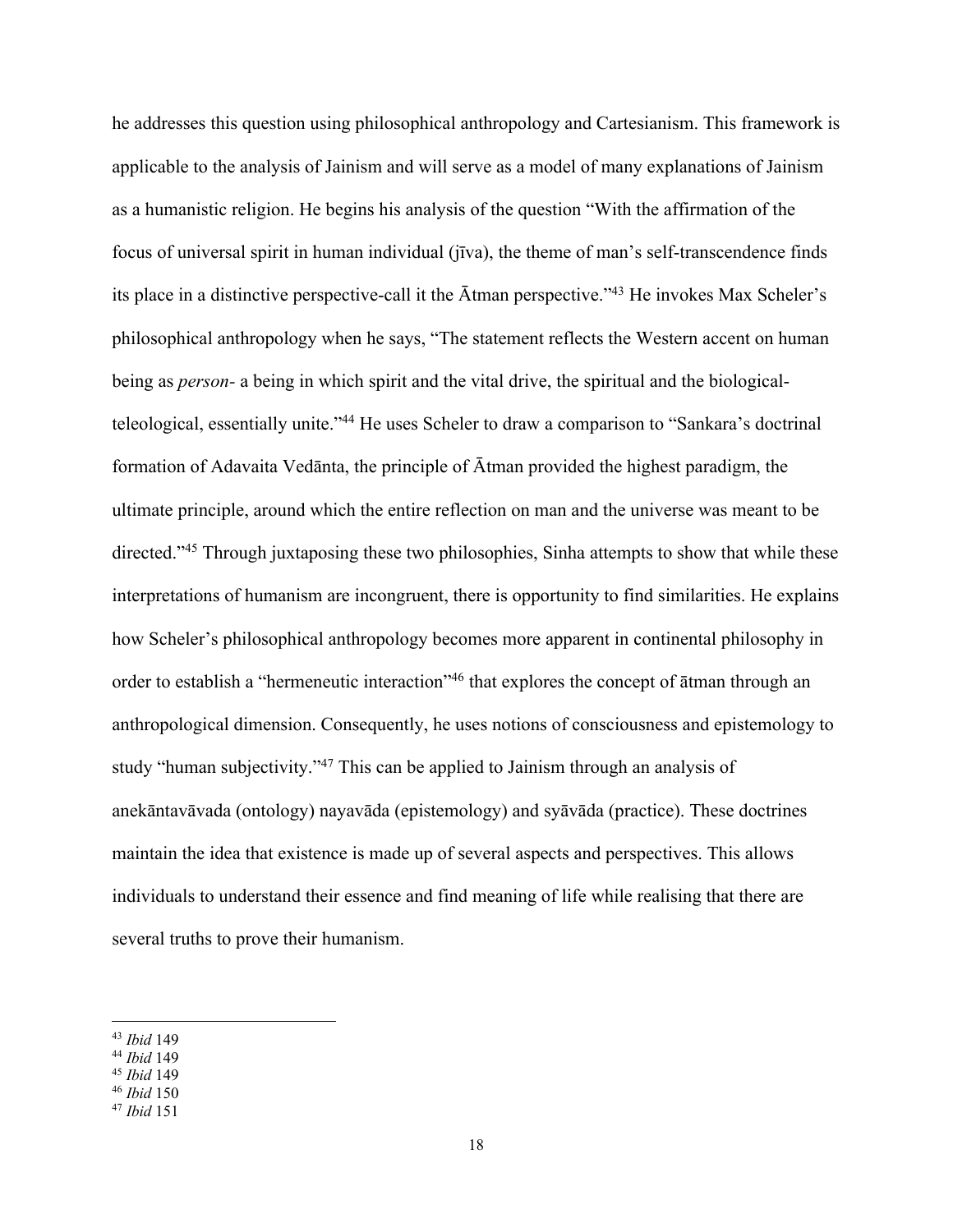he addresses this question using philosophical anthropology and Cartesianism. This framework is applicable to the analysis of Jainism and will serve as a model of many explanations of Jainism as a humanistic religion. He begins his analysis of the question "With the affirmation of the focus of universal spirit in human individual (jīva), the theme of man's self-transcendence finds its place in a distinctive perspective-call it the Ātman perspective."[43] He invokes Max Scheler's philosophical anthropology when he says, "The statement reflects the Western accent on human being as *person-* a being in which spirit and the vital drive, the spiritual and the biological-teleological, essentially unite."[44] He uses Scheler to draw a comparison to "Sankara's doctrinal formation of Adavaita Vedānta, the principle of Ātman provided the highest paradigm, the ultimate principle, around which the entire reflection on man and the universe was meant to be directed."[45] Through juxtaposing these two philosophies, Sinha attempts to show that while these interpretations of humanism are incongruent, there is opportunity to find similarities. He explains how Scheler's philosophical anthropology becomes more apparent in continental philosophy in order to establish a "hermeneutic interaction"[46] that explores the concept of ātman through an anthropological dimension. Consequently, he uses notions of consciousness and epistemology to study "human subjectivity."[47] This can be applied to Jainism through an analysis of anekāntavāvada (ontology) nayavāda (epistemology) and syāvāda (practice). These doctrines maintain the idea that existence is made up of several aspects and perspectives. This allows individuals to understand their essence and find meaning of life while realising that there are several truths to prove their humanism.

---

[43] *Ibid* 149

[44] *Ibid* 149

[45] *Ibid* 149

[46] *Ibid* 150

[47] *Ibid* 151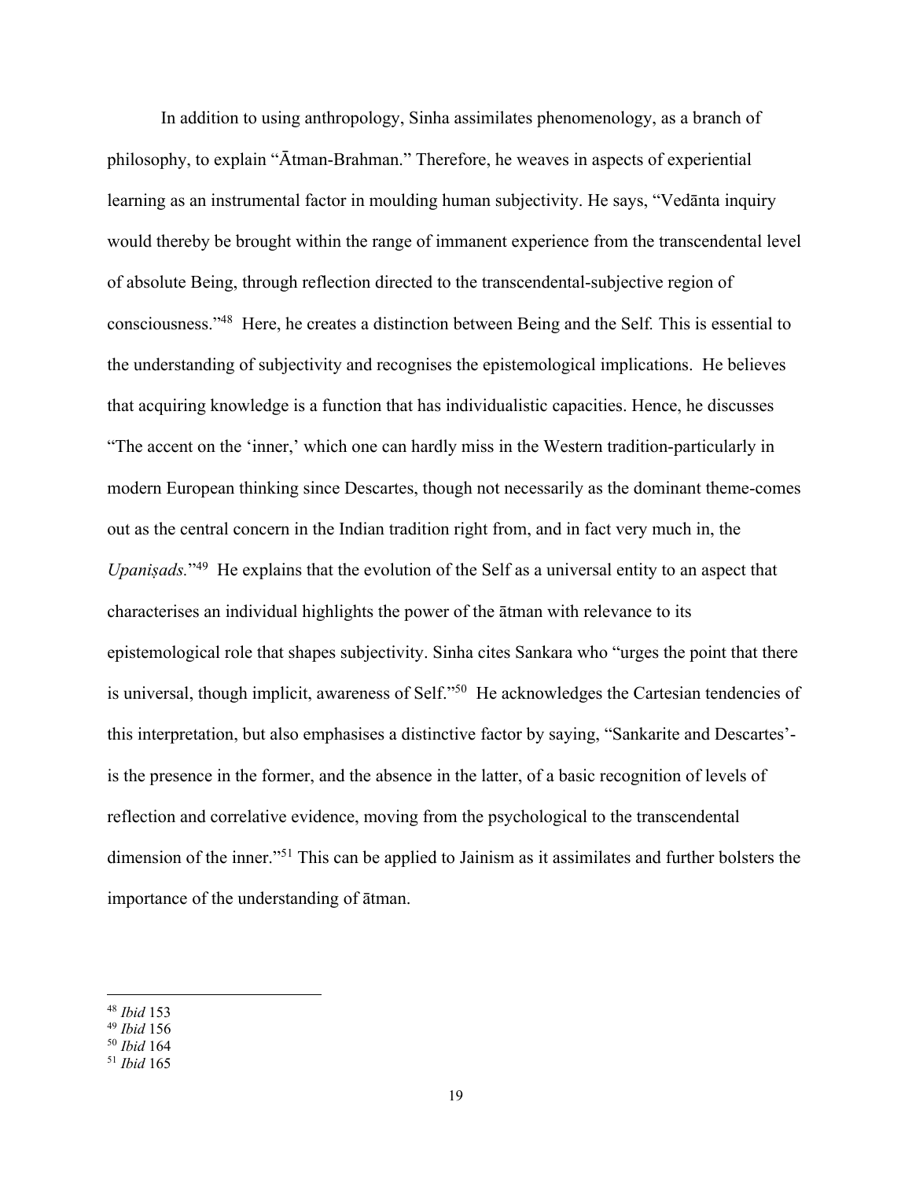In addition to using anthropology, Sinha assimilates phenomenology, as a branch of philosophy, to explain "Ātman-Brahman." Therefore, he weaves in aspects of experiential learning as an instrumental factor in moulding human subjectivity. He says, "Vedānta inquiry would thereby be brought within the range of immanent experience from the transcendental level of absolute Being, through reflection directed to the transcendental-subjective region of consciousness."[48] Here, he creates a distinction between Being and the Self. This is essential to the understanding of subjectivity and recognises the epistemological implications. He believes that acquiring knowledge is a function that has individualistic capacities. Hence, he discusses "The accent on the 'inner,' which one can hardly miss in the Western tradition-particularly in modern European thinking since Descartes, though not necessarily as the dominant theme-comes out as the central concern in the Indian tradition right from, and in fact very much in, the *Upaniṣads.*"[49] He explains that the evolution of the Self as a universal entity to an aspect that characterises an individual highlights the power of the ātman with relevance to its epistemological role that shapes subjectivity. Sinha cites Sankara who "urges the point that there is universal, though implicit, awareness of Self."[50] He acknowledges the Cartesian tendencies of this interpretation, but also emphasises a distinctive factor by saying, "Sankarite and Descartes'-is the presence in the former, and the absence in the latter, of a basic recognition of levels of reflection and correlative evidence, moving from the psychological to the transcendental dimension of the inner."[51] This can be applied to Jainism as it assimilates and further bolsters the importance of the understanding of ātman.

---

[48] *Ibid* 153

[49] *Ibid* 156

[50] *Ibid* 164

[51] *Ibid* 165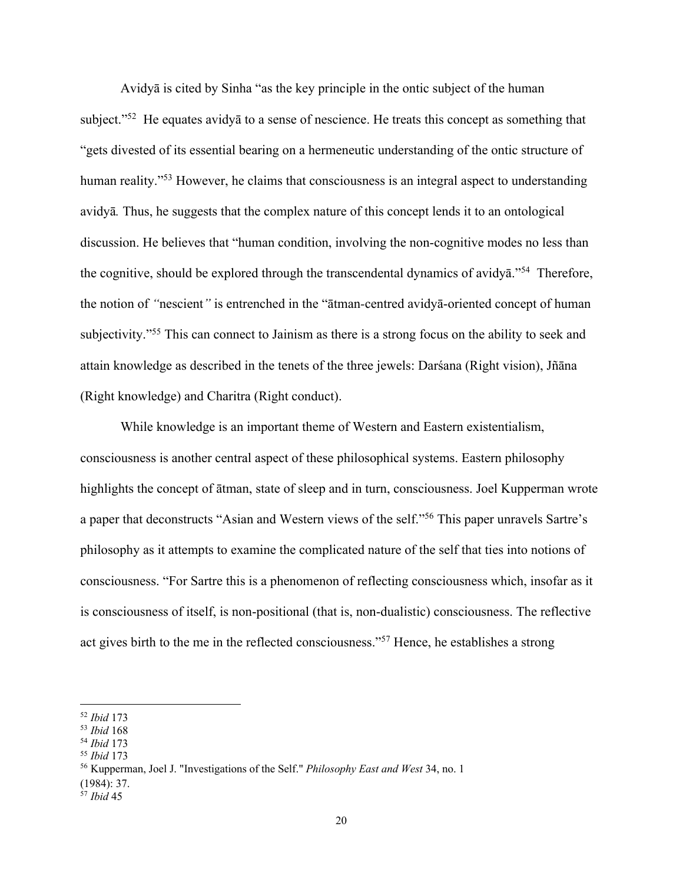Avidyā is cited by Sinha "as the key principle in the ontic subject of the human subject."[52] He equates avidyā to a sense of nescience. He treats this concept as something that "gets divested of its essential bearing on a hermeneutic understanding of the ontic structure of human reality."[53] However, he claims that consciousness is an integral aspect to understanding avidyā*.* Thus, he suggests that the complex nature of this concept lends it to an ontological discussion. He believes that "human condition, involving the non-cognitive modes no less than the cognitive, should be explored through the transcendental dynamics of avidyā."[54] Therefore, the notion of *"*nescient*"* is entrenched in the "ātman-centred avidyā-oriented concept of human subjectivity."[55] This can connect to Jainism as there is a strong focus on the ability to seek and attain knowledge as described in the tenets of the three jewels: Darśana (Right vision), Jñāna (Right knowledge) and Charitra (Right conduct).

While knowledge is an important theme of Western and Eastern existentialism, consciousness is another central aspect of these philosophical systems. Eastern philosophy highlights the concept of ātman, state of sleep and in turn, consciousness. Joel Kupperman wrote a paper that deconstructs "Asian and Western views of the self."[56] This paper unravels Sartre's philosophy as it attempts to examine the complicated nature of the self that ties into notions of consciousness. "For Sartre this is a phenomenon of reflecting consciousness which, insofar as it is consciousness of itself, is non-positional (that is, non-dualistic) consciousness. The reflective act gives birth to the me in the reflected consciousness."[57] Hence, he establishes a strong

---

[52] *Ibid* 173
[53] *Ibid* 168
[54] *Ibid* 173
[55] *Ibid* 173
[56] Kupperman, Joel J. "Investigations of the Self." *Philosophy East and West* 34, no. 1 (1984): 37.
[57] *Ibid* 45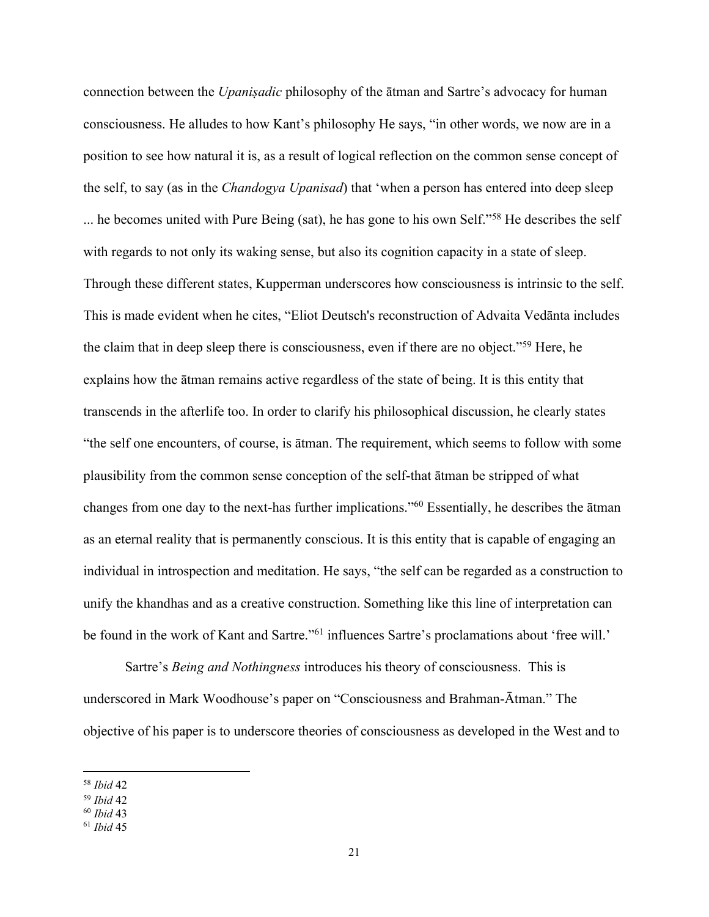connection between the *Upaniṣadic* philosophy of the ātman and Sartre's advocacy for human consciousness. He alludes to how Kant's philosophy He says, "in other words, we now are in a position to see how natural it is, as a result of logical reflection on the common sense concept of the self, to say (as in the *Chandogya Upanisad*) that 'when a person has entered into deep sleep ... he becomes united with Pure Being (sat), he has gone to his own Self."[58] He describes the self with regards to not only its waking sense, but also its cognition capacity in a state of sleep. Through these different states, Kupperman underscores how consciousness is intrinsic to the self. This is made evident when he cites, "Eliot Deutsch's reconstruction of Advaita Vedānta includes the claim that in deep sleep there is consciousness, even if there are no object."[59] Here, he explains how the ātman remains active regardless of the state of being. It is this entity that transcends in the afterlife too. In order to clarify his philosophical discussion, he clearly states "the self one encounters, of course, is ātman. The requirement, which seems to follow with some plausibility from the common sense conception of the self-that ātman be stripped of what changes from one day to the next-has further implications."[60] Essentially, he describes the ātman as an eternal reality that is permanently conscious. It is this entity that is capable of engaging an individual in introspection and meditation. He says, "the self can be regarded as a construction to unify the khandhas and as a creative construction. Something like this line of interpretation can be found in the work of Kant and Sartre."[61] influences Sartre's proclamations about 'free will.'

Sartre's *Being and Nothingness* introduces his theory of consciousness. This is underscored in Mark Woodhouse's paper on "Consciousness and Brahman-Ātman." The objective of his paper is to underscore theories of consciousness as developed in the West and to

---

[58] *Ibid* 42
[59] *Ibid* 42
[60] *Ibid* 43
[61] *Ibid* 45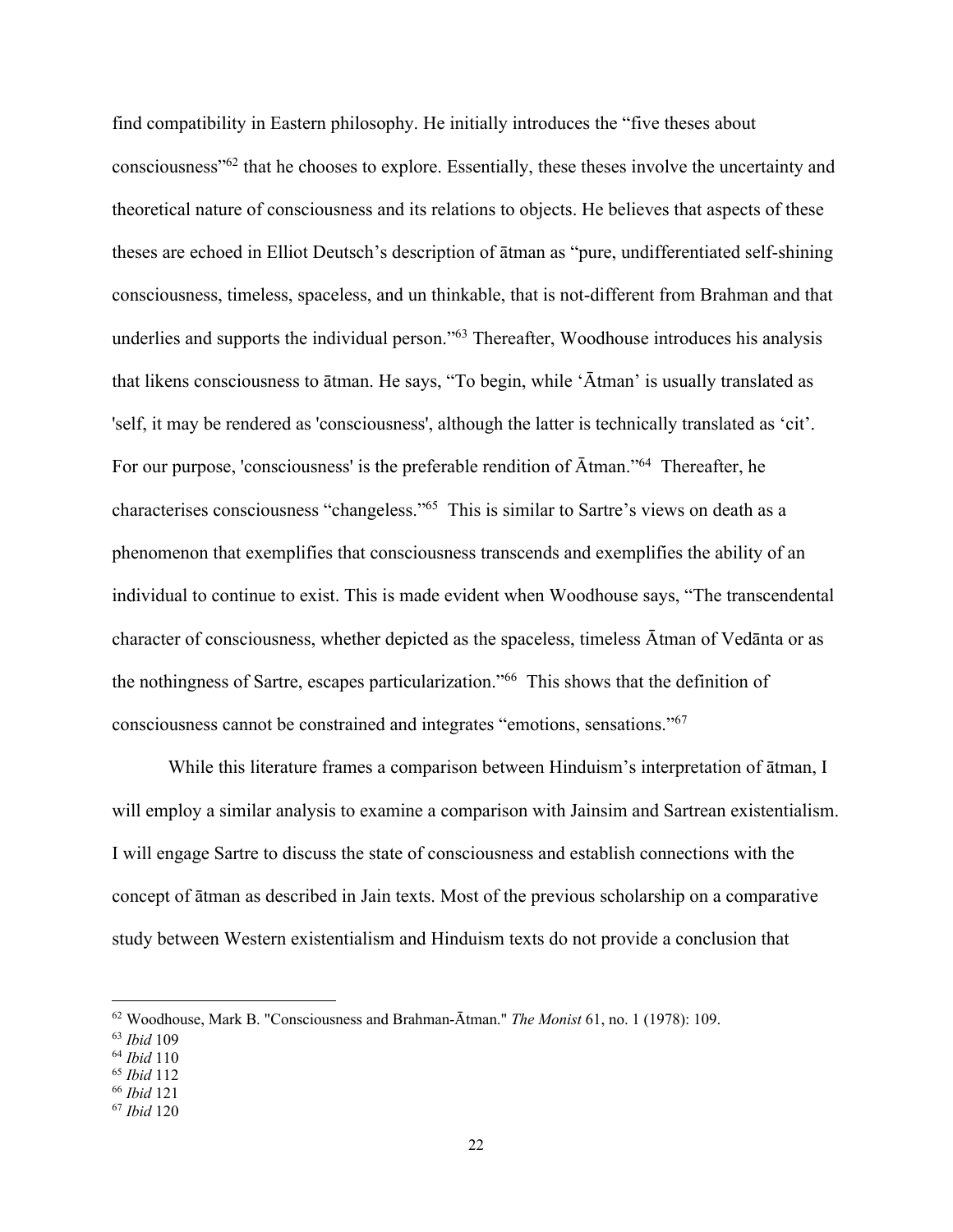find compatibility in Eastern philosophy. He initially introduces the "five theses about consciousness"[62] that he chooses to explore. Essentially, these theses involve the uncertainty and theoretical nature of consciousness and its relations to objects. He believes that aspects of these theses are echoed in Elliot Deutsch's description of ātman as "pure, undifferentiated self-shining consciousness, timeless, spaceless, and un thinkable, that is not-different from Brahman and that underlies and supports the individual person."[63] Thereafter, Woodhouse introduces his analysis that likens consciousness to ātman. He says, "To begin, while 'Ātman' is usually translated as 'self, it may be rendered as 'consciousness', although the latter is technically translated as 'cit'. For our purpose, 'consciousness' is the preferable rendition of Ātman."[64] Thereafter, he characterises consciousness "changeless."[65] This is similar to Sartre's views on death as a phenomenon that exemplifies that consciousness transcends and exemplifies the ability of an individual to continue to exist. This is made evident when Woodhouse says, "The transcendental character of consciousness, whether depicted as the spaceless, timeless Ātman of Vedānta or as the nothingness of Sartre, escapes particularization."[66] This shows that the definition of consciousness cannot be constrained and integrates "emotions, sensations."[67]

While this literature frames a comparison between Hinduism's interpretation of ātman, I will employ a similar analysis to examine a comparison with Jainsim and Sartrean existentialism. I will engage Sartre to discuss the state of consciousness and establish connections with the concept of ātman as described in Jain texts. Most of the previous scholarship on a comparative study between Western existentialism and Hinduism texts do not provide a conclusion that

---

[62] Woodhouse, Mark B. "Consciousness and Brahman-Ātman." *The Monist* 61, no. 1 (1978): 109.

[63] *Ibid* 109

[64] *Ibid* 110

[65] *Ibid* 112

[66] *Ibid* 121

[67] *Ibid* 120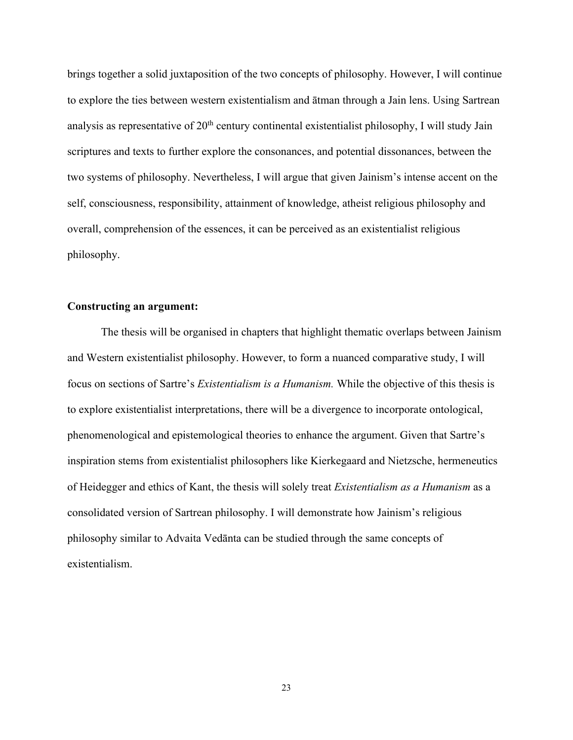brings together a solid juxtaposition of the two concepts of philosophy. However, I will continue to explore the ties between western existentialism and ātman through a Jain lens. Using Sartrean analysis as representative of 20th century continental existentialist philosophy, I will study Jain scriptures and texts to further explore the consonances, and potential dissonances, between the two systems of philosophy. Nevertheless, I will argue that given Jainism's intense accent on the self, consciousness, responsibility, attainment of knowledge, atheist religious philosophy and overall, comprehension of the essences, it can be perceived as an existentialist religious philosophy.

**Constructing an argument:**

The thesis will be organised in chapters that highlight thematic overlaps between Jainism and Western existentialist philosophy. However, to form a nuanced comparative study, I will focus on sections of Sartre's *Existentialism is a Humanism.* While the objective of this thesis is to explore existentialist interpretations, there will be a divergence to incorporate ontological, phenomenological and epistemological theories to enhance the argument. Given that Sartre's inspiration stems from existentialist philosophers like Kierkegaard and Nietzsche, hermeneutics of Heidegger and ethics of Kant, the thesis will solely treat *Existentialism as a Humanism* as a consolidated version of Sartrean philosophy. I will demonstrate how Jainism's religious philosophy similar to Advaita Vedānta can be studied through the same concepts of existentialism.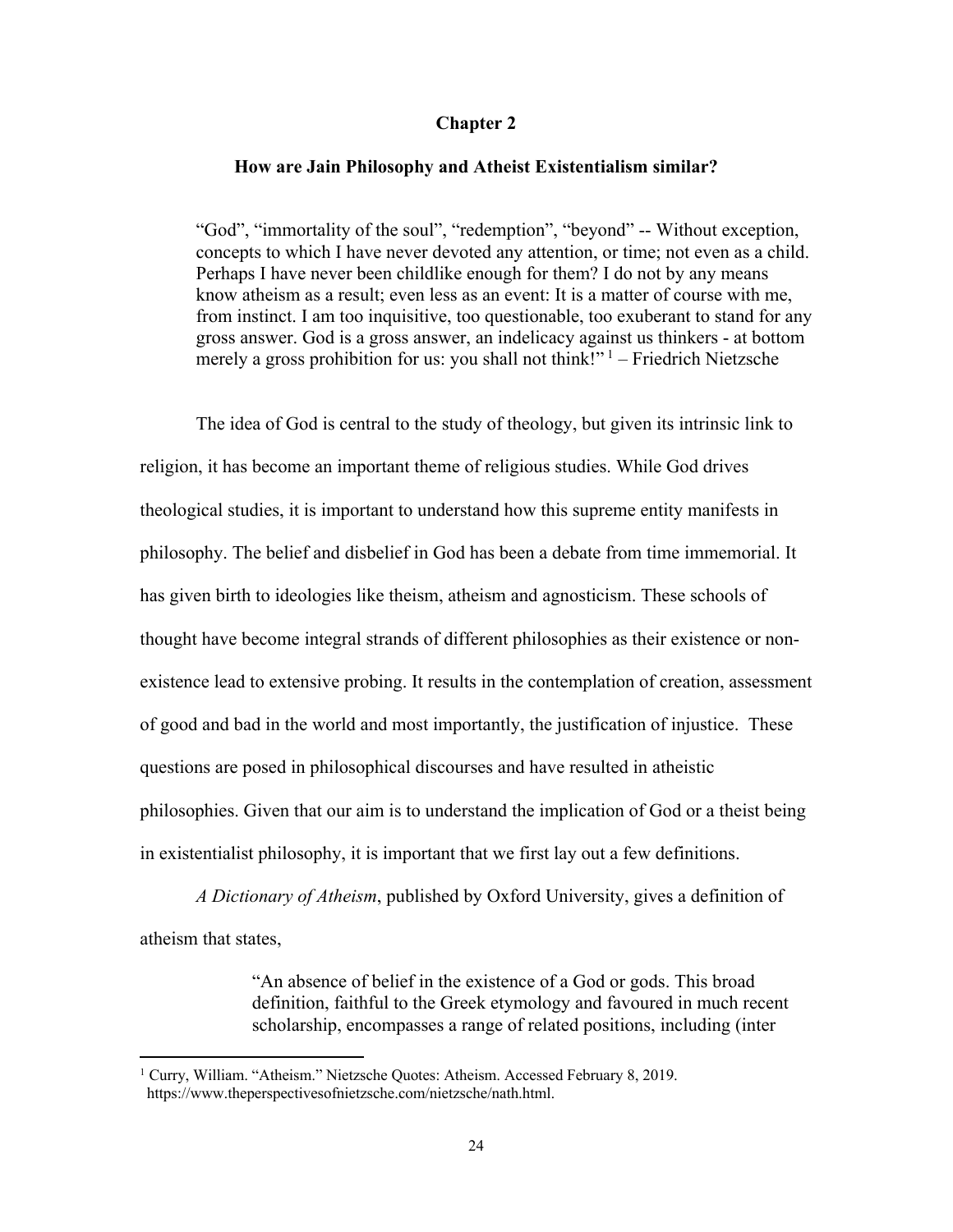# Chapter 2

## How are Jain Philosophy and Atheist Existentialism similar?

> "God", "immortality of the soul", "redemption", "beyond" -- Without exception, concepts to which I have never devoted any attention, or time; not even as a child. Perhaps I have never been childlike enough for them? I do not by any means know atheism as a result; even less as an event: It is a matter of course with me, from instinct. I am too inquisitive, too questionable, too exuberant to stand for any gross answer. God is a gross answer, an indelicacy against us thinkers - at bottom merely a gross prohibition for us: you shall not think!" [1] – Friedrich Nietzsche

The idea of God is central to the study of theology, but given its intrinsic link to religion, it has become an important theme of religious studies. While God drives theological studies, it is important to understand how this supreme entity manifests in philosophy. The belief and disbelief in God has been a debate from time immemorial. It has given birth to ideologies like theism, atheism and agnosticism. These schools of thought have become integral strands of different philosophies as their existence or non-existence lead to extensive probing. It results in the contemplation of creation, assessment of good and bad in the world and most importantly, the justification of injustice. These questions are posed in philosophical discourses and have resulted in atheistic philosophies. Given that our aim is to understand the implication of God or a theist being in existentialist philosophy, it is important that we first lay out a few definitions.

*A Dictionary of Atheism*, published by Oxford University, gives a definition of atheism that states,

> "An absence of belief in the existence of a God or gods. This broad definition, faithful to the Greek etymology and favoured in much recent scholarship, encompasses a range of related positions, including (inter

[1] Curry, William. "Atheism." Nietzsche Quotes: Atheism. Accessed February 8, 2019. https://www.theperspectivesofnietzsche.com/nietzsche/nath.html.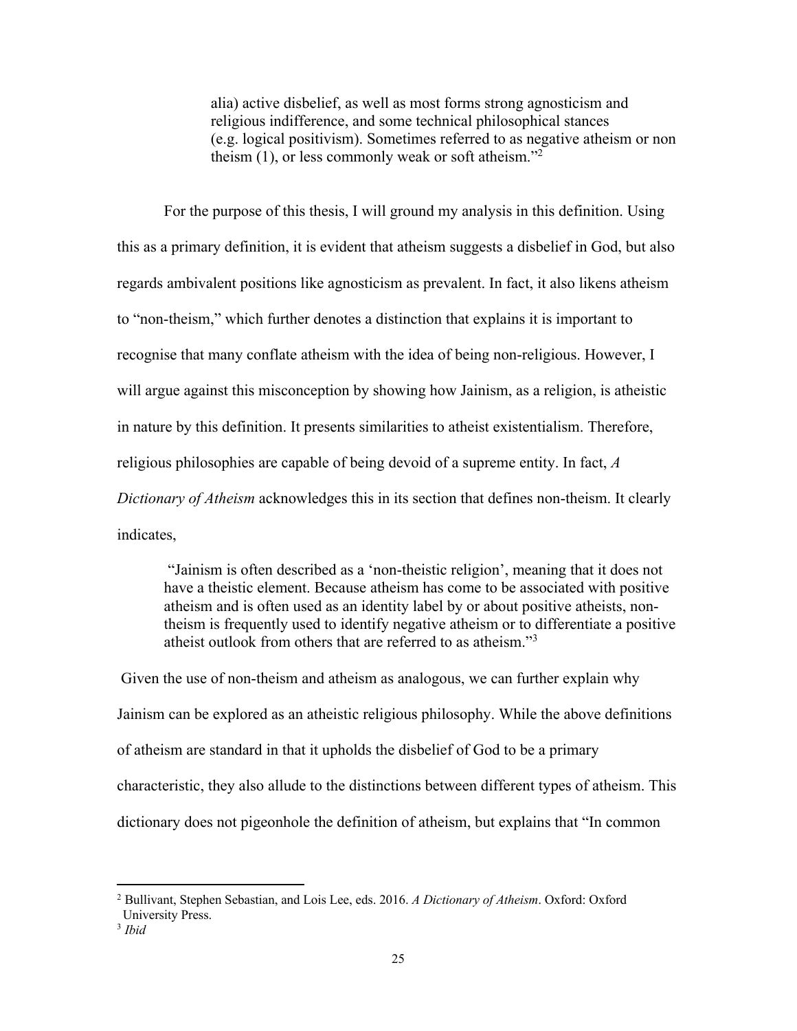> alia) active disbelief, as well as most forms strong agnosticism and religious indifference, and some technical philosophical stances (e.g. logical positivism). Sometimes referred to as negative atheism or non theism (1), or less commonly weak or soft atheism."[2]

For the purpose of this thesis, I will ground my analysis in this definition. Using this as a primary definition, it is evident that atheism suggests a disbelief in God, but also regards ambivalent positions like agnosticism as prevalent. In fact, it also likens atheism to "non-theism," which further denotes a distinction that explains it is important to recognise that many conflate atheism with the idea of being non-religious. However, I will argue against this misconception by showing how Jainism, as a religion, is atheistic in nature by this definition. It presents similarities to atheist existentialism. Therefore, religious philosophies are capable of being devoid of a supreme entity. In fact, *A Dictionary of Atheism* acknowledges this in its section that defines non-theism. It clearly indicates,

> "Jainism is often described as a 'non-theistic religion', meaning that it does not have a theistic element. Because atheism has come to be associated with positive atheism and is often used as an identity label by or about positive atheists, non-theism is frequently used to identify negative atheism or to differentiate a positive atheist outlook from others that are referred to as atheism."[3]

Given the use of non-theism and atheism as analogous, we can further explain why Jainism can be explored as an atheistic religious philosophy. While the above definitions of atheism are standard in that it upholds the disbelief of God to be a primary characteristic, they also allude to the distinctions between different types of atheism. This dictionary does not pigeonhole the definition of atheism, but explains that "In common

---

[2] Bullivant, Stephen Sebastian, and Lois Lee, eds. 2016. *A Dictionary of Atheism*. Oxford: Oxford University Press.

[3] *Ibid*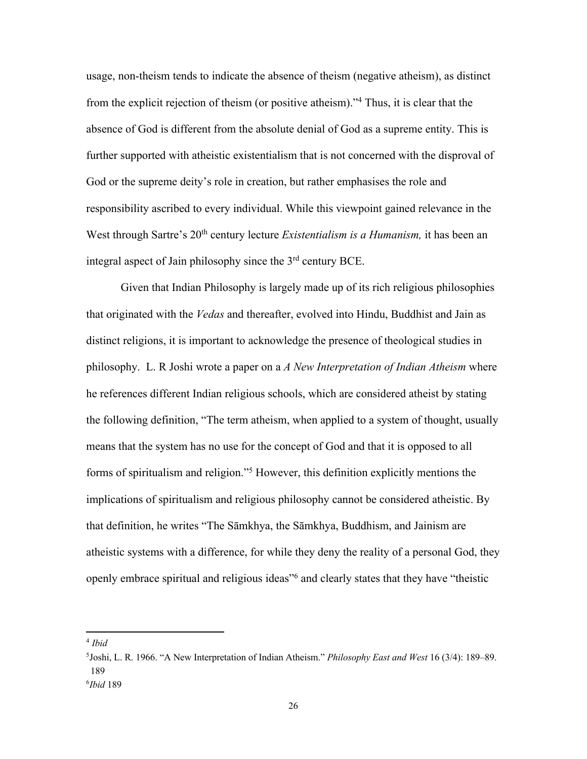usage, non-theism tends to indicate the absence of theism (negative atheism), as distinct from the explicit rejection of theism (or positive atheism)."[4] Thus, it is clear that the absence of God is different from the absolute denial of God as a supreme entity. This is further supported with atheistic existentialism that is not concerned with the disproval of God or the supreme deity's role in creation, but rather emphasises the role and responsibility ascribed to every individual. While this viewpoint gained relevance in the West through Sartre's 20th century lecture *Existentialism is a Humanism,* it has been an integral aspect of Jain philosophy since the 3rd century BCE.

Given that Indian Philosophy is largely made up of its rich religious philosophies that originated with the *Vedas* and thereafter, evolved into Hindu, Buddhist and Jain as distinct religions, it is important to acknowledge the presence of theological studies in philosophy. L. R Joshi wrote a paper on a *A New Interpretation of Indian Atheism* where he references different Indian religious schools, which are considered atheist by stating the following definition, "The term atheism, when applied to a system of thought, usually means that the system has no use for the concept of God and that it is opposed to all forms of spiritualism and religion."[5] However, this definition explicitly mentions the implications of spiritualism and religious philosophy cannot be considered atheistic. By that definition, he writes "The Sāmkhya, the Sāmkhya, Buddhism, and Jainism are atheistic systems with a difference, for while they deny the reality of a personal God, they openly embrace spiritual and religious ideas"[6] and clearly states that they have "theistic

---

[4] *Ibid*

[5] Joshi, L. R. 1966. "A New Interpretation of Indian Atheism." *Philosophy East and West* 16 (3/4): 189–89. 189

[6] *Ibid* 189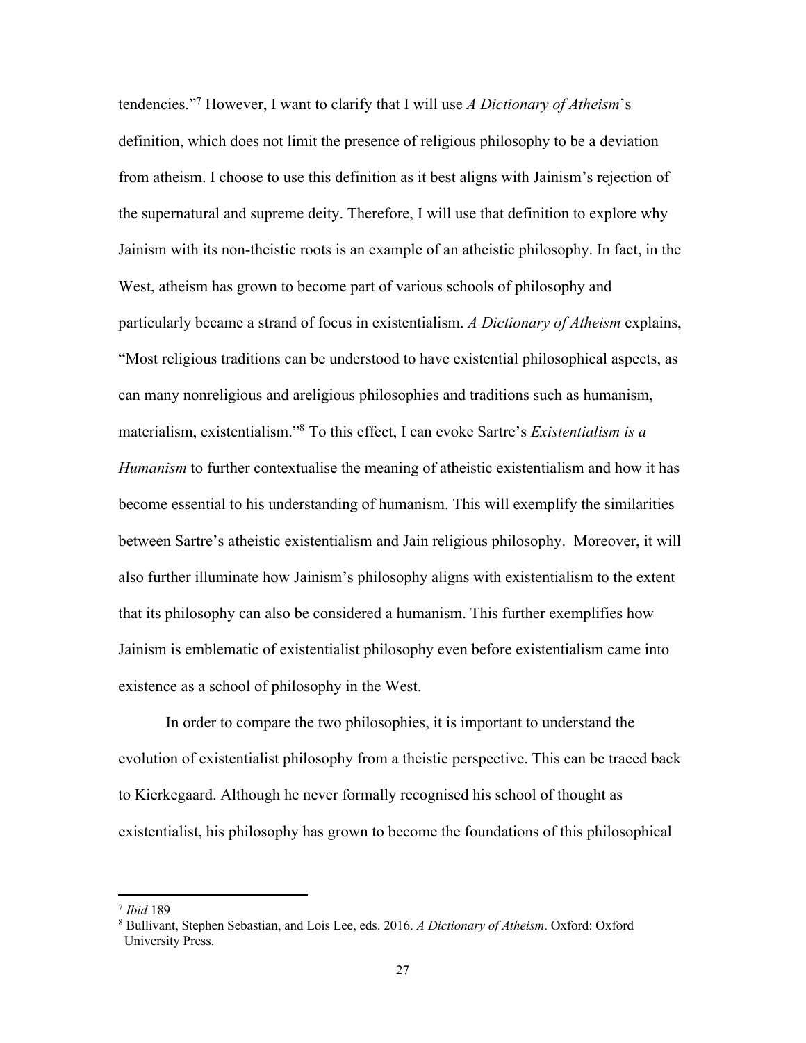tendencies."[7] However, I want to clarify that I will use *A Dictionary of Atheism*'s definition, which does not limit the presence of religious philosophy to be a deviation from atheism. I choose to use this definition as it best aligns with Jainism's rejection of the supernatural and supreme deity. Therefore, I will use that definition to explore why Jainism with its non-theistic roots is an example of an atheistic philosophy. In fact, in the West, atheism has grown to become part of various schools of philosophy and particularly became a strand of focus in existentialism. *A Dictionary of Atheism* explains, "Most religious traditions can be understood to have existential philosophical aspects, as can many nonreligious and areligious philosophies and traditions such as humanism, materialism, existentialism."[8] To this effect, I can evoke Sartre's *Existentialism is a Humanism* to further contextualise the meaning of atheistic existentialism and how it has become essential to his understanding of humanism. This will exemplify the similarities between Sartre's atheistic existentialism and Jain religious philosophy. Moreover, it will also further illuminate how Jainism's philosophy aligns with existentialism to the extent that its philosophy can also be considered a humanism. This further exemplifies how Jainism is emblematic of existentialist philosophy even before existentialism came into existence as a school of philosophy in the West.

In order to compare the two philosophies, it is important to understand the evolution of existentialist philosophy from a theistic perspective. This can be traced back to Kierkegaard. Although he never formally recognised his school of thought as existentialist, his philosophy has grown to become the foundations of this philosophical

---

[7] *Ibid* 189

[8] Bullivant, Stephen Sebastian, and Lois Lee, eds. 2016. *A Dictionary of Atheism*. Oxford: Oxford University Press.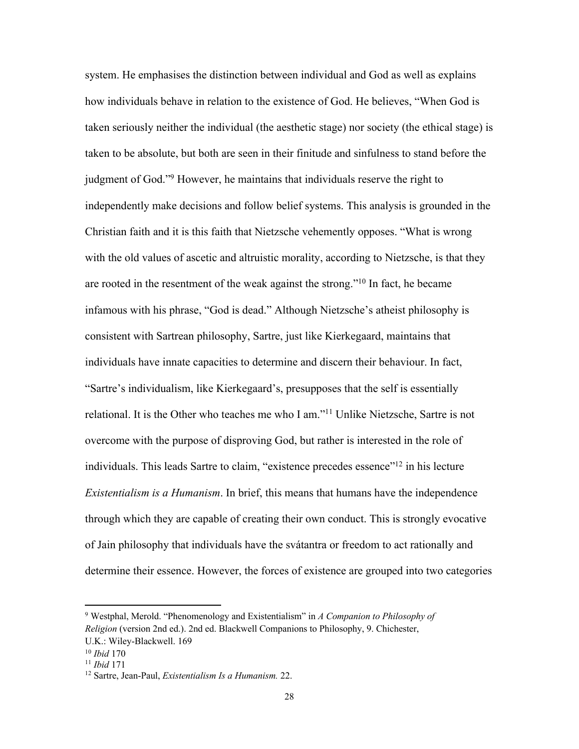system. He emphasises the distinction between individual and God as well as explains how individuals behave in relation to the existence of God. He believes, "When God is taken seriously neither the individual (the aesthetic stage) nor society (the ethical stage) is taken to be absolute, but both are seen in their finitude and sinfulness to stand before the judgment of God."[9] However, he maintains that individuals reserve the right to independently make decisions and follow belief systems. This analysis is grounded in the Christian faith and it is this faith that Nietzsche vehemently opposes. "What is wrong with the old values of ascetic and altruistic morality, according to Nietzsche, is that they are rooted in the resentment of the weak against the strong."[10] In fact, he became infamous with his phrase, "God is dead." Although Nietzsche's atheist philosophy is consistent with Sartrean philosophy, Sartre, just like Kierkegaard, maintains that individuals have innate capacities to determine and discern their behaviour. In fact, "Sartre's individualism, like Kierkegaard's, presupposes that the self is essentially relational. It is the Other who teaches me who I am."[11] Unlike Nietzsche, Sartre is not overcome with the purpose of disproving God, but rather is interested in the role of individuals. This leads Sartre to claim, "existence precedes essence"[12] in his lecture *Existentialism is a Humanism*. In brief, this means that humans have the independence through which they are capable of creating their own conduct. This is strongly evocative of Jain philosophy that individuals have the svátantra or freedom to act rationally and determine their essence. However, the forces of existence are grouped into two categories

---

[9] Westphal, Merold. "Phenomenology and Existentialism" in *A Companion to Philosophy of Religion* (version 2nd ed.). 2nd ed. Blackwell Companions to Philosophy, 9. Chichester, U.K.: Wiley-Blackwell. 169

[10] *Ibid* 170

[11] *Ibid* 171

[12] Sartre, Jean-Paul, *Existentialism Is a Humanism.* 22.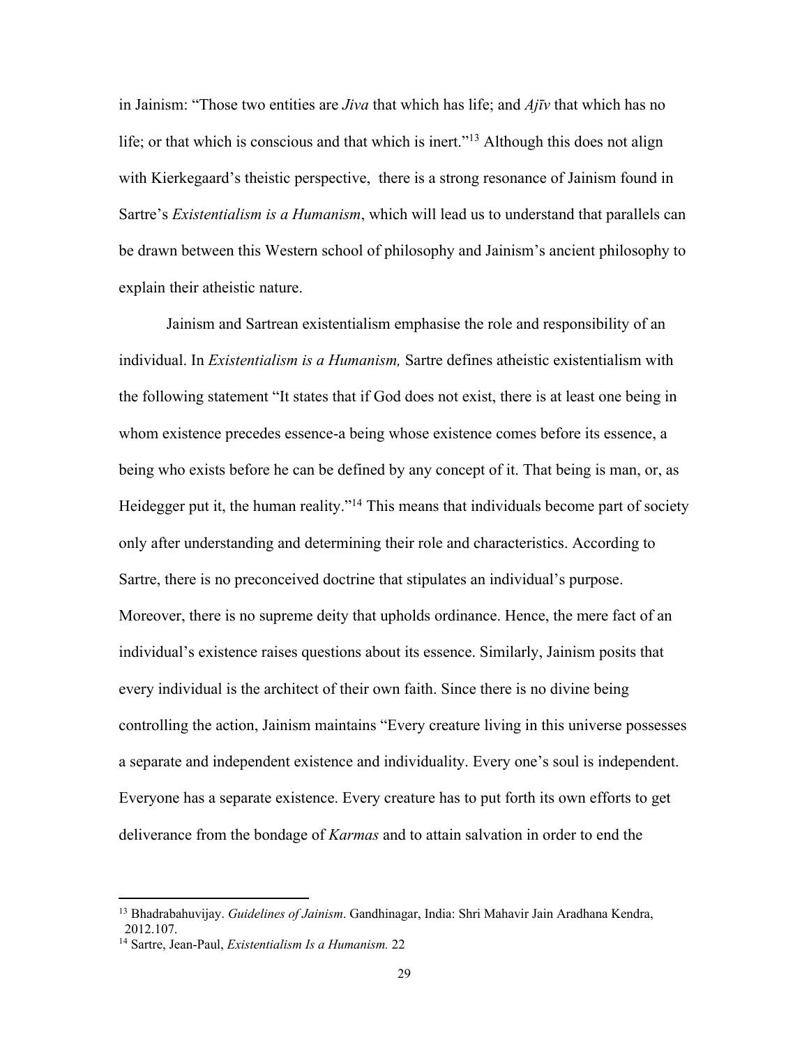in Jainism: "Those two entities are *Jiva* that which has life; and *Ajīv* that which has no life; or that which is conscious and that which is inert."[13] Although this does not align with Kierkegaard's theistic perspective,  there is a strong resonance of Jainism found in Sartre's *Existentialism is a Humanism*, which will lead us to understand that parallels can be drawn between this Western school of philosophy and Jainism's ancient philosophy to explain their atheistic nature.

Jainism and Sartrean existentialism emphasise the role and responsibility of an individual. In *Existentialism is a Humanism,* Sartre defines atheistic existentialism with the following statement "It states that if God does not exist, there is at least one being in whom existence precedes essence-a being whose existence comes before its essence, a being who exists before he can be defined by any concept of it. That being is man, or, as Heidegger put it, the human reality."[14] This means that individuals become part of society only after understanding and determining their role and characteristics. According to Sartre, there is no preconceived doctrine that stipulates an individual's purpose. Moreover, there is no supreme deity that upholds ordinance. Hence, the mere fact of an individual's existence raises questions about its essence. Similarly, Jainism posits that every individual is the architect of their own faith. Since there is no divine being controlling the action, Jainism maintains "Every creature living in this universe possesses a separate and independent existence and individuality. Every one's soul is independent. Everyone has a separate existence. Every creature has to put forth its own efforts to get deliverance from the bondage of *Karmas* and to attain salvation in order to end the

---

[13] Bhadrabahuvijay. *Guidelines of Jainism*. Gandhinagar, India: Shri Mahavir Jain Aradhana Kendra, 2012.107.

[14] Sartre, Jean-Paul, *Existentialism Is a Humanism.* 22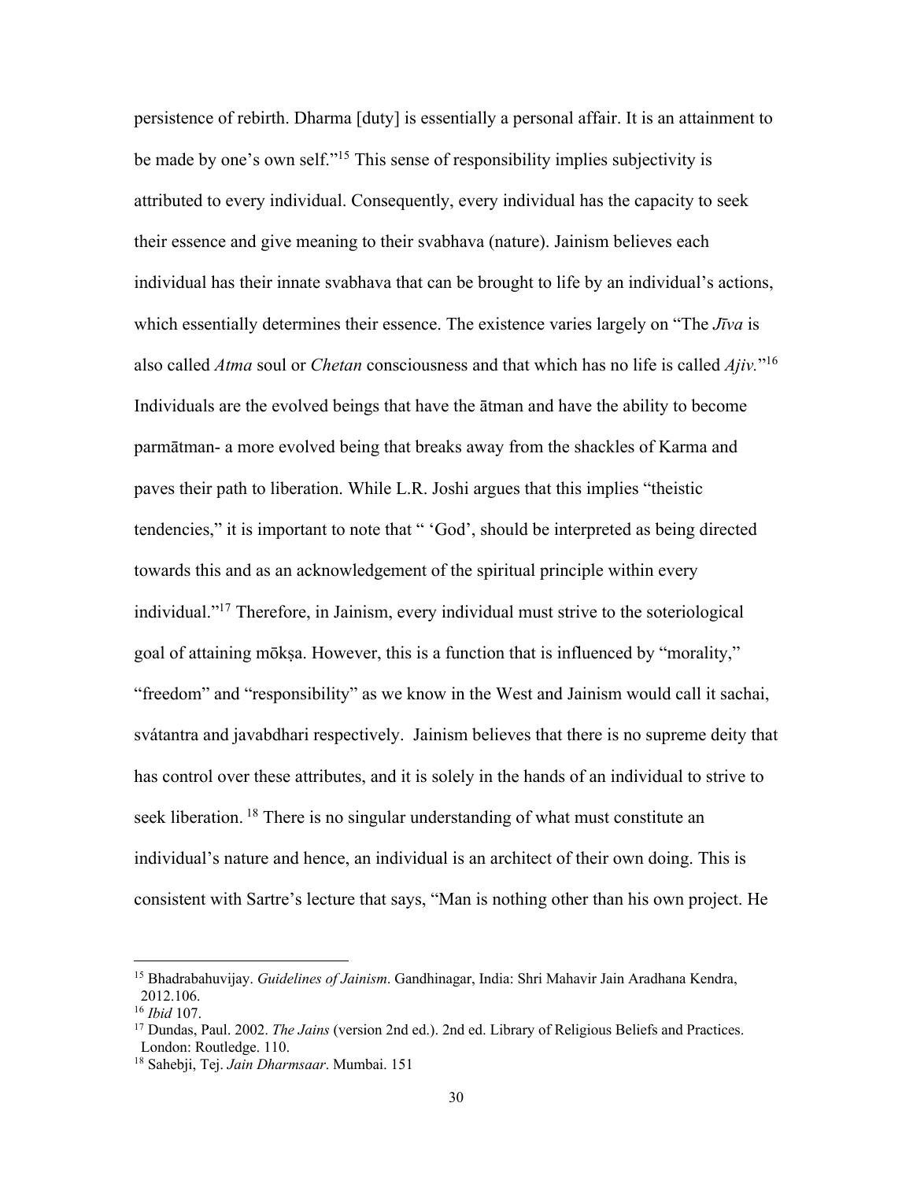persistence of rebirth. Dharma [duty] is essentially a personal affair. It is an attainment to be made by one's own self."[15] This sense of responsibility implies subjectivity is attributed to every individual. Consequently, every individual has the capacity to seek their essence and give meaning to their svabhava (nature). Jainism believes each individual has their innate svabhava that can be brought to life by an individual's actions, which essentially determines their essence. The existence varies largely on "The *Jīva* is also called *Atma* soul or *Chetan* consciousness and that which has no life is called *Ajiv.*"[16] Individuals are the evolved beings that have the ātman and have the ability to become parmātman- a more evolved being that breaks away from the shackles of Karma and paves their path to liberation. While L.R. Joshi argues that this implies "theistic tendencies," it is important to note that " 'God', should be interpreted as being directed towards this and as an acknowledgement of the spiritual principle within every individual."[17] Therefore, in Jainism, every individual must strive to the soteriological goal of attaining mōkṣa. However, this is a function that is influenced by "morality," "freedom" and "responsibility" as we know in the West and Jainism would call it sachai, svátantra and javabdhari respectively. Jainism believes that there is no supreme deity that has control over these attributes, and it is solely in the hands of an individual to strive to seek liberation. [18] There is no singular understanding of what must constitute an individual's nature and hence, an individual is an architect of their own doing. This is consistent with Sartre's lecture that says, "Man is nothing other than his own project. He

---

[15] Bhadrabahuvijay. *Guidelines of Jainism*. Gandhinagar, India: Shri Mahavir Jain Aradhana Kendra, 2012.106.

[16] *Ibid* 107.

[17] Dundas, Paul. 2002. *The Jains* (version 2nd ed.). 2nd ed. Library of Religious Beliefs and Practices. London: Routledge. 110.

[18] Sahebji, Tej. *Jain Dharmsaar*. Mumbai. 151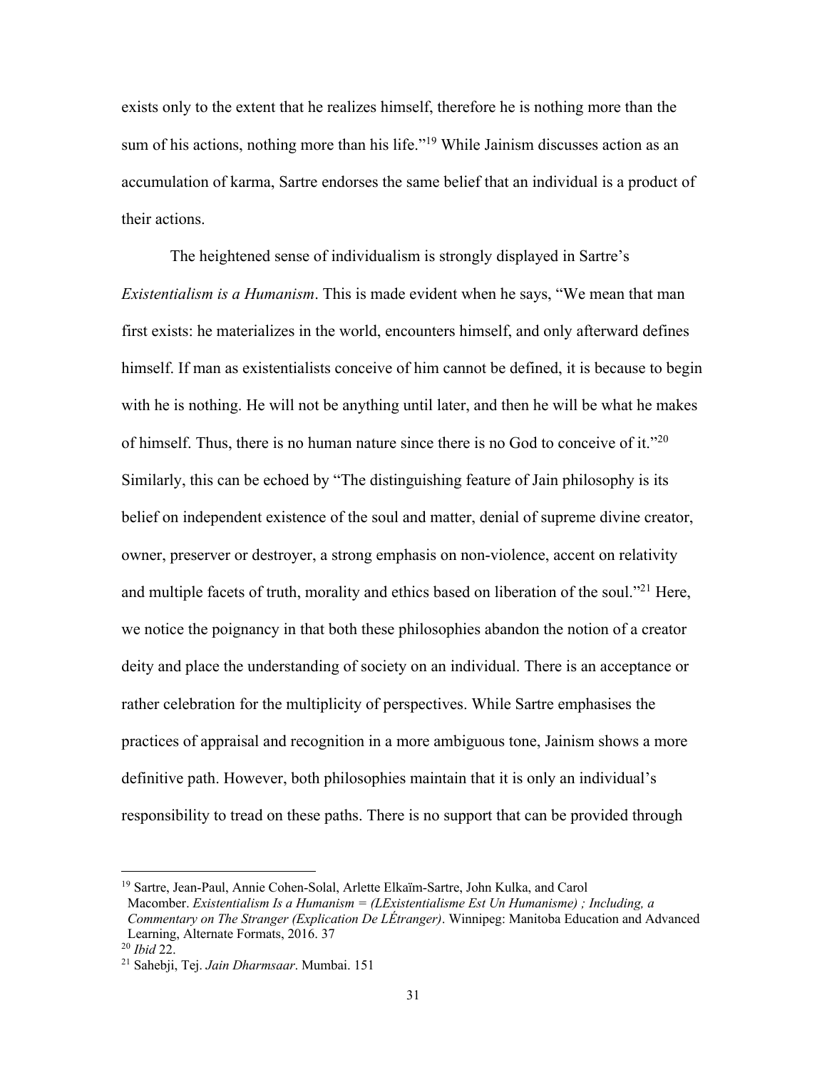exists only to the extent that he realizes himself, therefore he is nothing more than the sum of his actions, nothing more than his life."[19] While Jainism discusses action as an accumulation of karma, Sartre endorses the same belief that an individual is a product of their actions.

The heightened sense of individualism is strongly displayed in Sartre's *Existentialism is a Humanism*. This is made evident when he says, "We mean that man first exists: he materializes in the world, encounters himself, and only afterward defines himself. If man as existentialists conceive of him cannot be defined, it is because to begin with he is nothing. He will not be anything until later, and then he will be what he makes of himself. Thus, there is no human nature since there is no God to conceive of it."[20] Similarly, this can be echoed by "The distinguishing feature of Jain philosophy is its belief on independent existence of the soul and matter, denial of supreme divine creator, owner, preserver or destroyer, a strong emphasis on non-violence, accent on relativity and multiple facets of truth, morality and ethics based on liberation of the soul."[21] Here, we notice the poignancy in that both these philosophies abandon the notion of a creator deity and place the understanding of society on an individual. There is an acceptance or rather celebration for the multiplicity of perspectives. While Sartre emphasises the practices of appraisal and recognition in a more ambiguous tone, Jainism shows a more definitive path. However, both philosophies maintain that it is only an individual's responsibility to tread on these paths. There is no support that can be provided through

---

[19] Sartre, Jean-Paul, Annie Cohen-Solal, Arlette Elkaïm-Sartre, John Kulka, and Carol Macomber. *Existentialism Is a Humanism = (LExistentialisme Est Un Humanisme) ; Including, a Commentary on The Stranger (Explication De LÉtranger)*. Winnipeg: Manitoba Education and Advanced Learning, Alternate Formats, 2016. 37

[20] *Ibid* 22.

[21] Sahebji, Tej. *Jain Dharmsaar*. Mumbai. 151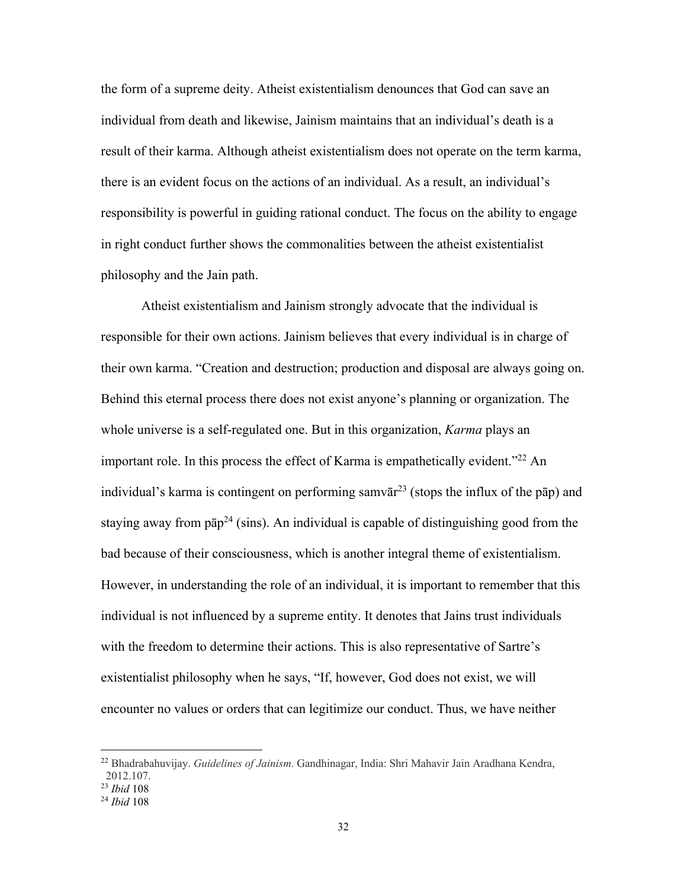the form of a supreme deity. Atheist existentialism denounces that God can save an individual from death and likewise, Jainism maintains that an individual's death is a result of their karma. Although atheist existentialism does not operate on the term karma, there is an evident focus on the actions of an individual. As a result, an individual's responsibility is powerful in guiding rational conduct. The focus on the ability to engage in right conduct further shows the commonalities between the atheist existentialist philosophy and the Jain path.

Atheist existentialism and Jainism strongly advocate that the individual is responsible for their own actions. Jainism believes that every individual is in charge of their own karma. "Creation and destruction; production and disposal are always going on. Behind this eternal process there does not exist anyone's planning or organization. The whole universe is a self-regulated one. But in this organization, *Karma* plays an important role. In this process the effect of Karma is empathetically evident."[22] An individual's karma is contingent on performing samvār[23] (stops the influx of the pāp) and staying away from pāp[24] (sins). An individual is capable of distinguishing good from the bad because of their consciousness, which is another integral theme of existentialism. However, in understanding the role of an individual, it is important to remember that this individual is not influenced by a supreme entity. It denotes that Jains trust individuals with the freedom to determine their actions. This is also representative of Sartre's existentialist philosophy when he says, "If, however, God does not exist, we will encounter no values or orders that can legitimize our conduct. Thus, we have neither

---

[22] Bhadrabahuvijay. *Guidelines of Jainism*. Gandhinagar, India: Shri Mahavir Jain Aradhana Kendra, 2012.107.

[23] *Ibid* 108

[24] *Ibid* 108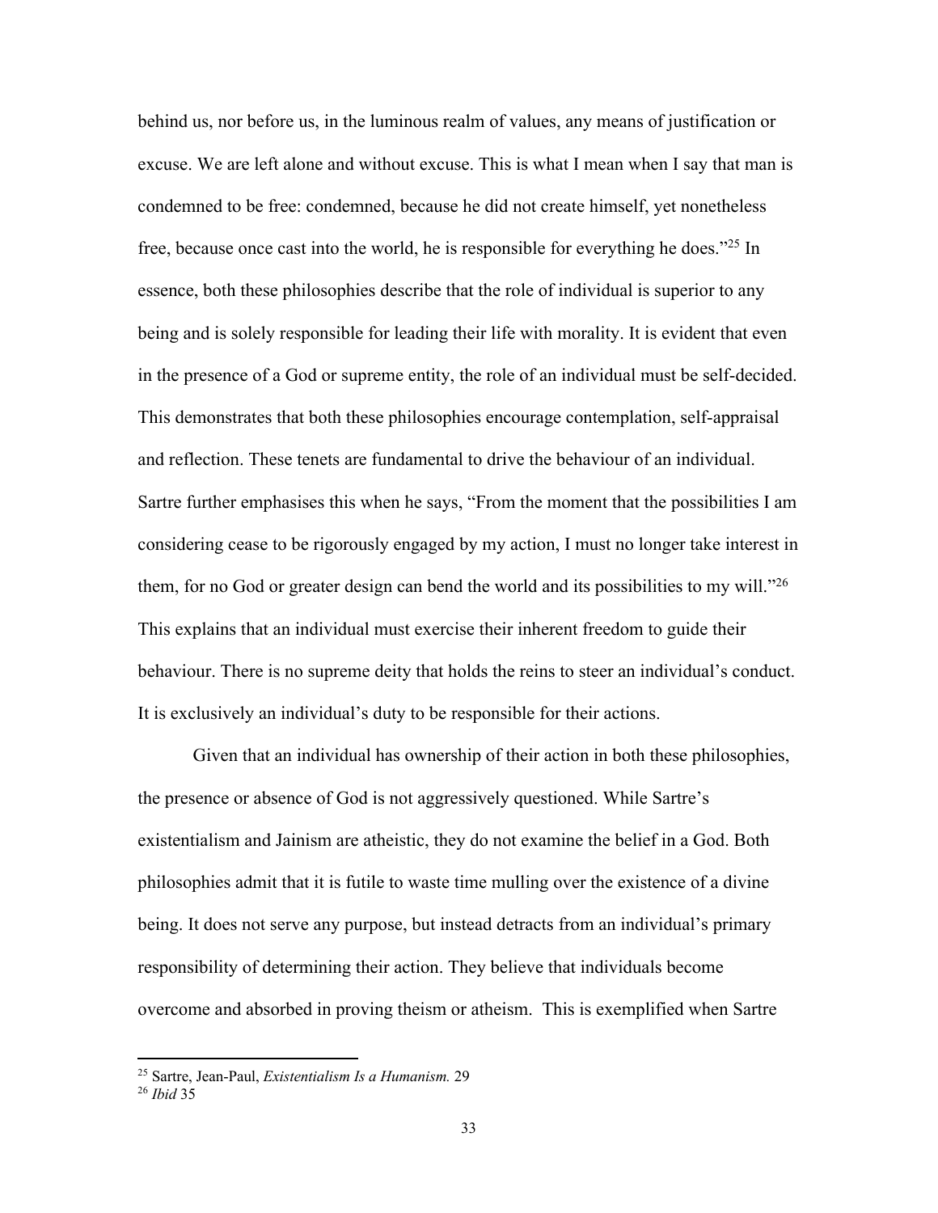behind us, nor before us, in the luminous realm of values, any means of justification or excuse. We are left alone and without excuse. This is what I mean when I say that man is condemned to be free: condemned, because he did not create himself, yet nonetheless free, because once cast into the world, he is responsible for everything he does."[25] In essence, both these philosophies describe that the role of individual is superior to any being and is solely responsible for leading their life with morality. It is evident that even in the presence of a God or supreme entity, the role of an individual must be self-decided. This demonstrates that both these philosophies encourage contemplation, self-appraisal and reflection. These tenets are fundamental to drive the behaviour of an individual. Sartre further emphasises this when he says, "From the moment that the possibilities I am considering cease to be rigorously engaged by my action, I must no longer take interest in them, for no God or greater design can bend the world and its possibilities to my will."[26] This explains that an individual must exercise their inherent freedom to guide their behaviour. There is no supreme deity that holds the reins to steer an individual's conduct. It is exclusively an individual's duty to be responsible for their actions.

Given that an individual has ownership of their action in both these philosophies, the presence or absence of God is not aggressively questioned. While Sartre's existentialism and Jainism are atheistic, they do not examine the belief in a God. Both philosophies admit that it is futile to waste time mulling over the existence of a divine being. It does not serve any purpose, but instead detracts from an individual's primary responsibility of determining their action. They believe that individuals become overcome and absorbed in proving theism or atheism. This is exemplified when Sartre

---

[25] Sartre, Jean-Paul, *Existentialism Is a Humanism.* 29

[26] *Ibid* 35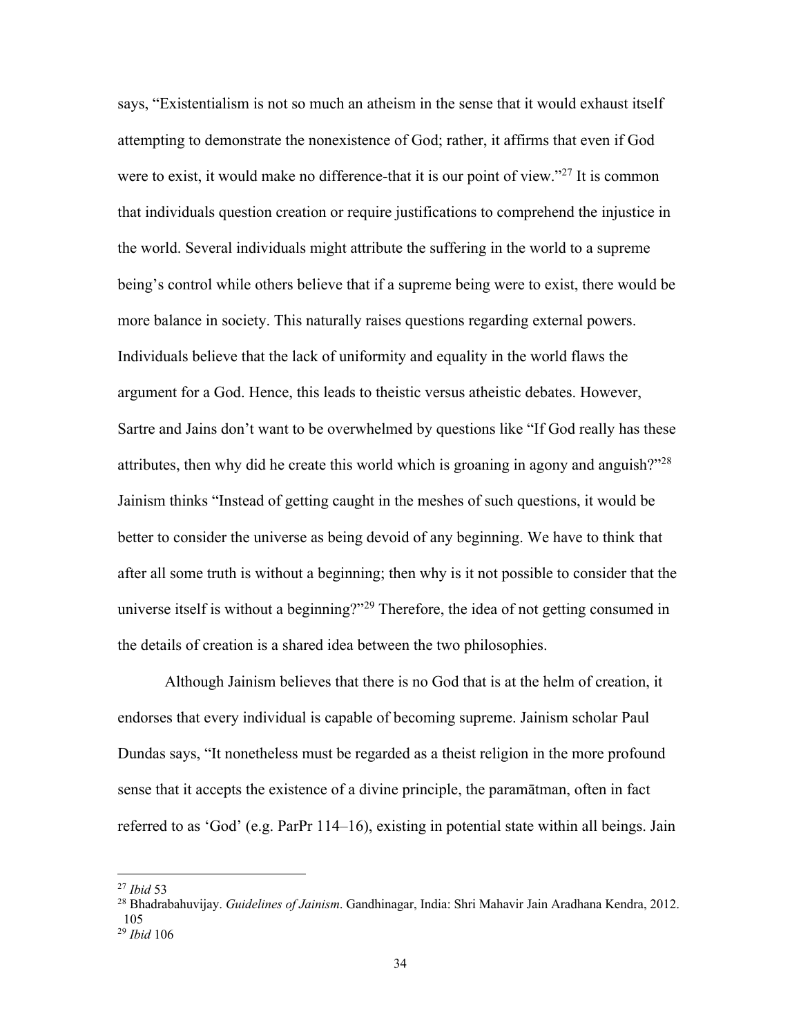says, “Existentialism is not so much an atheism in the sense that it would exhaust itself attempting to demonstrate the nonexistence of God; rather, it affirms that even if God were to exist, it would make no difference-that it is our point of view.”[27] It is common that individuals question creation or require justifications to comprehend the injustice in the world. Several individuals might attribute the suffering in the world to a supreme being’s control while others believe that if a supreme being were to exist, there would be more balance in society. This naturally raises questions regarding external powers. Individuals believe that the lack of uniformity and equality in the world flaws the argument for a God. Hence, this leads to theistic versus atheistic debates. However, Sartre and Jains don’t want to be overwhelmed by questions like “If God really has these attributes, then why did he create this world which is groaning in agony and anguish?”[28] Jainism thinks “Instead of getting caught in the meshes of such questions, it would be better to consider the universe as being devoid of any beginning. We have to think that after all some truth is without a beginning; then why is it not possible to consider that the universe itself is without a beginning?”[29] Therefore, the idea of not getting consumed in the details of creation is a shared idea between the two philosophies.

Although Jainism believes that there is no God that is at the helm of creation, it endorses that every individual is capable of becoming supreme. Jainism scholar Paul Dundas says, “It nonetheless must be regarded as a theist religion in the more profound sense that it accepts the existence of a divine principle, the paramātman, often in fact referred to as ‘God’ (e.g. ParPr 114–16), existing in potential state within all beings. Jain

---

[27] *Ibid* 53

[28] Bhadrabahuvijay. *Guidelines of Jainism*. Gandhinagar, India: Shri Mahavir Jain Aradhana Kendra, 2012. 105

[29] *Ibid* 106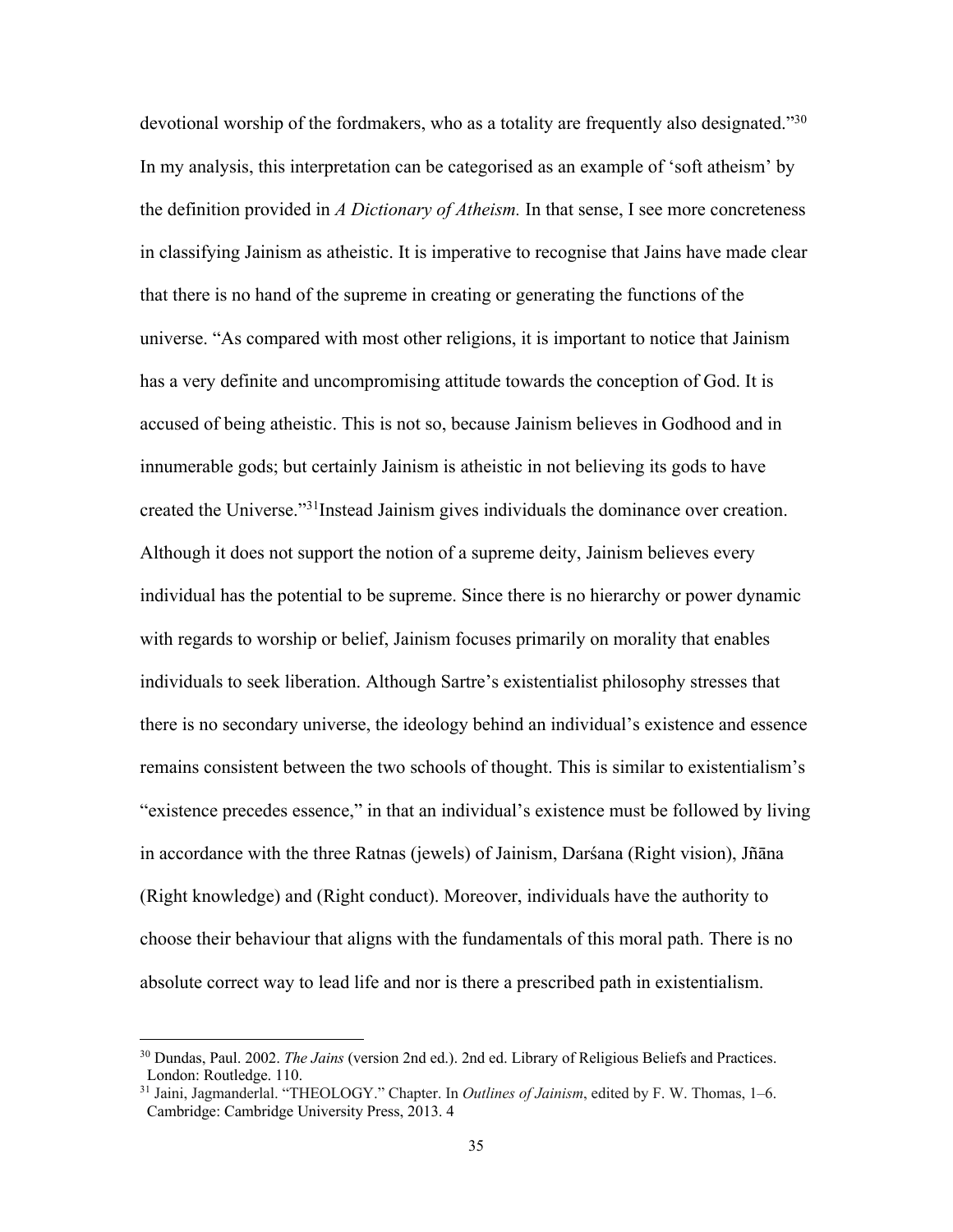devotional worship of the fordmakers, who as a totality are frequently also designated."[30] In my analysis, this interpretation can be categorised as an example of 'soft atheism' by the definition provided in *A Dictionary of Atheism.* In that sense, I see more concreteness in classifying Jainism as atheistic. It is imperative to recognise that Jains have made clear that there is no hand of the supreme in creating or generating the functions of the universe. "As compared with most other religions, it is important to notice that Jainism has a very definite and uncompromising attitude towards the conception of God. It is accused of being atheistic. This is not so, because Jainism believes in Godhood and in innumerable gods; but certainly Jainism is atheistic in not believing its gods to have created the Universe."[31]Instead Jainism gives individuals the dominance over creation. Although it does not support the notion of a supreme deity, Jainism believes every individual has the potential to be supreme. Since there is no hierarchy or power dynamic with regards to worship or belief, Jainism focuses primarily on morality that enables individuals to seek liberation. Although Sartre's existentialist philosophy stresses that there is no secondary universe, the ideology behind an individual's existence and essence remains consistent between the two schools of thought. This is similar to existentialism's "existence precedes essence," in that an individual's existence must be followed by living in accordance with the three Ratnas (jewels) of Jainism, Darśana (Right vision), Jñāna (Right knowledge) and (Right conduct). Moreover, individuals have the authority to choose their behaviour that aligns with the fundamentals of this moral path. There is no absolute correct way to lead life and nor is there a prescribed path in existentialism.

---

[30] Dundas, Paul. 2002. *The Jains* (version 2nd ed.). 2nd ed. Library of Religious Beliefs and Practices. London: Routledge. 110.

[31] Jaini, Jagmanderlal. "THEOLOGY." Chapter. In *Outlines of Jainism*, edited by F. W. Thomas, 1–6. Cambridge: Cambridge University Press, 2013. 4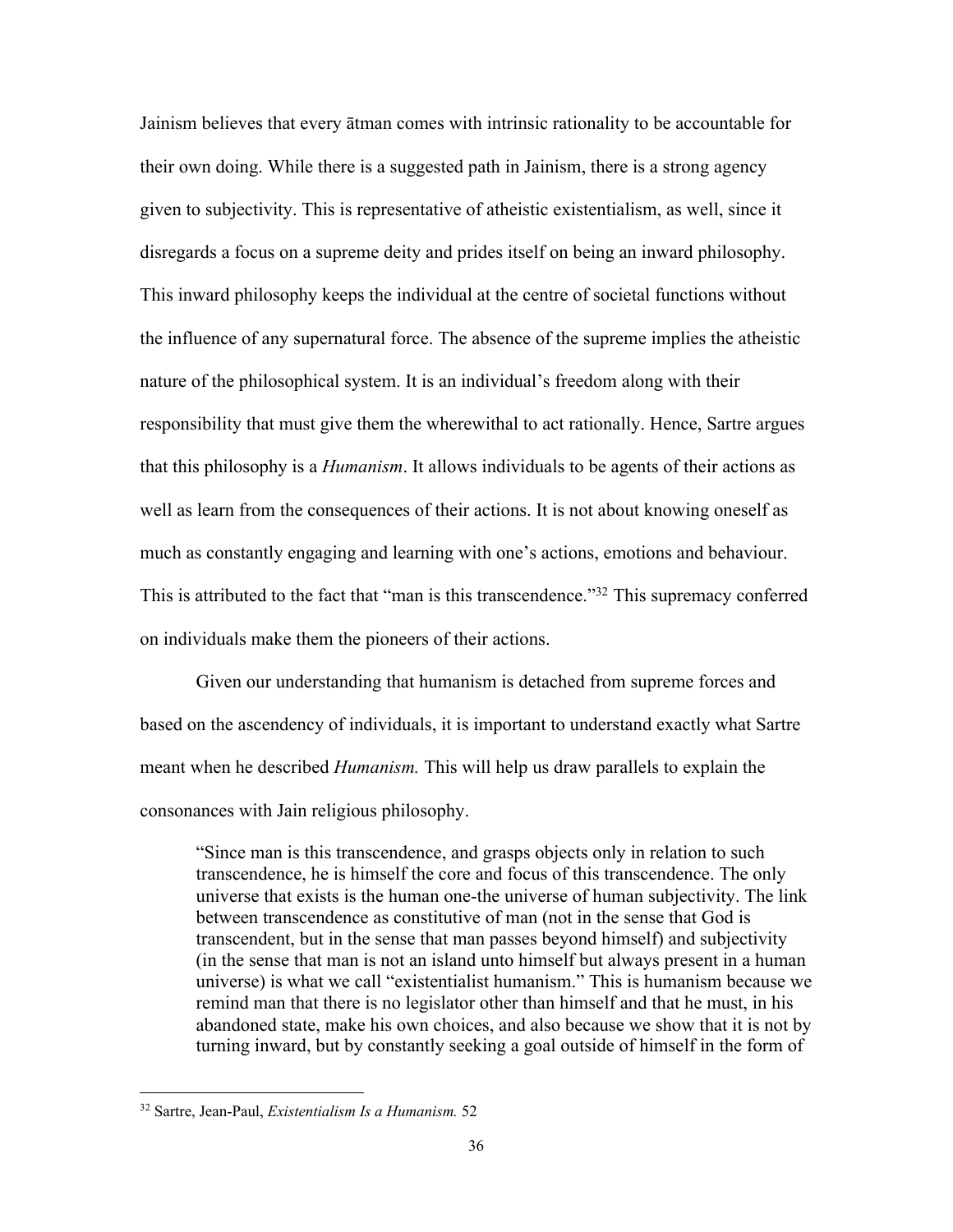Jainism believes that every ātman comes with intrinsic rationality to be accountable for their own doing. While there is a suggested path in Jainism, there is a strong agency given to subjectivity. This is representative of atheistic existentialism, as well, since it disregards a focus on a supreme deity and prides itself on being an inward philosophy. This inward philosophy keeps the individual at the centre of societal functions without the influence of any supernatural force. The absence of the supreme implies the atheistic nature of the philosophical system. It is an individual's freedom along with their responsibility that must give them the wherewithal to act rationally. Hence, Sartre argues that this philosophy is a *Humanism*. It allows individuals to be agents of their actions as well as learn from the consequences of their actions. It is not about knowing oneself as much as constantly engaging and learning with one's actions, emotions and behaviour. This is attributed to the fact that "man is this transcendence."[32] This supremacy conferred on individuals make them the pioneers of their actions.

Given our understanding that humanism is detached from supreme forces and based on the ascendency of individuals, it is important to understand exactly what Sartre meant when he described *Humanism.* This will help us draw parallels to explain the consonances with Jain religious philosophy.

> "Since man is this transcendence, and grasps objects only in relation to such transcendence, he is himself the core and focus of this transcendence. The only universe that exists is the human one-the universe of human subjectivity. The link between transcendence as constitutive of man (not in the sense that God is transcendent, but in the sense that man passes beyond himself) and subjectivity (in the sense that man is not an island unto himself but always present in a human universe) is what we call "existentialist humanism." This is humanism because we remind man that there is no legislator other than himself and that he must, in his abandoned state, make his own choices, and also because we show that it is not by turning inward, but by constantly seeking a goal outside of himself in the form of

---

[32] Sartre, Jean-Paul, *Existentialism Is a Humanism.* 52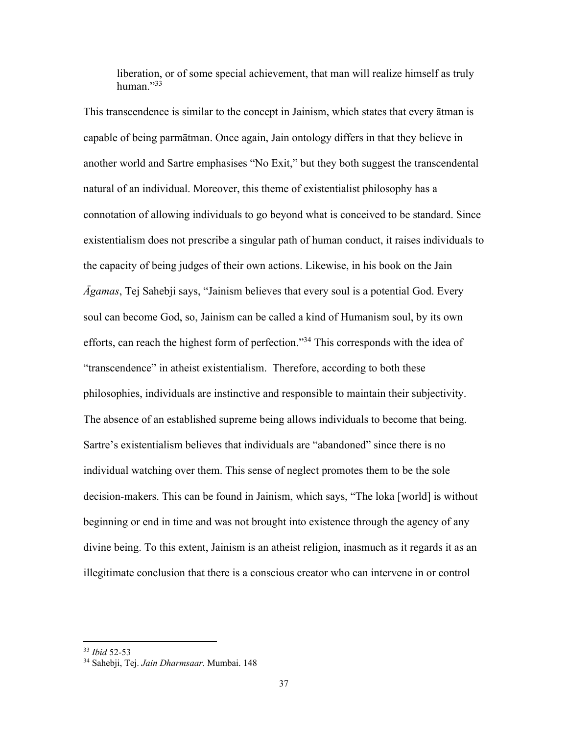liberation, or of some special achievement, that man will realize himself as truly human."[33]

This transcendence is similar to the concept in Jainism, which states that every ātman is capable of being parmātman. Once again, Jain ontology differs in that they believe in another world and Sartre emphasises "No Exit," but they both suggest the transcendental natural of an individual. Moreover, this theme of existentialist philosophy has a connotation of allowing individuals to go beyond what is conceived to be standard. Since existentialism does not prescribe a singular path of human conduct, it raises individuals to the capacity of being judges of their own actions. Likewise, in his book on the Jain *Āgamas*, Tej Sahebji says, "Jainism believes that every soul is a potential God. Every soul can become God, so, Jainism can be called a kind of Humanism soul, by its own efforts, can reach the highest form of perfection."[34] This corresponds with the idea of "transcendence" in atheist existentialism. Therefore, according to both these philosophies, individuals are instinctive and responsible to maintain their subjectivity. The absence of an established supreme being allows individuals to become that being. Sartre's existentialism believes that individuals are "abandoned" since there is no individual watching over them. This sense of neglect promotes them to be the sole decision-makers. This can be found in Jainism, which says, "The loka [world] is without beginning or end in time and was not brought into existence through the agency of any divine being. To this extent, Jainism is an atheist religion, inasmuch as it regards it as an illegitimate conclusion that there is a conscious creator who can intervene in or control

---

[33] *Ibid* 52-53

[34] Sahebji, Tej. *Jain Dharmsaar*. Mumbai. 148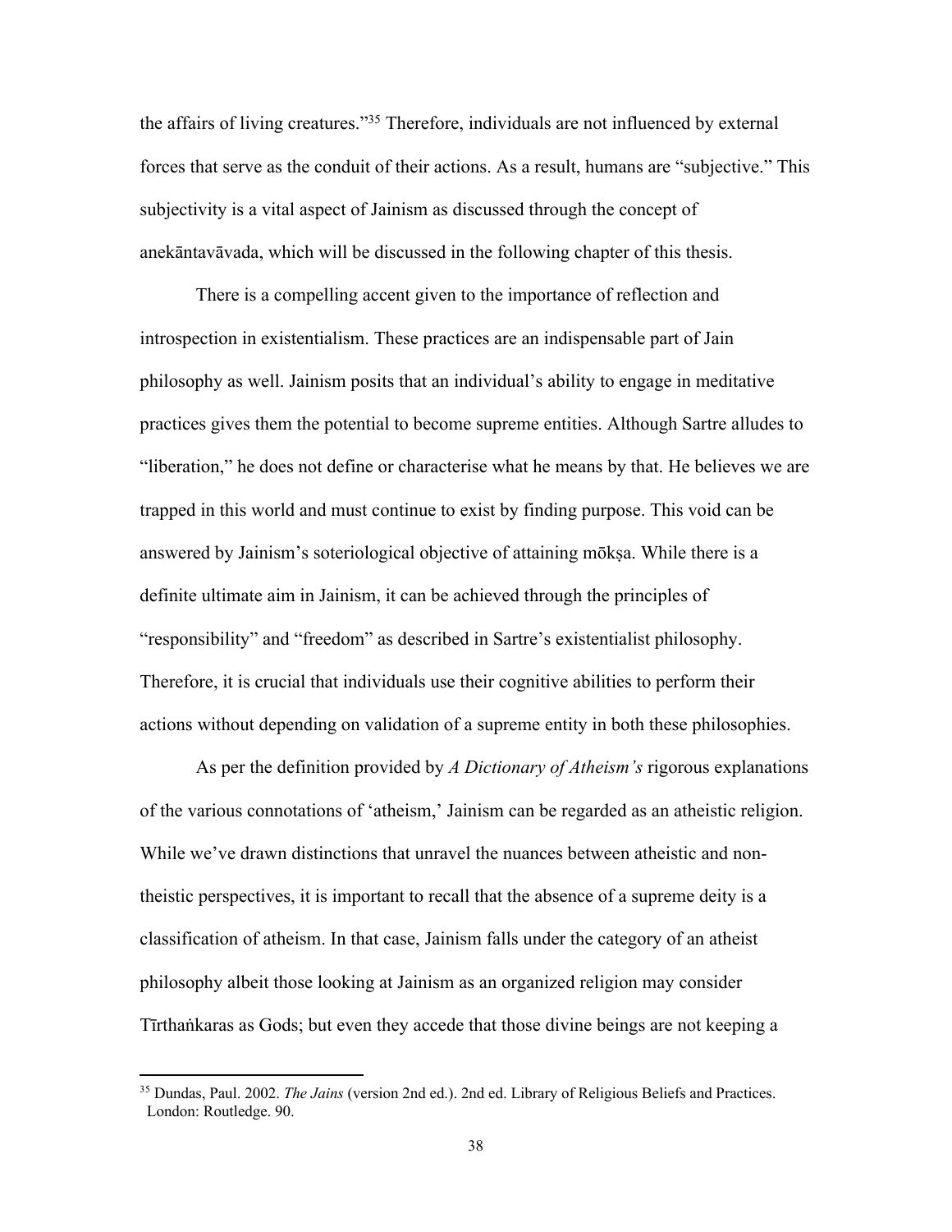the affairs of living creatures."[35] Therefore, individuals are not influenced by external forces that serve as the conduit of their actions. As a result, humans are "subjective." This subjectivity is a vital aspect of Jainism as discussed through the concept of anekāntavāvada, which will be discussed in the following chapter of this thesis.

There is a compelling accent given to the importance of reflection and introspection in existentialism. These practices are an indispensable part of Jain philosophy as well. Jainism posits that an individual's ability to engage in meditative practices gives them the potential to become supreme entities. Although Sartre alludes to "liberation," he does not define or characterise what he means by that. He believes we are trapped in this world and must continue to exist by finding purpose. This void can be answered by Jainism's soteriological objective of attaining mōkṣa. While there is a definite ultimate aim in Jainism, it can be achieved through the principles of "responsibility" and "freedom" as described in Sartre's existentialist philosophy. Therefore, it is crucial that individuals use their cognitive abilities to perform their actions without depending on validation of a supreme entity in both these philosophies.

As per the definition provided by *A Dictionary of Atheism's* rigorous explanations of the various connotations of 'atheism,' Jainism can be regarded as an atheistic religion. While we've drawn distinctions that unravel the nuances between atheistic and non-theistic perspectives, it is important to recall that the absence of a supreme deity is a classification of atheism. In that case, Jainism falls under the category of an atheist philosophy albeit those looking at Jainism as an organized religion may consider Tīrthaṅkaras as Gods; but even they accede that those divine beings are not keeping a

[35] Dundas, Paul. 2002. *The Jains* (version 2nd ed.). 2nd ed. Library of Religious Beliefs and Practices. London: Routledge. 90.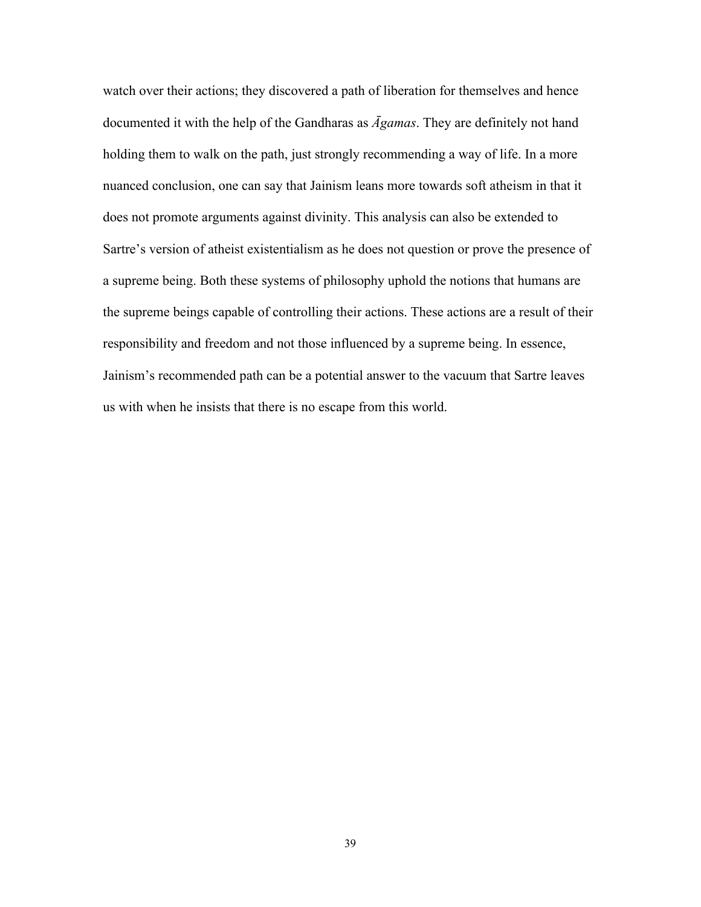watch over their actions; they discovered a path of liberation for themselves and hence documented it with the help of the Gandharas as *Āgamas*. They are definitely not hand holding them to walk on the path, just strongly recommending a way of life. In a more nuanced conclusion, one can say that Jainism leans more towards soft atheism in that it does not promote arguments against divinity. This analysis can also be extended to Sartre's version of atheist existentialism as he does not question or prove the presence of a supreme being. Both these systems of philosophy uphold the notions that humans are the supreme beings capable of controlling their actions. These actions are a result of their responsibility and freedom and not those influenced by a supreme being. In essence, Jainism's recommended path can be a potential answer to the vacuum that Sartre leaves us with when he insists that there is no escape from this world.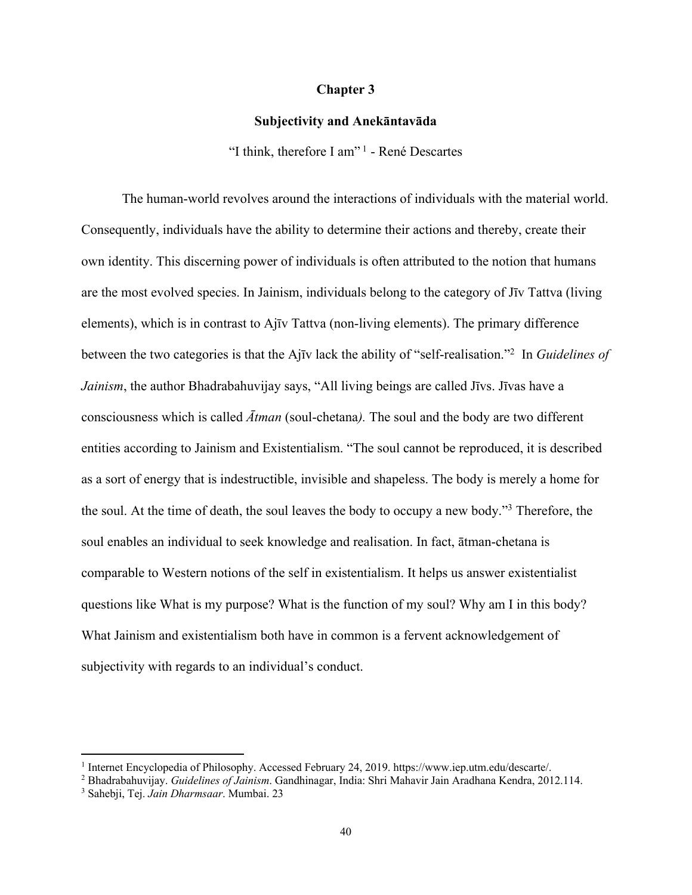# Chapter 3

## Subjectivity and Anekāntavāda

"I think, therefore I am" [1] - René Descartes

The human-world revolves around the interactions of individuals with the material world. Consequently, individuals have the ability to determine their actions and thereby, create their own identity. This discerning power of individuals is often attributed to the notion that humans are the most evolved species. In Jainism, individuals belong to the category of Jīv Tattva (living elements), which is in contrast to Ajīv Tattva (non-living elements). The primary difference between the two categories is that the Ajīv lack the ability of "self-realisation."[2] In *Guidelines of Jainism*, the author Bhadrabahuvijay says, "All living beings are called Jīvs. Jīvas have a consciousness which is called *Ātman* (soul-chetana*).* The soul and the body are two different entities according to Jainism and Existentialism. "The soul cannot be reproduced, it is described as a sort of energy that is indestructible, invisible and shapeless. The body is merely a home for the soul. At the time of death, the soul leaves the body to occupy a new body."[3] Therefore, the soul enables an individual to seek knowledge and realisation. In fact, ātman-chetana is comparable to Western notions of the self in existentialism. It helps us answer existentialist questions like What is my purpose? What is the function of my soul? Why am I in this body? What Jainism and existentialism both have in common is a fervent acknowledgement of subjectivity with regards to an individual's conduct.

---

[1] Internet Encyclopedia of Philosophy. Accessed February 24, 2019. https://www.iep.utm.edu/descarte/.

[2] Bhadrabahuvijay. *Guidelines of Jainism*. Gandhinagar, India: Shri Mahavir Jain Aradhana Kendra, 2012.114.

[3] Sahebji, Tej. *Jain Dharmsaar*. Mumbai. 23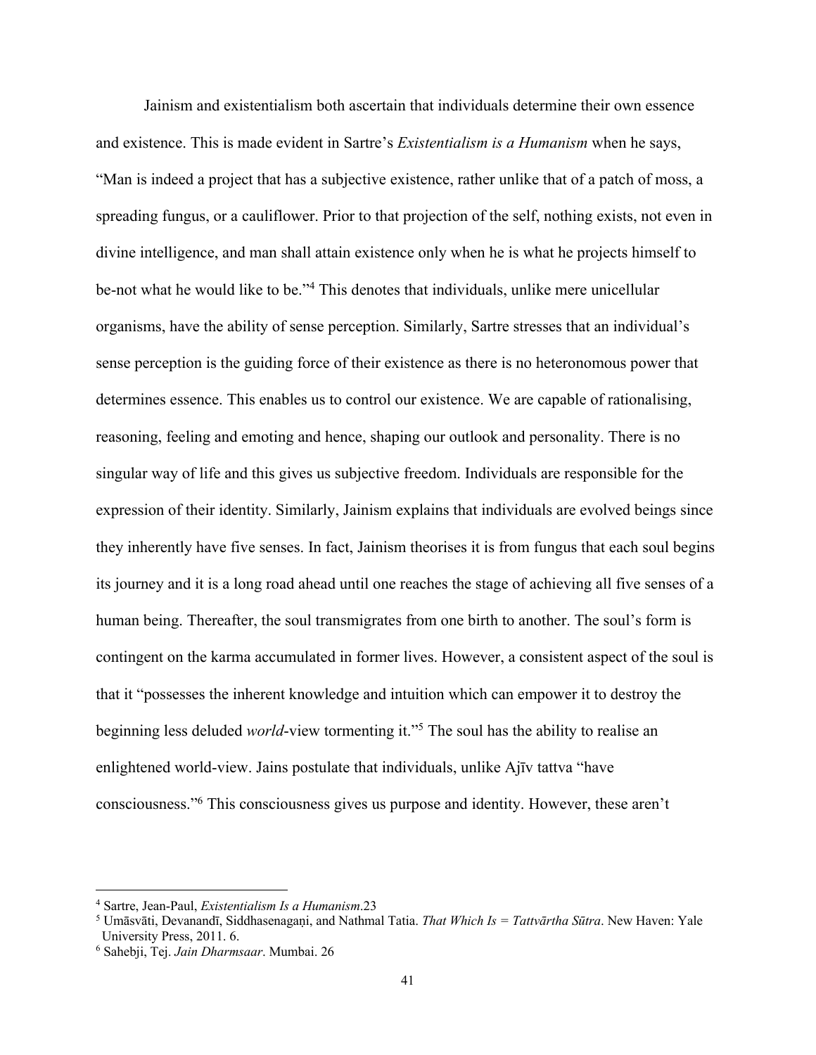Jainism and existentialism both ascertain that individuals determine their own essence and existence. This is made evident in Sartre's *Existentialism is a Humanism* when he says, "Man is indeed a project that has a subjective existence, rather unlike that of a patch of moss, a spreading fungus, or a cauliflower. Prior to that projection of the self, nothing exists, not even in divine intelligence, and man shall attain existence only when he is what he projects himself to be-not what he would like to be."[4] This denotes that individuals, unlike mere unicellular organisms, have the ability of sense perception. Similarly, Sartre stresses that an individual's sense perception is the guiding force of their existence as there is no heteronomous power that determines essence. This enables us to control our existence. We are capable of rationalising, reasoning, feeling and emoting and hence, shaping our outlook and personality. There is no singular way of life and this gives us subjective freedom. Individuals are responsible for the expression of their identity. Similarly, Jainism explains that individuals are evolved beings since they inherently have five senses. In fact, Jainism theorises it is from fungus that each soul begins its journey and it is a long road ahead until one reaches the stage of achieving all five senses of a human being. Thereafter, the soul transmigrates from one birth to another. The soul's form is contingent on the karma accumulated in former lives. However, a consistent aspect of the soul is that it "possesses the inherent knowledge and intuition which can empower it to destroy the beginning less deluded *world*-view tormenting it."[5] The soul has the ability to realise an enlightened world-view. Jains postulate that individuals, unlike Ajīv tattva "have consciousness."[6] This consciousness gives us purpose and identity. However, these aren't

---

[4] Sartre, Jean-Paul, *Existentialism Is a Humanism*.23

[5] Umāsvāti, Devanandī, Siddhasenagaṇi, and Nathmal Tatia. *That Which Is = Tattvārtha Sūtra*. New Haven: Yale University Press, 2011. 6.

[6] Sahebji, Tej. *Jain Dharmsaar*. Mumbai. 26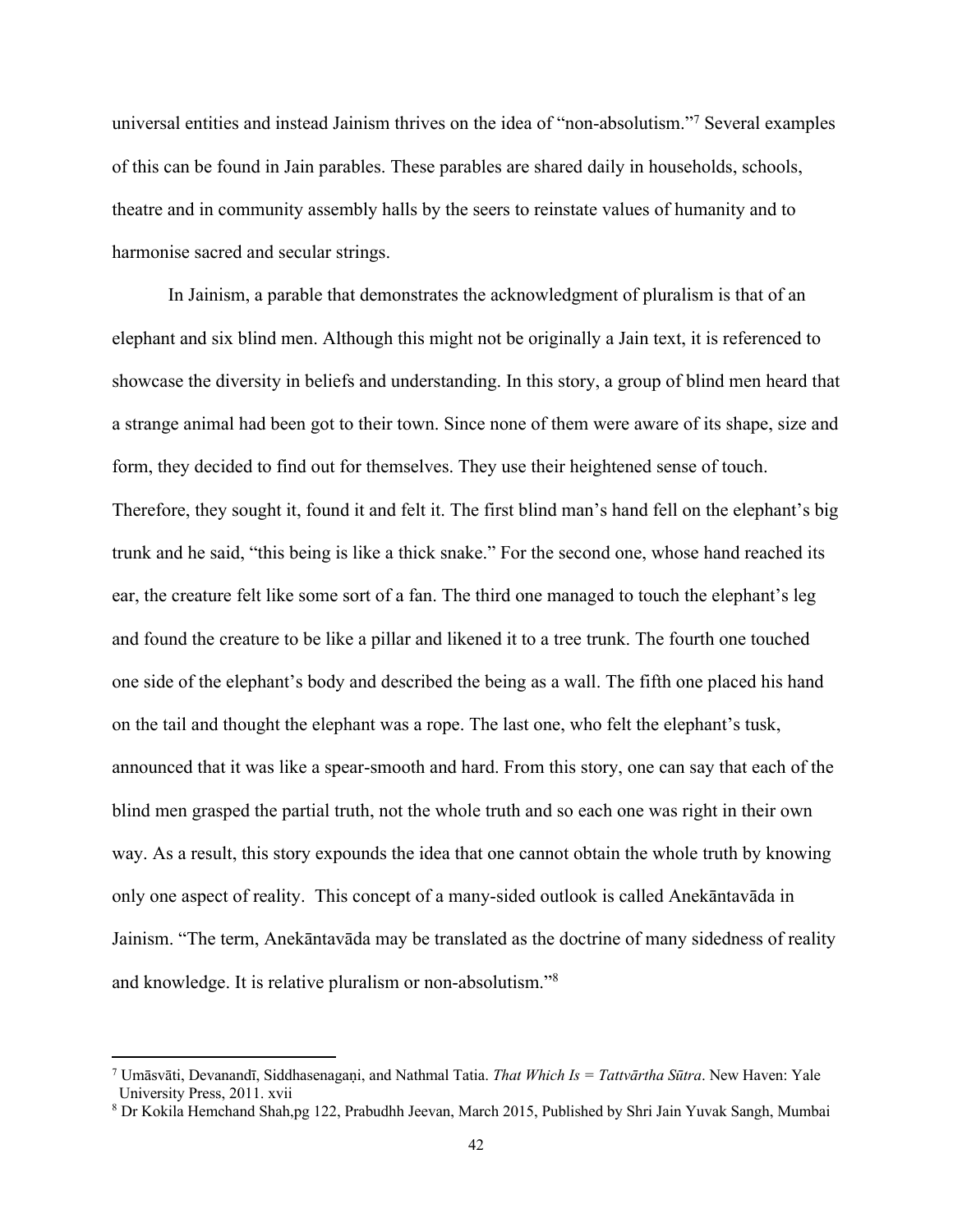universal entities and instead Jainism thrives on the idea of "non-absolutism."[7] Several examples of this can be found in Jain parables. These parables are shared daily in households, schools, theatre and in community assembly halls by the seers to reinstate values of humanity and to harmonise sacred and secular strings.

In Jainism, a parable that demonstrates the acknowledgment of pluralism is that of an elephant and six blind men. Although this might not be originally a Jain text, it is referenced to showcase the diversity in beliefs and understanding. In this story, a group of blind men heard that a strange animal had been got to their town. Since none of them were aware of its shape, size and form, they decided to find out for themselves. They use their heightened sense of touch. Therefore, they sought it, found it and felt it. The first blind man's hand fell on the elephant's big trunk and he said, "this being is like a thick snake." For the second one, whose hand reached its ear, the creature felt like some sort of a fan. The third one managed to touch the elephant's leg and found the creature to be like a pillar and likened it to a tree trunk. The fourth one touched one side of the elephant's body and described the being as a wall. The fifth one placed his hand on the tail and thought the elephant was a rope. The last one, who felt the elephant's tusk, announced that it was like a spear-smooth and hard. From this story, one can say that each of the blind men grasped the partial truth, not the whole truth and so each one was right in their own way. As a result, this story expounds the idea that one cannot obtain the whole truth by knowing only one aspect of reality. This concept of a many-sided outlook is called Anekāntavāda in Jainism. "The term, Anekāntavāda may be translated as the doctrine of many sidedness of reality and knowledge. It is relative pluralism or non-absolutism."[8]

---

[7] Umāsvāti, Devanandī, Siddhasenagaṇi, and Nathmal Tatia. *That Which Is = Tattvārtha Sūtra*. New Haven: Yale University Press, 2011. xvii

[8] Dr Kokila Hemchand Shah,pg 122, Prabudhh Jeevan, March 2015, Published by Shri Jain Yuvak Sangh, Mumbai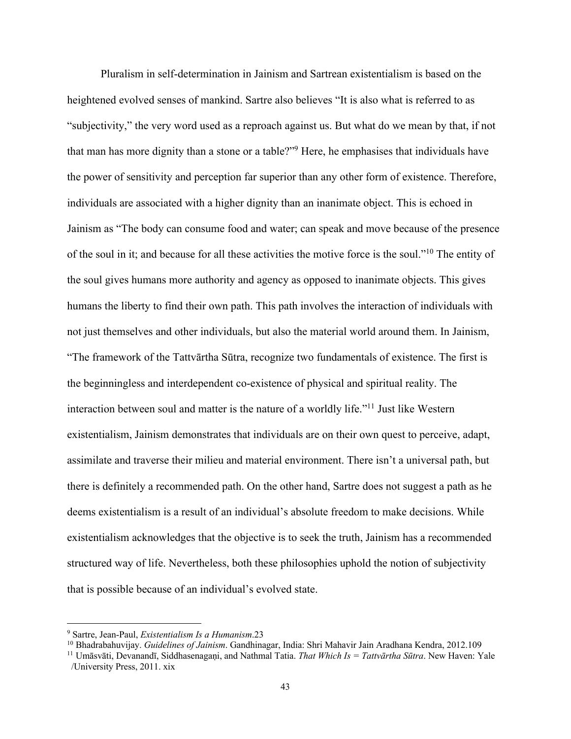Pluralism in self-determination in Jainism and Sartrean existentialism is based on the heightened evolved senses of mankind. Sartre also believes "It is also what is referred to as "subjectivity," the very word used as a reproach against us. But what do we mean by that, if not that man has more dignity than a stone or a table?"[9] Here, he emphasises that individuals have the power of sensitivity and perception far superior than any other form of existence. Therefore, individuals are associated with a higher dignity than an inanimate object. This is echoed in Jainism as "The body can consume food and water; can speak and move because of the presence of the soul in it; and because for all these activities the motive force is the soul."[10] The entity of the soul gives humans more authority and agency as opposed to inanimate objects. This gives humans the liberty to find their own path. This path involves the interaction of individuals with not just themselves and other individuals, but also the material world around them. In Jainism, "The framework of the Tattvārtha Sūtra, recognize two fundamentals of existence. The first is the beginningless and interdependent co-existence of physical and spiritual reality. The interaction between soul and matter is the nature of a worldly life."[11] Just like Western existentialism, Jainism demonstrates that individuals are on their own quest to perceive, adapt, assimilate and traverse their milieu and material environment. There isn't a universal path, but there is definitely a recommended path. On the other hand, Sartre does not suggest a path as he deems existentialism is a result of an individual's absolute freedom to make decisions. While existentialism acknowledges that the objective is to seek the truth, Jainism has a recommended structured way of life. Nevertheless, both these philosophies uphold the notion of subjectivity that is possible because of an individual's evolved state.

---

[9] Sartre, Jean-Paul, *Existentialism Is a Humanism*.23

[10] Bhadrabahuvijay. *Guidelines of Jainism*. Gandhinagar, India: Shri Mahavir Jain Aradhana Kendra, 2012.109

[11] Umāsvāti, Devanandī, Siddhasenagaṇi, and Nathmal Tatia. *That Which Is = Tattvārtha Sūtra*. New Haven: Yale /University Press, 2011. xix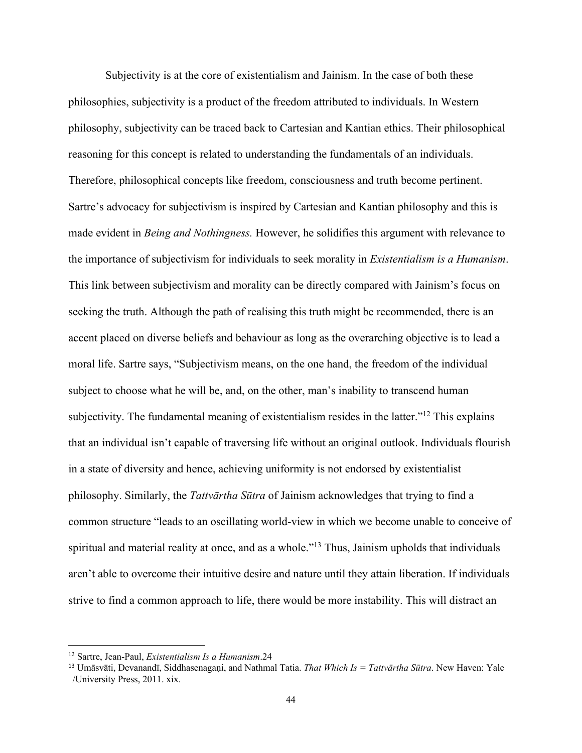Subjectivity is at the core of existentialism and Jainism. In the case of both these philosophies, subjectivity is a product of the freedom attributed to individuals. In Western philosophy, subjectivity can be traced back to Cartesian and Kantian ethics. Their philosophical reasoning for this concept is related to understanding the fundamentals of an individuals. Therefore, philosophical concepts like freedom, consciousness and truth become pertinent. Sartre's advocacy for subjectivism is inspired by Cartesian and Kantian philosophy and this is made evident in *Being and Nothingness.* However, he solidifies this argument with relevance to the importance of subjectivism for individuals to seek morality in *Existentialism is a Humanism*. This link between subjectivism and morality can be directly compared with Jainism's focus on seeking the truth. Although the path of realising this truth might be recommended, there is an accent placed on diverse beliefs and behaviour as long as the overarching objective is to lead a moral life. Sartre says, "Subjectivism means, on the one hand, the freedom of the individual subject to choose what he will be, and, on the other, man's inability to transcend human subjectivity. The fundamental meaning of existentialism resides in the latter."[12] This explains that an individual isn't capable of traversing life without an original outlook. Individuals flourish in a state of diversity and hence, achieving uniformity is not endorsed by existentialist philosophy. Similarly, the *Tattvārtha Sūtra* of Jainism acknowledges that trying to find a common structure "leads to an oscillating world-view in which we become unable to conceive of spiritual and material reality at once, and as a whole."[13] Thus, Jainism upholds that individuals aren't able to overcome their intuitive desire and nature until they attain liberation. If individuals strive to find a common approach to life, there would be more instability. This will distract an

---

[12] Sartre, Jean-Paul, *Existentialism Is a Humanism*.24

[13] Umāsvāti, Devanandī, Siddhasenagaṇi, and Nathmal Tatia. *That Which Is = Tattvārtha Sūtra*. New Haven: Yale /University Press, 2011. xix.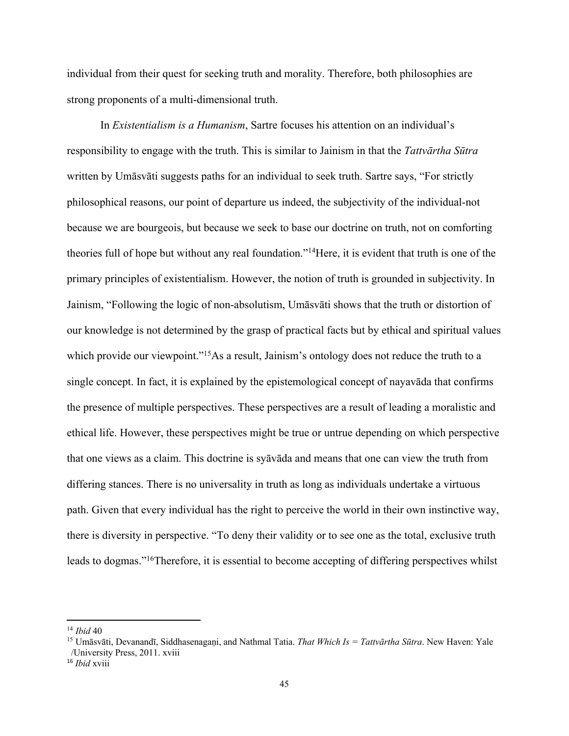individual from their quest for seeking truth and morality. Therefore, both philosophies are strong proponents of a multi-dimensional truth.

In *Existentialism is a Humanism*, Sartre focuses his attention on an individual's responsibility to engage with the truth. This is similar to Jainism in that the *Tattvārtha Sūtra* written by Umāsvāti suggests paths for an individual to seek truth. Sartre says, "For strictly philosophical reasons, our point of departure us indeed, the subjectivity of the individual-not because we are bourgeois, but because we seek to base our doctrine on truth, not on comforting theories full of hope but without any real foundation."[14]Here, it is evident that truth is one of the primary principles of existentialism. However, the notion of truth is grounded in subjectivity. In Jainism, "Following the logic of non-absolutism, Umāsvāti shows that the truth or distortion of our knowledge is not determined by the grasp of practical facts but by ethical and spiritual values which provide our viewpoint."[15]As a result, Jainism's ontology does not reduce the truth to a single concept. In fact, it is explained by the epistemological concept of nayavāda that confirms the presence of multiple perspectives. These perspectives are a result of leading a moralistic and ethical life. However, these perspectives might be true or untrue depending on which perspective that one views as a claim. This doctrine is syāvāda and means that one can view the truth from differing stances. There is no universality in truth as long as individuals undertake a virtuous path. Given that every individual has the right to perceive the world in their own instinctive way, there is diversity in perspective. "To deny their validity or to see one as the total, exclusive truth leads to dogmas."[16]Therefore, it is essential to become accepting of differing perspectives whilst

---

[14] *Ibid* 40

[15] Umāsvāti, Devanandī, Siddhasenagaṇi, and Nathmal Tatia. *That Which Is = Tattvārtha Sūtra*. New Haven: Yale /University Press, 2011. xviii

[16] *Ibid* xviii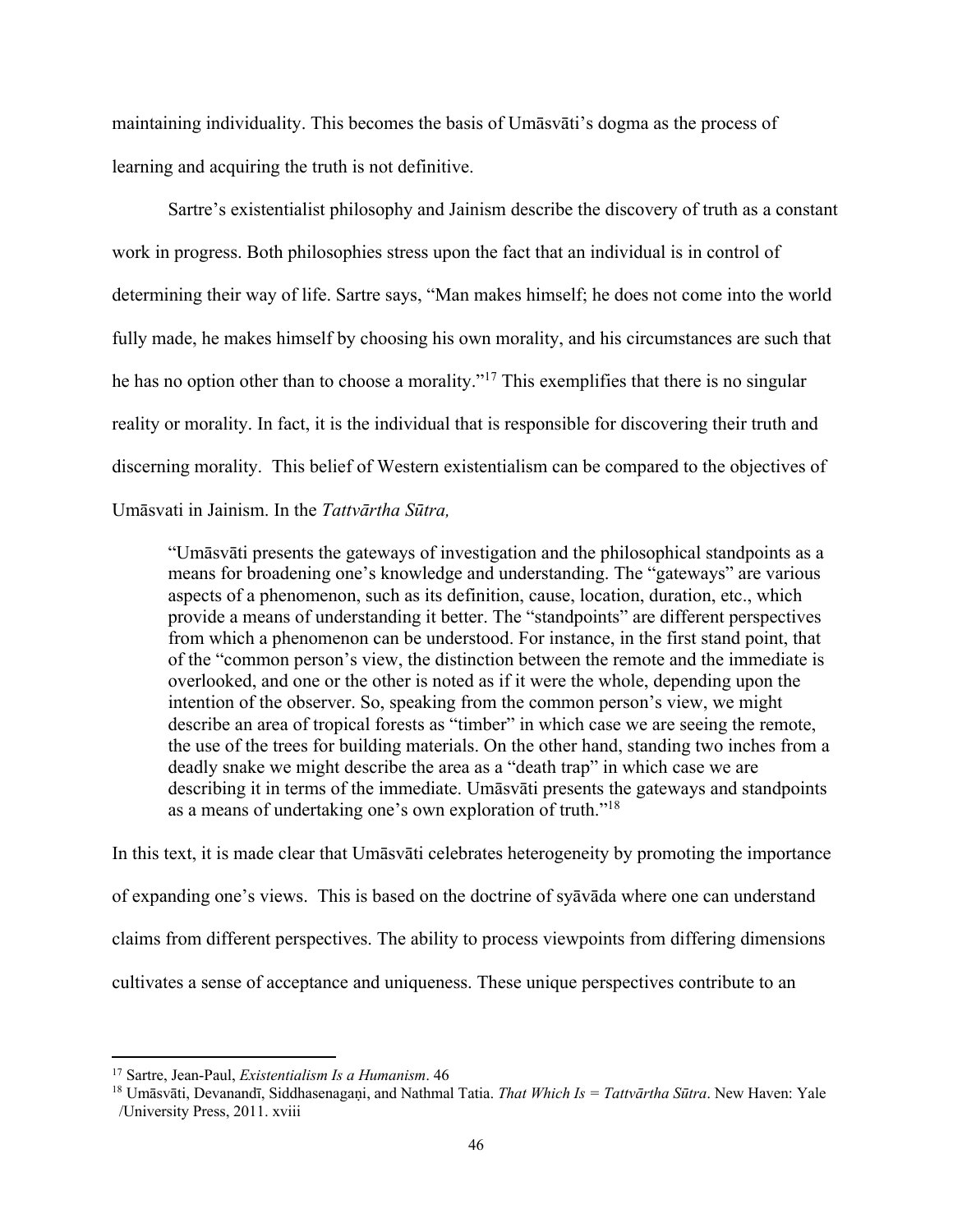maintaining individuality. This becomes the basis of Umāsvāti's dogma as the process of learning and acquiring the truth is not definitive.

Sartre's existentialist philosophy and Jainism describe the discovery of truth as a constant work in progress. Both philosophies stress upon the fact that an individual is in control of determining their way of life. Sartre says, "Man makes himself; he does not come into the world fully made, he makes himself by choosing his own morality, and his circumstances are such that he has no option other than to choose a morality."[17] This exemplifies that there is no singular reality or morality. In fact, it is the individual that is responsible for discovering their truth and discerning morality. This belief of Western existentialism can be compared to the objectives of Umāsvati in Jainism. In the *Tattvārtha Sūtra,*

> "Umāsvāti presents the gateways of investigation and the philosophical standpoints as a means for broadening one's knowledge and understanding. The "gateways" are various aspects of a phenomenon, such as its definition, cause, location, duration, etc., which provide a means of understanding it better. The "standpoints" are different perspectives from which a phenomenon can be understood. For instance, in the first stand point, that of the "common person's view, the distinction between the remote and the immediate is overlooked, and one or the other is noted as if it were the whole, depending upon the intention of the observer. So, speaking from the common person's view, we might describe an area of tropical forests as "timber" in which case we are seeing the remote, the use of the trees for building materials. On the other hand, standing two inches from a deadly snake we might describe the area as a "death trap" in which case we are describing it in terms of the immediate. Umāsvāti presents the gateways and standpoints as a means of undertaking one's own exploration of truth."[18]

In this text, it is made clear that Umāsvāti celebrates heterogeneity by promoting the importance of expanding one's views. This is based on the doctrine of syāvāda where one can understand claims from different perspectives. The ability to process viewpoints from differing dimensions cultivates a sense of acceptance and uniqueness. These unique perspectives contribute to an

---

[17] Sartre, Jean-Paul, *Existentialism Is a Humanism*. 46

[18] Umāsvāti, Devanandī, Siddhasenagaṇi, and Nathmal Tatia. *That Which Is = Tattvārtha Sūtra*. New Haven: Yale /University Press, 2011. xviii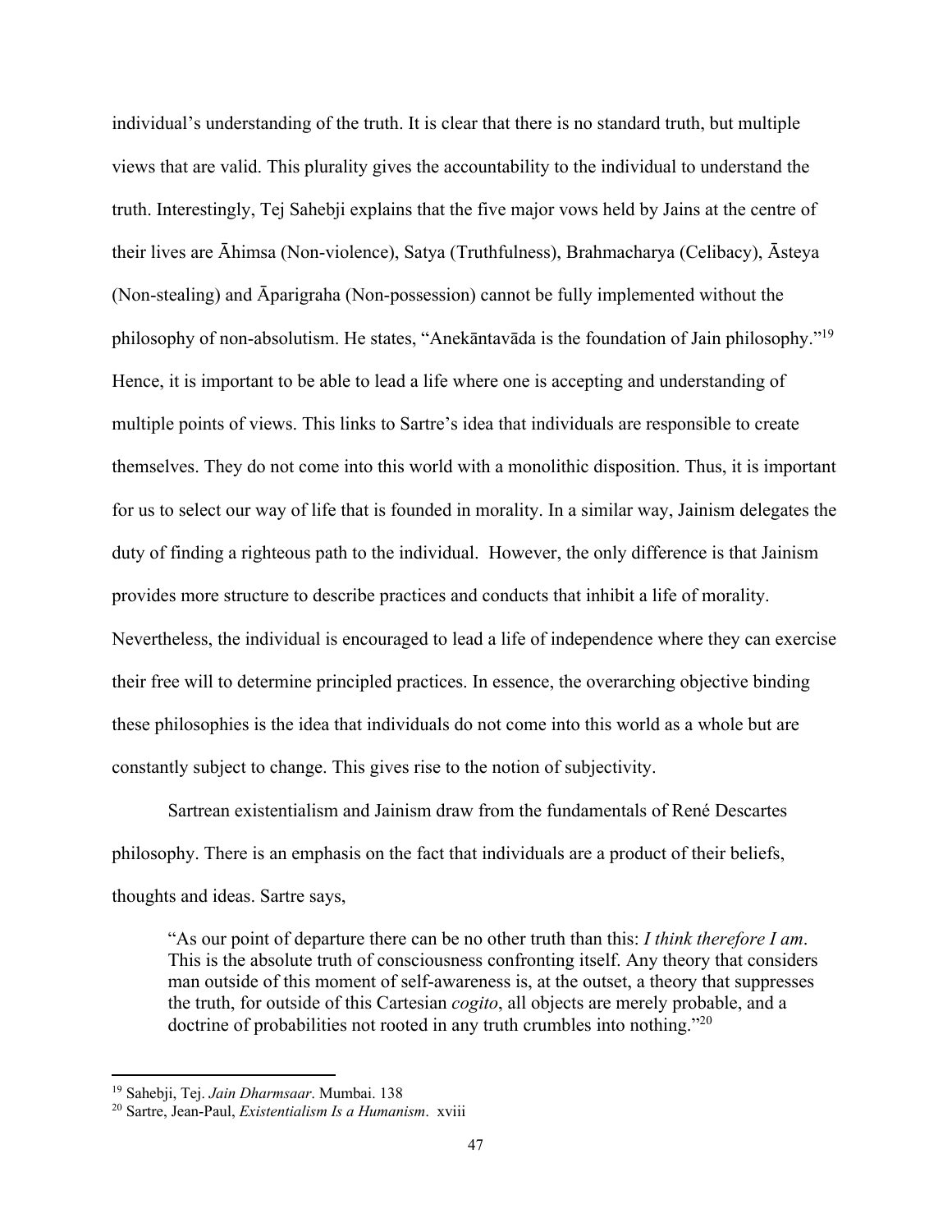individual's understanding of the truth. It is clear that there is no standard truth, but multiple views that are valid. This plurality gives the accountability to the individual to understand the truth. Interestingly, Tej Sahebji explains that the five major vows held by Jains at the centre of their lives are Āhimsa (Non-violence), Satya (Truthfulness), Brahmacharya (Celibacy), Āsteya (Non-stealing) and Āparigraha (Non-possession) cannot be fully implemented without the philosophy of non-absolutism. He states, "Anekāntavāda is the foundation of Jain philosophy."[19] Hence, it is important to be able to lead a life where one is accepting and understanding of multiple points of views. This links to Sartre's idea that individuals are responsible to create themselves. They do not come into this world with a monolithic disposition. Thus, it is important for us to select our way of life that is founded in morality. In a similar way, Jainism delegates the duty of finding a righteous path to the individual. However, the only difference is that Jainism provides more structure to describe practices and conducts that inhibit a life of morality. Nevertheless, the individual is encouraged to lead a life of independence where they can exercise their free will to determine principled practices. In essence, the overarching objective binding these philosophies is the idea that individuals do not come into this world as a whole but are constantly subject to change. This gives rise to the notion of subjectivity.

Sartrean existentialism and Jainism draw from the fundamentals of René Descartes philosophy. There is an emphasis on the fact that individuals are a product of their beliefs, thoughts and ideas. Sartre says,

> "As our point of departure there can be no other truth than this: *I think therefore I am*. This is the absolute truth of consciousness confronting itself. Any theory that considers man outside of this moment of self-awareness is, at the outset, a theory that suppresses the truth, for outside of this Cartesian *cogito*, all objects are merely probable, and a doctrine of probabilities not rooted in any truth crumbles into nothing."[20]

---

[19] Sahebji, Tej. *Jain Dharmsaar*. Mumbai. 138

[20] Sartre, Jean-Paul, *Existentialism Is a Humanism*. xviii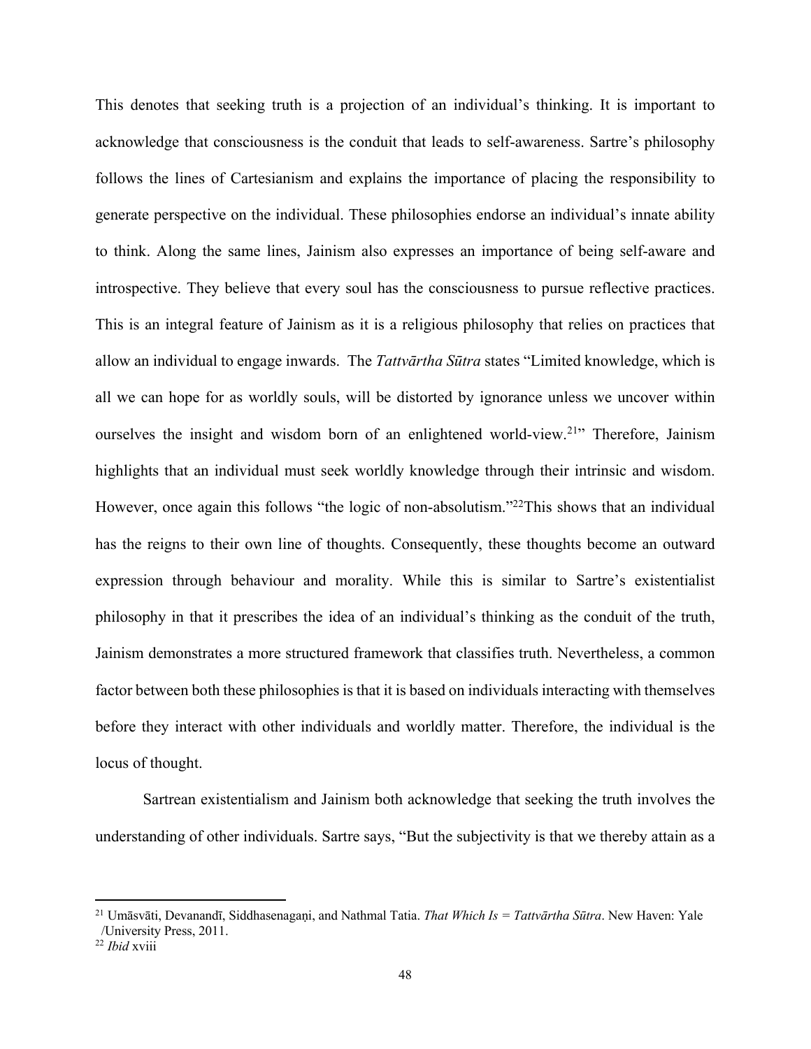This denotes that seeking truth is a projection of an individual's thinking. It is important to acknowledge that consciousness is the conduit that leads to self-awareness. Sartre's philosophy follows the lines of Cartesianism and explains the importance of placing the responsibility to generate perspective on the individual. These philosophies endorse an individual's innate ability to think. Along the same lines, Jainism also expresses an importance of being self-aware and introspective. They believe that every soul has the consciousness to pursue reflective practices. This is an integral feature of Jainism as it is a religious philosophy that relies on practices that allow an individual to engage inwards. The *Tattvārtha Sūtra* states "Limited knowledge, which is all we can hope for as worldly souls, will be distorted by ignorance unless we uncover within ourselves the insight and wisdom born of an enlightened world-view.[21]" Therefore, Jainism highlights that an individual must seek worldly knowledge through their intrinsic and wisdom. However, once again this follows "the logic of non-absolutism."[22]This shows that an individual has the reigns to their own line of thoughts. Consequently, these thoughts become an outward expression through behaviour and morality. While this is similar to Sartre's existentialist philosophy in that it prescribes the idea of an individual's thinking as the conduit of the truth, Jainism demonstrates a more structured framework that classifies truth. Nevertheless, a common factor between both these philosophies is that it is based on individuals interacting with themselves before they interact with other individuals and worldly matter. Therefore, the individual is the locus of thought.

Sartrean existentialism and Jainism both acknowledge that seeking the truth involves the understanding of other individuals. Sartre says, "But the subjectivity is that we thereby attain as a

---

[21] Umāsvāti, Devanandī, Siddhasenagaṇi, and Nathmal Tatia. *That Which Is = Tattvārtha Sūtra*. New Haven: Yale /University Press, 2011.

[22] *Ibid* xviii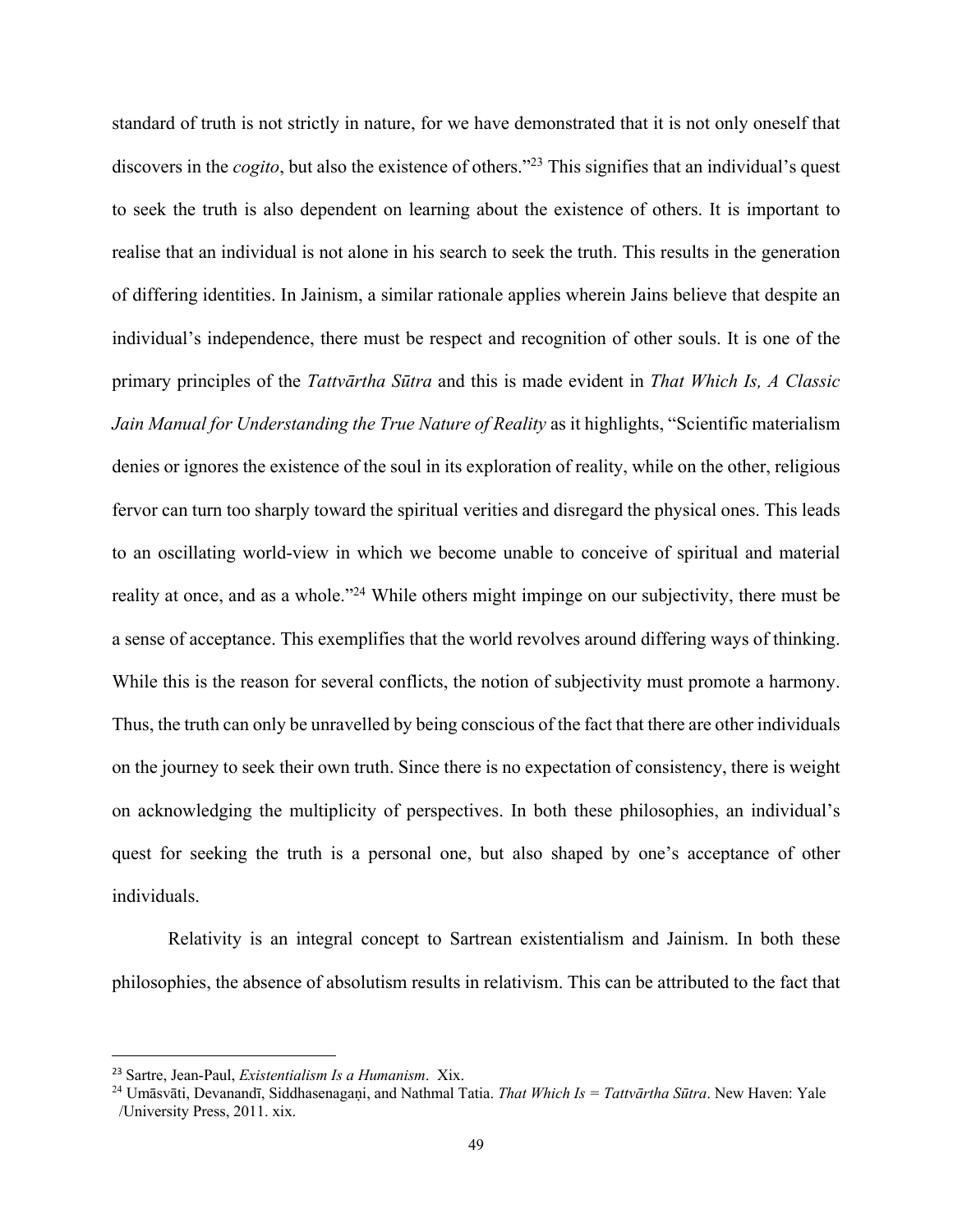standard of truth is not strictly in nature, for we have demonstrated that it is not only oneself that discovers in the *cogito*, but also the existence of others."[23] This signifies that an individual's quest to seek the truth is also dependent on learning about the existence of others. It is important to realise that an individual is not alone in his search to seek the truth. This results in the generation of differing identities. In Jainism, a similar rationale applies wherein Jains believe that despite an individual's independence, there must be respect and recognition of other souls. It is one of the primary principles of the *Tattvārtha Sūtra* and this is made evident in *That Which Is, A Classic Jain Manual for Understanding the True Nature of Reality* as it highlights, "Scientific materialism denies or ignores the existence of the soul in its exploration of reality, while on the other, religious fervor can turn too sharply toward the spiritual verities and disregard the physical ones. This leads to an oscillating world-view in which we become unable to conceive of spiritual and material reality at once, and as a whole."[24] While others might impinge on our subjectivity, there must be a sense of acceptance. This exemplifies that the world revolves around differing ways of thinking. While this is the reason for several conflicts, the notion of subjectivity must promote a harmony. Thus, the truth can only be unravelled by being conscious of the fact that there are other individuals on the journey to seek their own truth. Since there is no expectation of consistency, there is weight on acknowledging the multiplicity of perspectives. In both these philosophies, an individual's quest for seeking the truth is a personal one, but also shaped by one's acceptance of other individuals.

Relativity is an integral concept to Sartrean existentialism and Jainism. In both these philosophies, the absence of absolutism results in relativism. This can be attributed to the fact that

---

[23] Sartre, Jean-Paul, *Existentialism Is a Humanism*. Xix.

[24] Umāsvāti, Devanandī, Siddhasenagaṇi, and Nathmal Tatia. *That Which Is = Tattvārtha Sūtra*. New Haven: Yale /University Press, 2011. xix.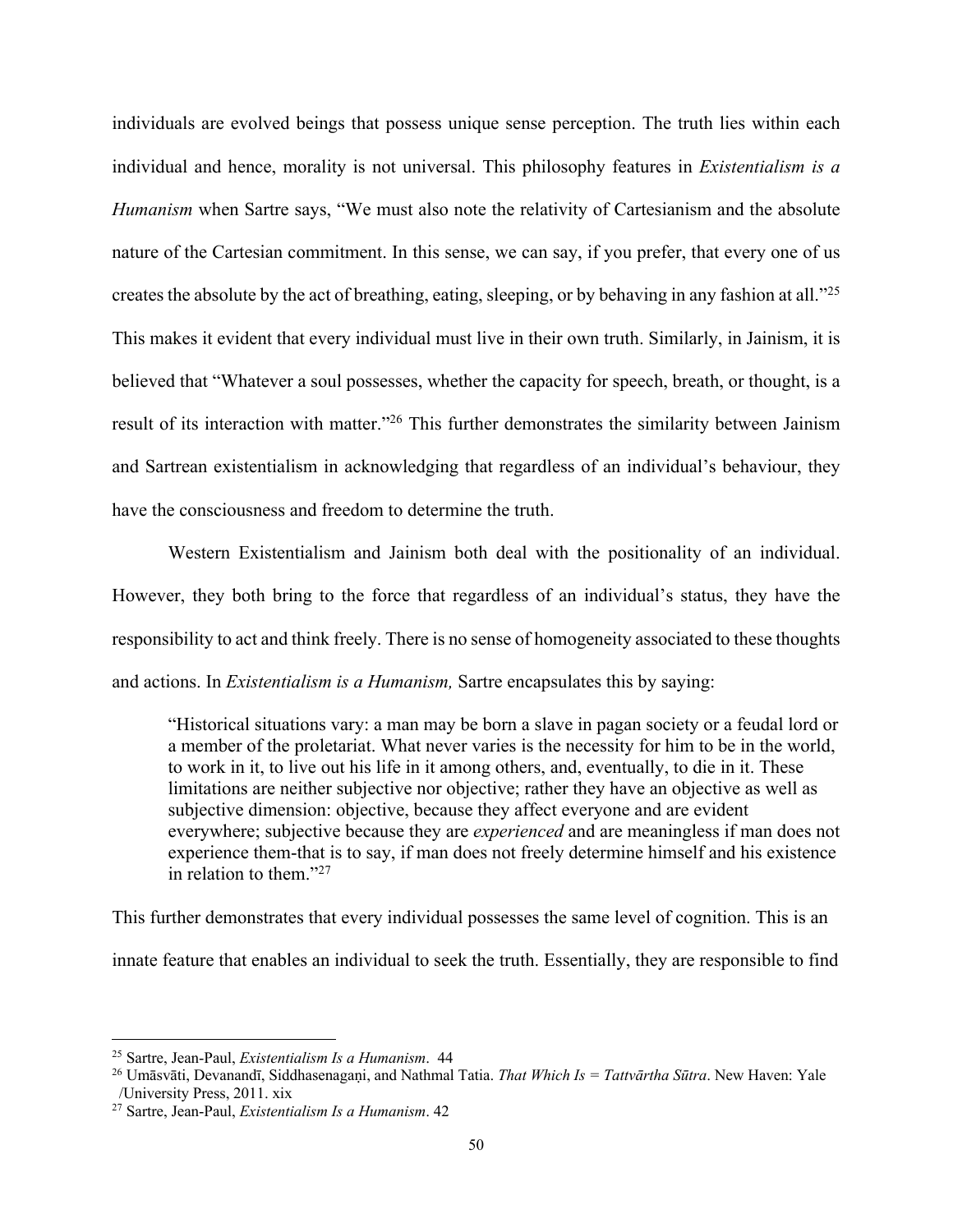individuals are evolved beings that possess unique sense perception. The truth lies within each individual and hence, morality is not universal. This philosophy features in *Existentialism is a Humanism* when Sartre says, "We must also note the relativity of Cartesianism and the absolute nature of the Cartesian commitment. In this sense, we can say, if you prefer, that every one of us creates the absolute by the act of breathing, eating, sleeping, or by behaving in any fashion at all."[25] This makes it evident that every individual must live in their own truth. Similarly, in Jainism, it is believed that "Whatever a soul possesses, whether the capacity for speech, breath, or thought, is a result of its interaction with matter."[26] This further demonstrates the similarity between Jainism and Sartrean existentialism in acknowledging that regardless of an individual's behaviour, they have the consciousness and freedom to determine the truth.

Western Existentialism and Jainism both deal with the positionality of an individual. However, they both bring to the force that regardless of an individual's status, they have the responsibility to act and think freely. There is no sense of homogeneity associated to these thoughts and actions. In *Existentialism is a Humanism,* Sartre encapsulates this by saying:

> "Historical situations vary: a man may be born a slave in pagan society or a feudal lord or a member of the proletariat. What never varies is the necessity for him to be in the world, to work in it, to live out his life in it among others, and, eventually, to die in it. These limitations are neither subjective nor objective; rather they have an objective as well as subjective dimension: objective, because they affect everyone and are evident everywhere; subjective because they are *experienced* and are meaningless if man does not experience them-that is to say, if man does not freely determine himself and his existence in relation to them."[27]

This further demonstrates that every individual possesses the same level of cognition. This is an innate feature that enables an individual to seek the truth. Essentially, they are responsible to find

---

[25] Sartre, Jean-Paul, *Existentialism Is a Humanism*. 44

[26] Umāsvāti, Devanandī, Siddhasenagaṇi, and Nathmal Tatia. *That Which Is = Tattvārtha Sūtra*. New Haven: Yale /University Press, 2011. xix

[27] Sartre, Jean-Paul, *Existentialism Is a Humanism*. 42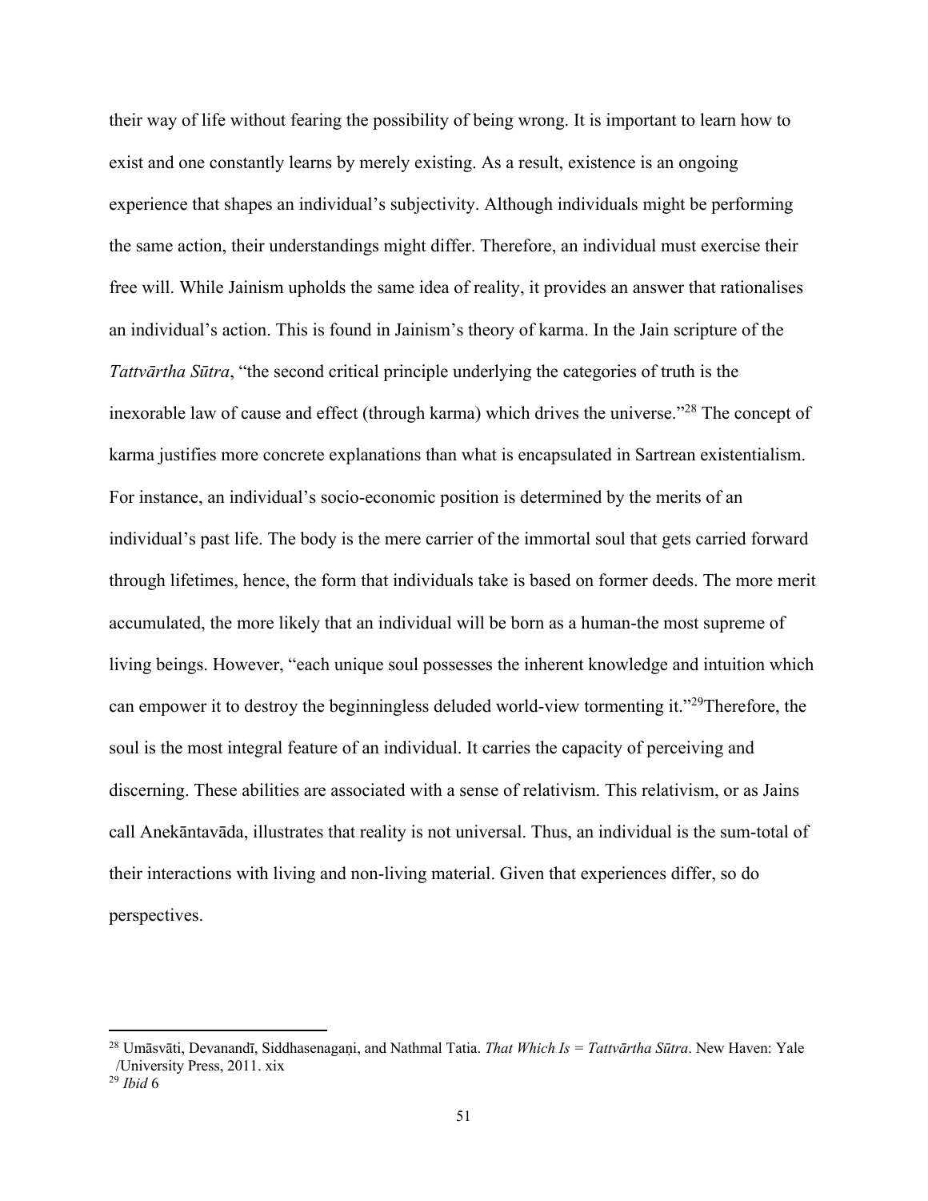their way of life without fearing the possibility of being wrong. It is important to learn how to exist and one constantly learns by merely existing. As a result, existence is an ongoing experience that shapes an individual's subjectivity. Although individuals might be performing the same action, their understandings might differ. Therefore, an individual must exercise their free will. While Jainism upholds the same idea of reality, it provides an answer that rationalises an individual's action. This is found in Jainism's theory of karma. In the Jain scripture of the *Tattvārtha Sūtra*, "the second critical principle underlying the categories of truth is the inexorable law of cause and effect (through karma) which drives the universe."[28] The concept of karma justifies more concrete explanations than what is encapsulated in Sartrean existentialism. For instance, an individual's socio-economic position is determined by the merits of an individual's past life. The body is the mere carrier of the immortal soul that gets carried forward through lifetimes, hence, the form that individuals take is based on former deeds. The more merit accumulated, the more likely that an individual will be born as a human-the most supreme of living beings. However, "each unique soul possesses the inherent knowledge and intuition which can empower it to destroy the beginningless deluded world-view tormenting it."[29]Therefore, the soul is the most integral feature of an individual. It carries the capacity of perceiving and discerning. These abilities are associated with a sense of relativism. This relativism, or as Jains call Anekāntavāda, illustrates that reality is not universal. Thus, an individual is the sum-total of their interactions with living and non-living material. Given that experiences differ, so do perspectives.

---

[28] Umāsvāti, Devanandī, Siddhasenagaṇi, and Nathmal Tatia. *That Which Is = Tattvārtha Sūtra*. New Haven: Yale /University Press, 2011. xix

[29] *Ibid* 6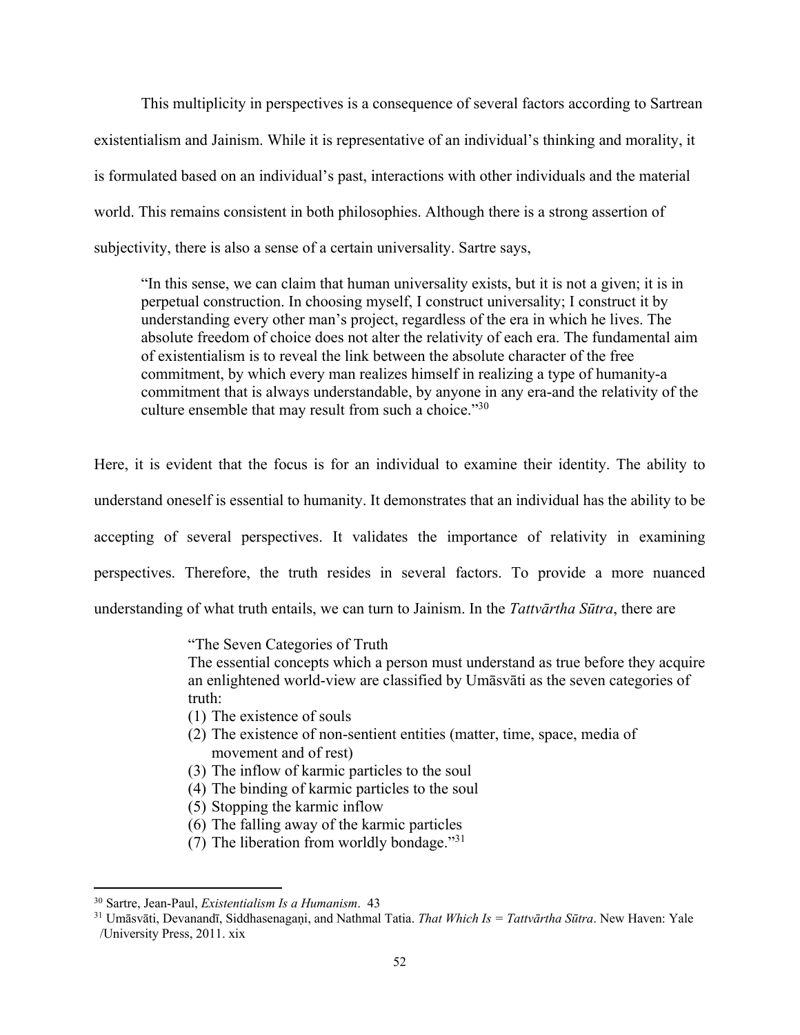This multiplicity in perspectives is a consequence of several factors according to Sartrean existentialism and Jainism. While it is representative of an individual's thinking and morality, it is formulated based on an individual's past, interactions with other individuals and the material world. This remains consistent in both philosophies. Although there is a strong assertion of subjectivity, there is also a sense of a certain universality. Sartre says,

> "In this sense, we can claim that human universality exists, but it is not a given; it is in perpetual construction. In choosing myself, I construct universality; I construct it by understanding every other man's project, regardless of the era in which he lives. The absolute freedom of choice does not alter the relativity of each era. The fundamental aim of existentialism is to reveal the link between the absolute character of the free commitment, by which every man realizes himself in realizing a type of humanity-a commitment that is always understandable, by anyone in any era-and the relativity of the culture ensemble that may result from such a choice."[30]

Here, it is evident that the focus is for an individual to examine their identity. The ability to understand oneself is essential to humanity. It demonstrates that an individual has the ability to be accepting of several perspectives. It validates the importance of relativity in examining perspectives. Therefore, the truth resides in several factors. To provide a more nuanced understanding of what truth entails, we can turn to Jainism. In the *Tattvārtha Sūtra*, there are

> "The Seven Categories of Truth
> The essential concepts which a person must understand as true before they acquire an enlightened world-view are classified by Umāsvāti as the seven categories of truth:
> (1) The existence of souls
> (2) The existence of non-sentient entities (matter, time, space, media of movement and of rest)
> (3) The inflow of karmic particles to the soul
> (4) The binding of karmic particles to the soul
> (5) Stopping the karmic inflow
> (6) The falling away of the karmic particles
> (7) The liberation from worldly bondage."[31]

---

[30] Sartre, Jean-Paul, *Existentialism Is a Humanism*. 43

[31] Umāsvāti, Devanandī, Siddhasenagaṇi, and Nathmal Tatia. *That Which Is = Tattvārtha Sūtra*. New Haven: Yale /University Press, 2011. xix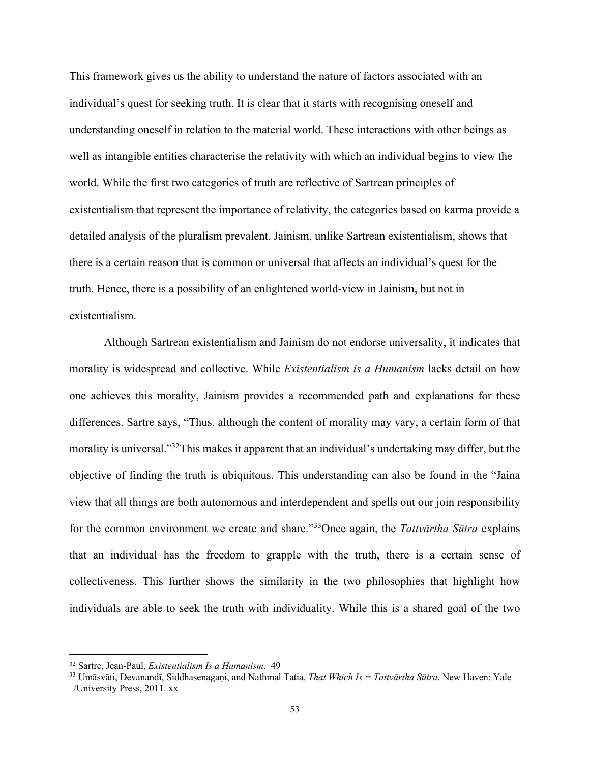This framework gives us the ability to understand the nature of factors associated with an individual's quest for seeking truth. It is clear that it starts with recognising oneself and understanding oneself in relation to the material world. These interactions with other beings as well as intangible entities characterise the relativity with which an individual begins to view the world. While the first two categories of truth are reflective of Sartrean principles of existentialism that represent the importance of relativity, the categories based on karma provide a detailed analysis of the pluralism prevalent. Jainism, unlike Sartrean existentialism, shows that there is a certain reason that is common or universal that affects an individual's quest for the truth. Hence, there is a possibility of an enlightened world-view in Jainism, but not in existentialism.

Although Sartrean existentialism and Jainism do not endorse universality, it indicates that morality is widespread and collective. While *Existentialism is a Humanism* lacks detail on how one achieves this morality, Jainism provides a recommended path and explanations for these differences. Sartre says, "Thus, although the content of morality may vary, a certain form of that morality is universal."[32]This makes it apparent that an individual's undertaking may differ, but the objective of finding the truth is ubiquitous. This understanding can also be found in the "Jaina view that all things are both autonomous and interdependent and spells out our join responsibility for the common environment we create and share."[33]Once again, the *Tattvārtha Sūtra* explains that an individual has the freedom to grapple with the truth, there is a certain sense of collectiveness. This further shows the similarity in the two philosophies that highlight how individuals are able to seek the truth with individuality. While this is a shared goal of the two

---

[32] Sartre, Jean-Paul, *Existentialism Is a Humanism*. 49

[33] Umāsvāti, Devanandī, Siddhasenagaṇi, and Nathmal Tatia. *That Which Is = Tattvārtha Sūtra*. New Haven: Yale /University Press, 2011. xx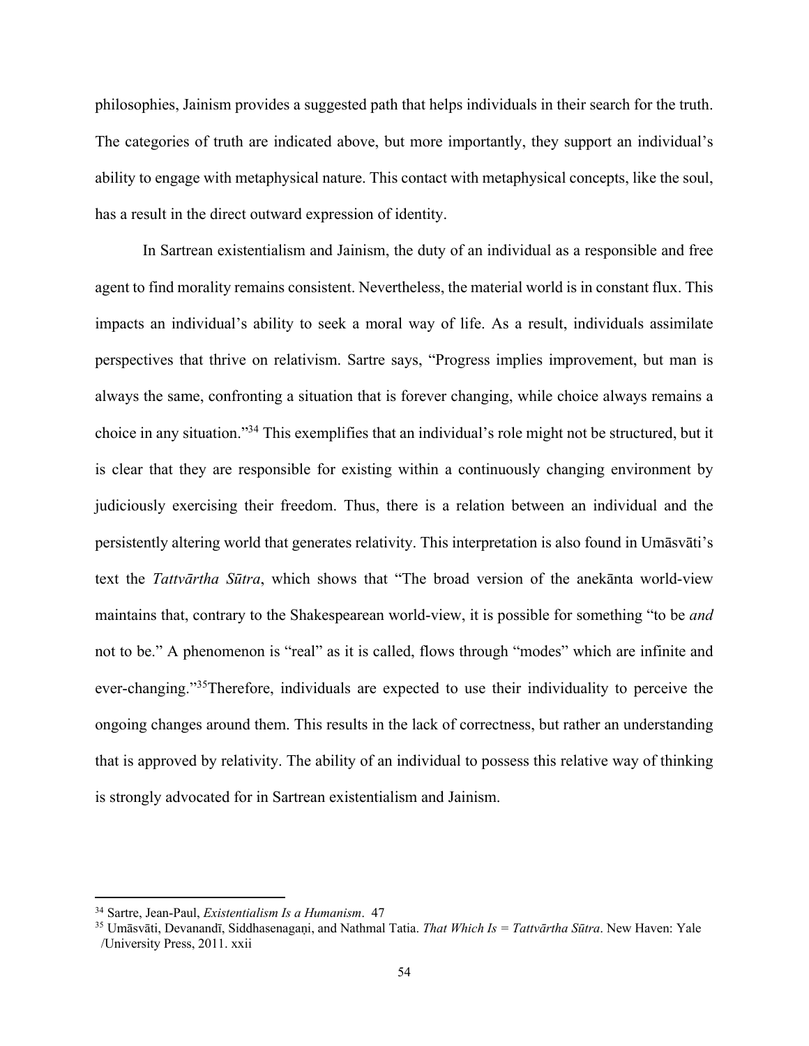philosophies, Jainism provides a suggested path that helps individuals in their search for the truth. The categories of truth are indicated above, but more importantly, they support an individual's ability to engage with metaphysical nature. This contact with metaphysical concepts, like the soul, has a result in the direct outward expression of identity.

In Sartrean existentialism and Jainism, the duty of an individual as a responsible and free agent to find morality remains consistent. Nevertheless, the material world is in constant flux. This impacts an individual's ability to seek a moral way of life. As a result, individuals assimilate perspectives that thrive on relativism. Sartre says, "Progress implies improvement, but man is always the same, confronting a situation that is forever changing, while choice always remains a choice in any situation."[34] This exemplifies that an individual's role might not be structured, but it is clear that they are responsible for existing within a continuously changing environment by judiciously exercising their freedom. Thus, there is a relation between an individual and the persistently altering world that generates relativity. This interpretation is also found in Umāsvāti's text the *Tattvārtha Sūtra*, which shows that "The broad version of the anekānta world-view maintains that, contrary to the Shakespearean world-view, it is possible for something "to be *and* not to be." A phenomenon is "real" as it is called, flows through "modes" which are infinite and ever-changing."[35]Therefore, individuals are expected to use their individuality to perceive the ongoing changes around them. This results in the lack of correctness, but rather an understanding that is approved by relativity. The ability of an individual to possess this relative way of thinking is strongly advocated for in Sartrean existentialism and Jainism.

---

[34] Sartre, Jean-Paul, *Existentialism Is a Humanism*. 47

[35] Umāsvāti, Devanandī, Siddhasenagaṇi, and Nathmal Tatia. *That Which Is = Tattvārtha Sūtra*. New Haven: Yale /University Press, 2011. xxii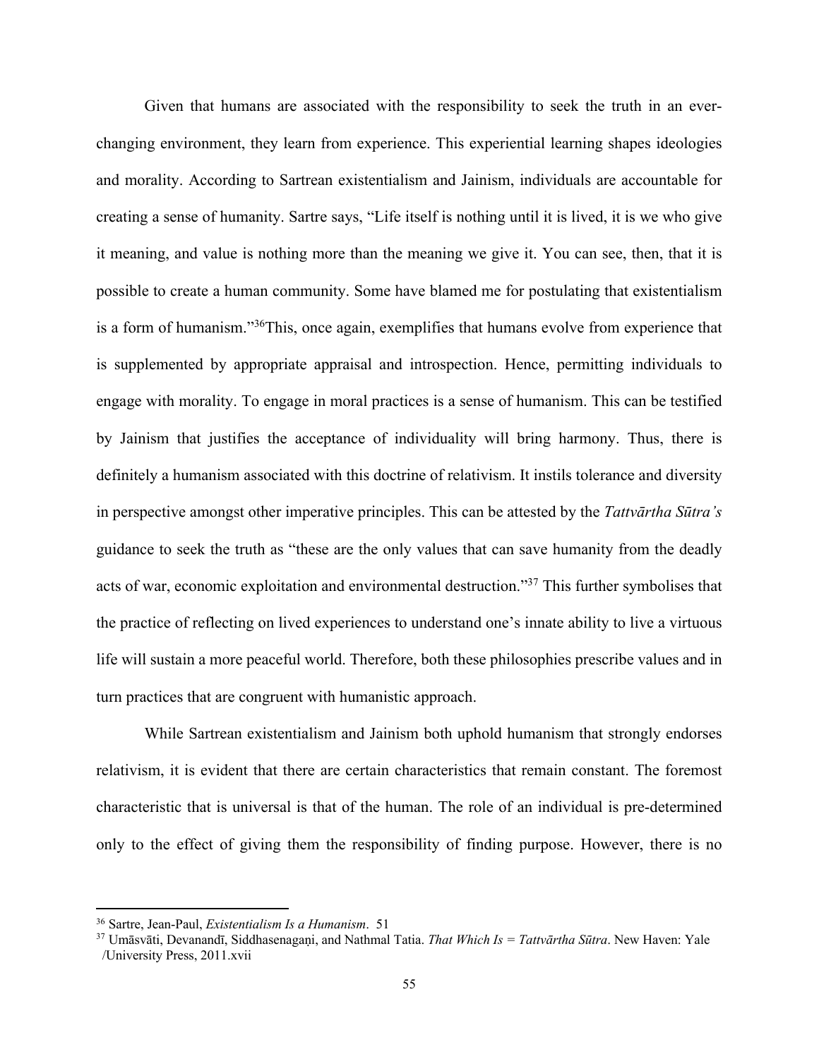Given that humans are associated with the responsibility to seek the truth in an ever-changing environment, they learn from experience. This experiential learning shapes ideologies and morality. According to Sartrean existentialism and Jainism, individuals are accountable for creating a sense of humanity. Sartre says, "Life itself is nothing until it is lived, it is we who give it meaning, and value is nothing more than the meaning we give it. You can see, then, that it is possible to create a human community. Some have blamed me for postulating that existentialism is a form of humanism."[36]This, once again, exemplifies that humans evolve from experience that is supplemented by appropriate appraisal and introspection. Hence, permitting individuals to engage with morality. To engage in moral practices is a sense of humanism. This can be testified by Jainism that justifies the acceptance of individuality will bring harmony. Thus, there is definitely a humanism associated with this doctrine of relativism. It instils tolerance and diversity in perspective amongst other imperative principles. This can be attested by the *Tattvārtha Sūtra's* guidance to seek the truth as "these are the only values that can save humanity from the deadly acts of war, economic exploitation and environmental destruction."[37] This further symbolises that the practice of reflecting on lived experiences to understand one's innate ability to live a virtuous life will sustain a more peaceful world. Therefore, both these philosophies prescribe values and in turn practices that are congruent with humanistic approach.

While Sartrean existentialism and Jainism both uphold humanism that strongly endorses relativism, it is evident that there are certain characteristics that remain constant. The foremost characteristic that is universal is that of the human. The role of an individual is pre-determined only to the effect of giving them the responsibility of finding purpose. However, there is no

---

[36] Sartre, Jean-Paul, *Existentialism Is a Humanism*. 51

[37] Umāsvāti, Devanandī, Siddhasenagaṇi, and Nathmal Tatia. *That Which Is = Tattvārtha Sūtra*. New Haven: Yale /University Press, 2011.xvii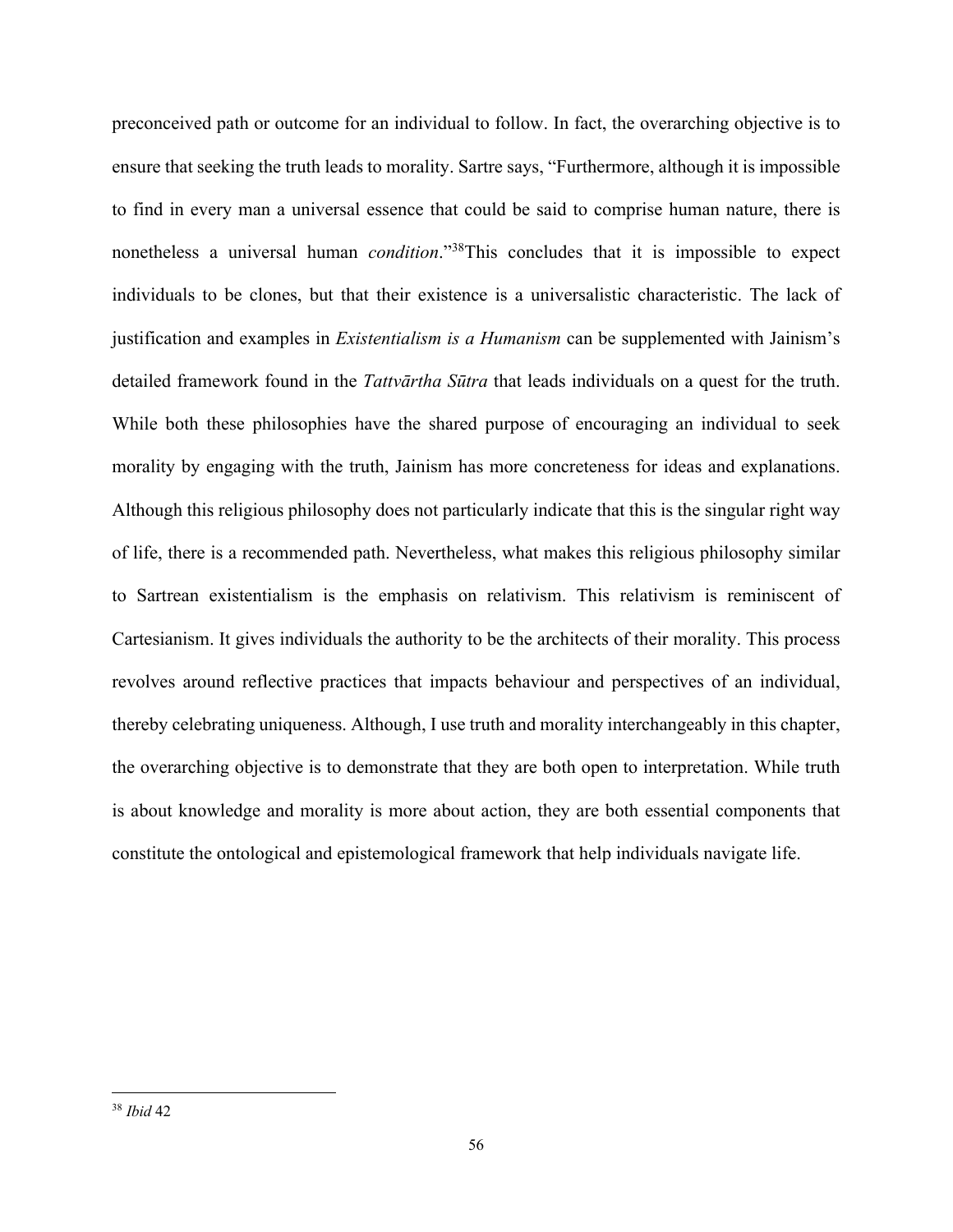preconceived path or outcome for an individual to follow. In fact, the overarching objective is to ensure that seeking the truth leads to morality. Sartre says, "Furthermore, although it is impossible to find in every man a universal essence that could be said to comprise human nature, there is nonetheless a universal human *condition*."[38]This concludes that it is impossible to expect individuals to be clones, but that their existence is a universalistic characteristic. The lack of justification and examples in *Existentialism is a Humanism* can be supplemented with Jainism's detailed framework found in the *Tattvārtha Sūtra* that leads individuals on a quest for the truth. While both these philosophies have the shared purpose of encouraging an individual to seek morality by engaging with the truth, Jainism has more concreteness for ideas and explanations. Although this religious philosophy does not particularly indicate that this is the singular right way of life, there is a recommended path. Nevertheless, what makes this religious philosophy similar to Sartrean existentialism is the emphasis on relativism. This relativism is reminiscent of Cartesianism. It gives individuals the authority to be the architects of their morality. This process revolves around reflective practices that impacts behaviour and perspectives of an individual, thereby celebrating uniqueness. Although, I use truth and morality interchangeably in this chapter, the overarching objective is to demonstrate that they are both open to interpretation. While truth is about knowledge and morality is more about action, they are both essential components that constitute the ontological and epistemological framework that help individuals navigate life.

---

[38] *Ibid* 42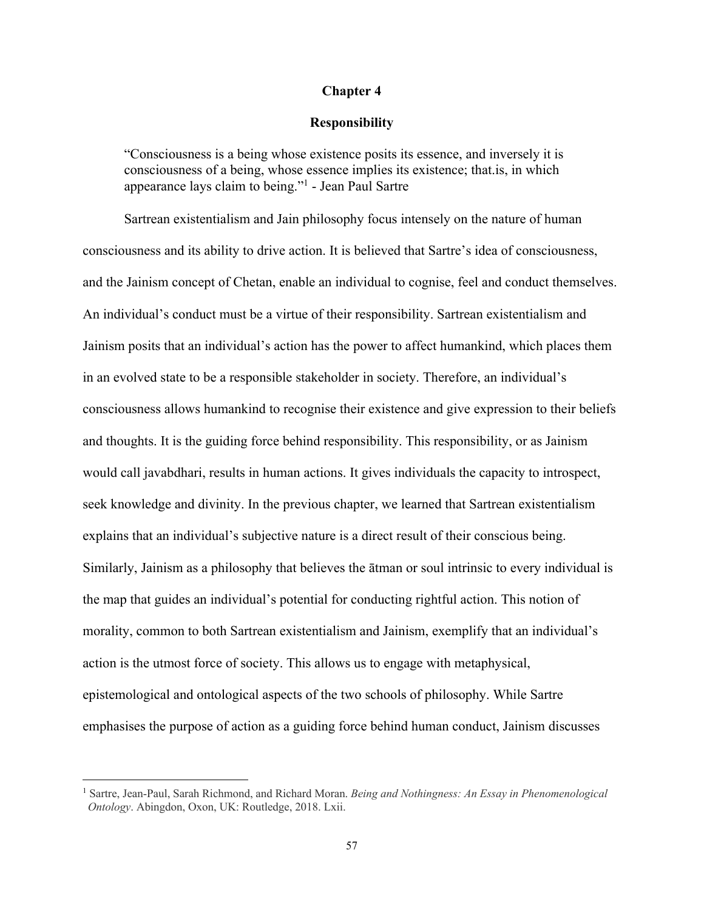# Chapter 4

## Responsibility

> "Consciousness is a being whose existence posits its essence, and inversely it is consciousness of a being, whose essence implies its existence; that.is, in which appearance lays claim to being."[1] - Jean Paul Sartre

Sartrean existentialism and Jain philosophy focus intensely on the nature of human consciousness and its ability to drive action. It is believed that Sartre's idea of consciousness, and the Jainism concept of Chetan, enable an individual to cognise, feel and conduct themselves. An individual's conduct must be a virtue of their responsibility. Sartrean existentialism and Jainism posits that an individual's action has the power to affect humankind, which places them in an evolved state to be a responsible stakeholder in society. Therefore, an individual's consciousness allows humankind to recognise their existence and give expression to their beliefs and thoughts. It is the guiding force behind responsibility. This responsibility, or as Jainism would call javabdhari, results in human actions. It gives individuals the capacity to introspect, seek knowledge and divinity. In the previous chapter, we learned that Sartrean existentialism explains that an individual's subjective nature is a direct result of their conscious being. Similarly, Jainism as a philosophy that believes the ātman or soul intrinsic to every individual is the map that guides an individual's potential for conducting rightful action. This notion of morality, common to both Sartrean existentialism and Jainism, exemplify that an individual's action is the utmost force of society. This allows us to engage with metaphysical, epistemological and ontological aspects of the two schools of philosophy. While Sartre emphasises the purpose of action as a guiding force behind human conduct, Jainism discusses

---

[1] Sartre, Jean-Paul, Sarah Richmond, and Richard Moran. *Being and Nothingness: An Essay in Phenomenological Ontology*. Abingdon, Oxon, UK: Routledge, 2018. Lxii.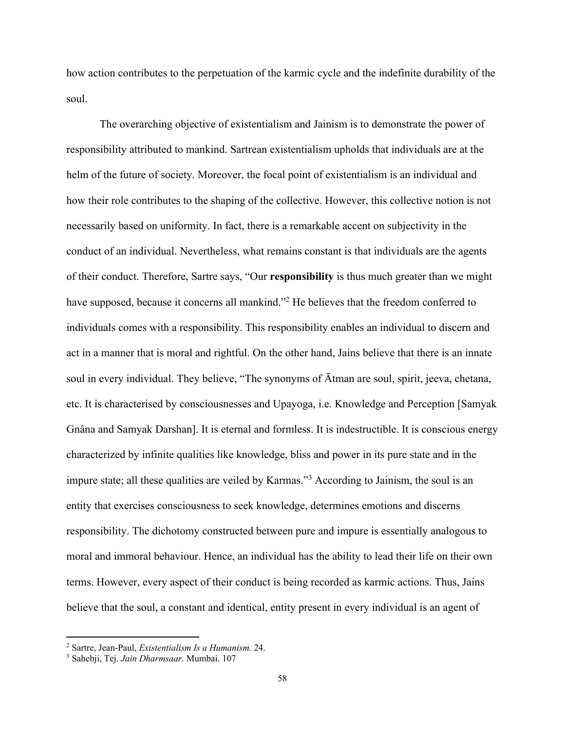how action contributes to the perpetuation of the karmic cycle and the indefinite durability of the soul.

The overarching objective of existentialism and Jainism is to demonstrate the power of responsibility attributed to mankind. Sartrean existentialism upholds that individuals are at the helm of the future of society. Moreover, the focal point of existentialism is an individual and how their role contributes to the shaping of the collective. However, this collective notion is not necessarily based on uniformity. In fact, there is a remarkable accent on subjectivity in the conduct of an individual. Nevertheless, what remains constant is that individuals are the agents of their conduct. Therefore, Sartre says, "Our **responsibility** is thus much greater than we might have supposed, because it concerns all mankind."[2] He believes that the freedom conferred to individuals comes with a responsibility. This responsibility enables an individual to discern and act in a manner that is moral and rightful. On the other hand, Jains believe that there is an innate soul in every individual. They believe, "The synonyms of Ātman are soul, spirit, jeeva, chetana, etc. It is characterised by consciousnesses and Upayoga, i.e. Knowledge and Perception [Samyak Gnâna and Samyak Darshan]. It is eternal and formless. It is indestructible. It is conscious energy characterized by infinite qualities like knowledge, bliss and power in its pure state and in the impure state; all these qualities are veiled by Karmas."[3] According to Jainism, the soul is an entity that exercises consciousness to seek knowledge, determines emotions and discerns responsibility. The dichotomy constructed between pure and impure is essentially analogous to moral and immoral behaviour. Hence, an individual has the ability to lead their life on their own terms. However, every aspect of their conduct is being recorded as karmic actions. Thus, Jains believe that the soul, a constant and identical, entity present in every individual is an agent of

---

[2] Sartre, Jean-Paul, *Existentialism Is a Humanism.* 24.

[3] Sahebji, Tej. *Jain Dharmsaar*. Mumbai. 107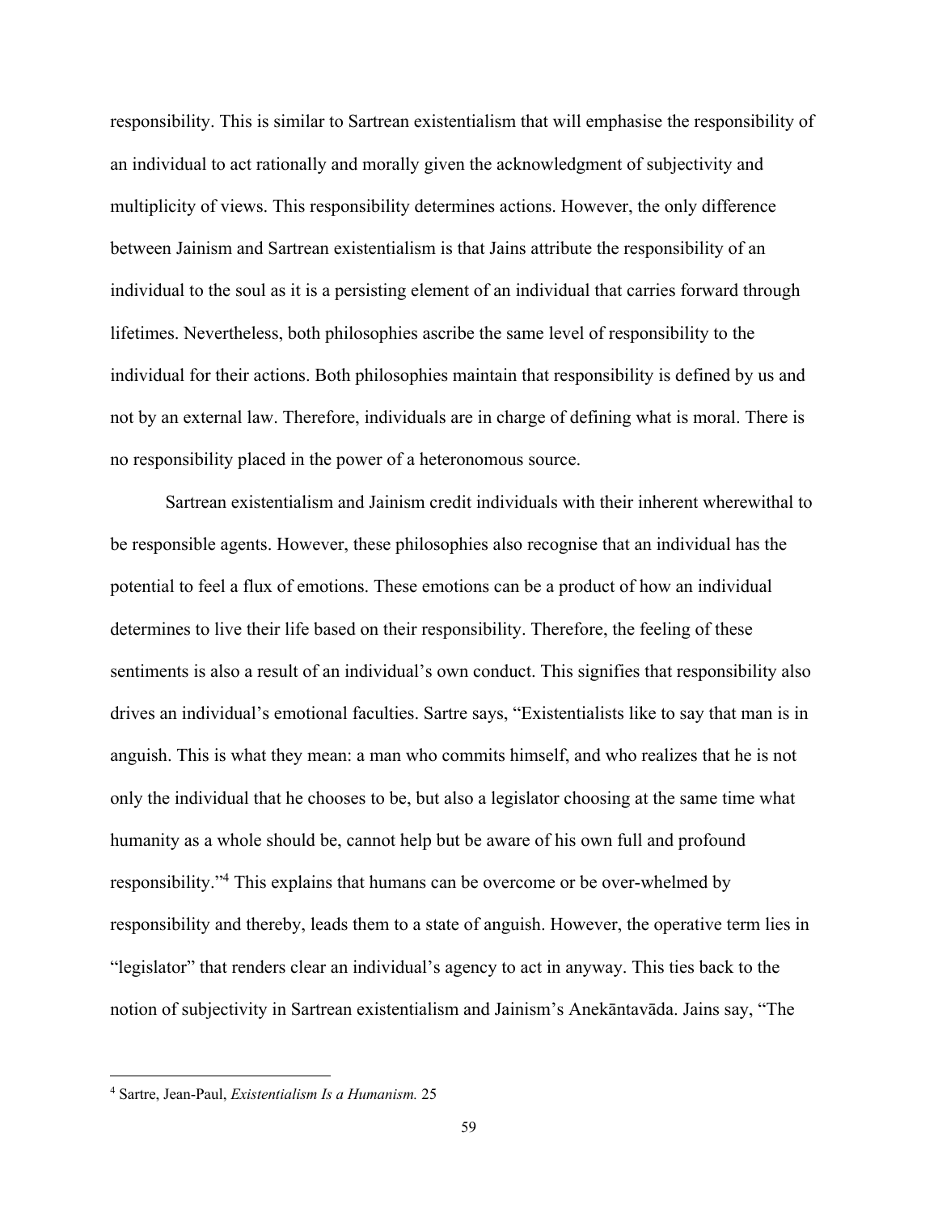responsibility. This is similar to Sartrean existentialism that will emphasise the responsibility of an individual to act rationally and morally given the acknowledgment of subjectivity and multiplicity of views. This responsibility determines actions. However, the only difference between Jainism and Sartrean existentialism is that Jains attribute the responsibility of an individual to the soul as it is a persisting element of an individual that carries forward through lifetimes. Nevertheless, both philosophies ascribe the same level of responsibility to the individual for their actions. Both philosophies maintain that responsibility is defined by us and not by an external law. Therefore, individuals are in charge of defining what is moral. There is no responsibility placed in the power of a heteronomous source.

Sartrean existentialism and Jainism credit individuals with their inherent wherewithal to be responsible agents. However, these philosophies also recognise that an individual has the potential to feel a flux of emotions. These emotions can be a product of how an individual determines to live their life based on their responsibility. Therefore, the feeling of these sentiments is also a result of an individual's own conduct. This signifies that responsibility also drives an individual's emotional faculties. Sartre says, "Existentialists like to say that man is in anguish. This is what they mean: a man who commits himself, and who realizes that he is not only the individual that he chooses to be, but also a legislator choosing at the same time what humanity as a whole should be, cannot help but be aware of his own full and profound responsibility."[4] This explains that humans can be overcome or be over-whelmed by responsibility and thereby, leads them to a state of anguish. However, the operative term lies in "legislator" that renders clear an individual's agency to act in anyway. This ties back to the notion of subjectivity in Sartrean existentialism and Jainism's Anekāntavāda. Jains say, "The

---

[4] Sartre, Jean-Paul, *Existentialism Is a Humanism.* 25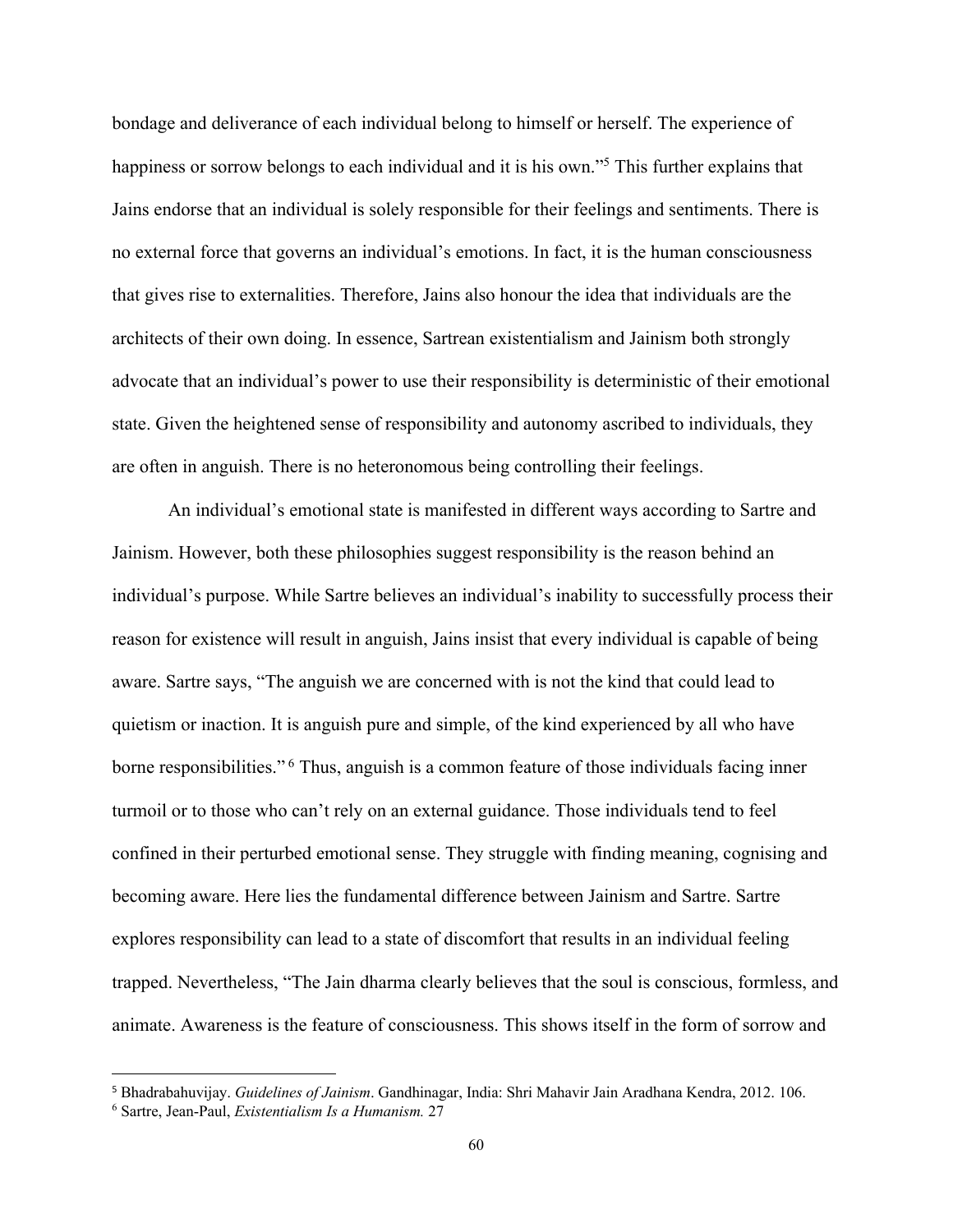bondage and deliverance of each individual belong to himself or herself. The experience of happiness or sorrow belongs to each individual and it is his own."[5] This further explains that Jains endorse that an individual is solely responsible for their feelings and sentiments. There is no external force that governs an individual's emotions. In fact, it is the human consciousness that gives rise to externalities. Therefore, Jains also honour the idea that individuals are the architects of their own doing. In essence, Sartrean existentialism and Jainism both strongly advocate that an individual's power to use their responsibility is deterministic of their emotional state. Given the heightened sense of responsibility and autonomy ascribed to individuals, they are often in anguish. There is no heteronomous being controlling their feelings.

An individual's emotional state is manifested in different ways according to Sartre and Jainism. However, both these philosophies suggest responsibility is the reason behind an individual's purpose. While Sartre believes an individual's inability to successfully process their reason for existence will result in anguish, Jains insist that every individual is capable of being aware. Sartre says, "The anguish we are concerned with is not the kind that could lead to quietism or inaction. It is anguish pure and simple, of the kind experienced by all who have borne responsibilities."[6] Thus, anguish is a common feature of those individuals facing inner turmoil or to those who can't rely on an external guidance. Those individuals tend to feel confined in their perturbed emotional sense. They struggle with finding meaning, cognising and becoming aware. Here lies the fundamental difference between Jainism and Sartre. Sartre explores responsibility can lead to a state of discomfort that results in an individual feeling trapped. Nevertheless, "The Jain dharma clearly believes that the soul is conscious, formless, and animate. Awareness is the feature of consciousness. This shows itself in the form of sorrow and

[5] Bhadrabahuvijay. *Guidelines of Jainism*. Gandhinagar, India: Shri Mahavir Jain Aradhana Kendra, 2012. 106.

[6] Sartre, Jean-Paul, *Existentialism Is a Humanism.* 27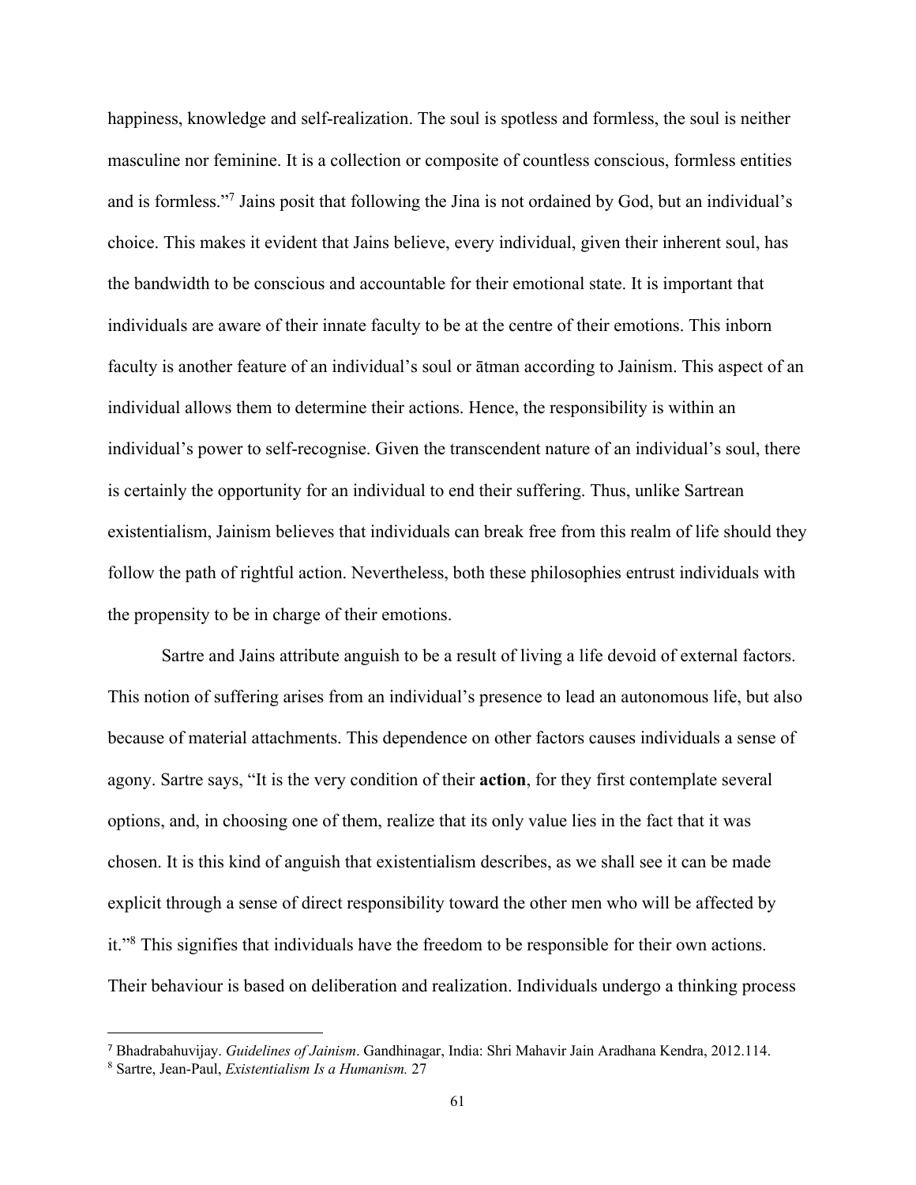happiness, knowledge and self-realization. The soul is spotless and formless, the soul is neither masculine nor feminine. It is a collection or composite of countless conscious, formless entities and is formless."[7] Jains posit that following the Jina is not ordained by God, but an individual's choice. This makes it evident that Jains believe, every individual, given their inherent soul, has the bandwidth to be conscious and accountable for their emotional state. It is important that individuals are aware of their innate faculty to be at the centre of their emotions. This inborn faculty is another feature of an individual's soul or ātman according to Jainism. This aspect of an individual allows them to determine their actions. Hence, the responsibility is within an individual's power to self-recognise. Given the transcendent nature of an individual's soul, there is certainly the opportunity for an individual to end their suffering. Thus, unlike Sartrean existentialism, Jainism believes that individuals can break free from this realm of life should they follow the path of rightful action. Nevertheless, both these philosophies entrust individuals with the propensity to be in charge of their emotions.

Sartre and Jains attribute anguish to be a result of living a life devoid of external factors. This notion of suffering arises from an individual's presence to lead an autonomous life, but also because of material attachments. This dependence on other factors causes individuals a sense of agony. Sartre says, "It is the very condition of their **action**, for they first contemplate several options, and, in choosing one of them, realize that its only value lies in the fact that it was chosen. It is this kind of anguish that existentialism describes, as we shall see it can be made explicit through a sense of direct responsibility toward the other men who will be affected by it."[8] This signifies that individuals have the freedom to be responsible for their own actions. Their behaviour is based on deliberation and realization. Individuals undergo a thinking process

---

[7] Bhadrabahuvijay. *Guidelines of Jainism*. Gandhinagar, India: Shri Mahavir Jain Aradhana Kendra, 2012.114.

[8] Sartre, Jean-Paul, *Existentialism Is a Humanism.* 27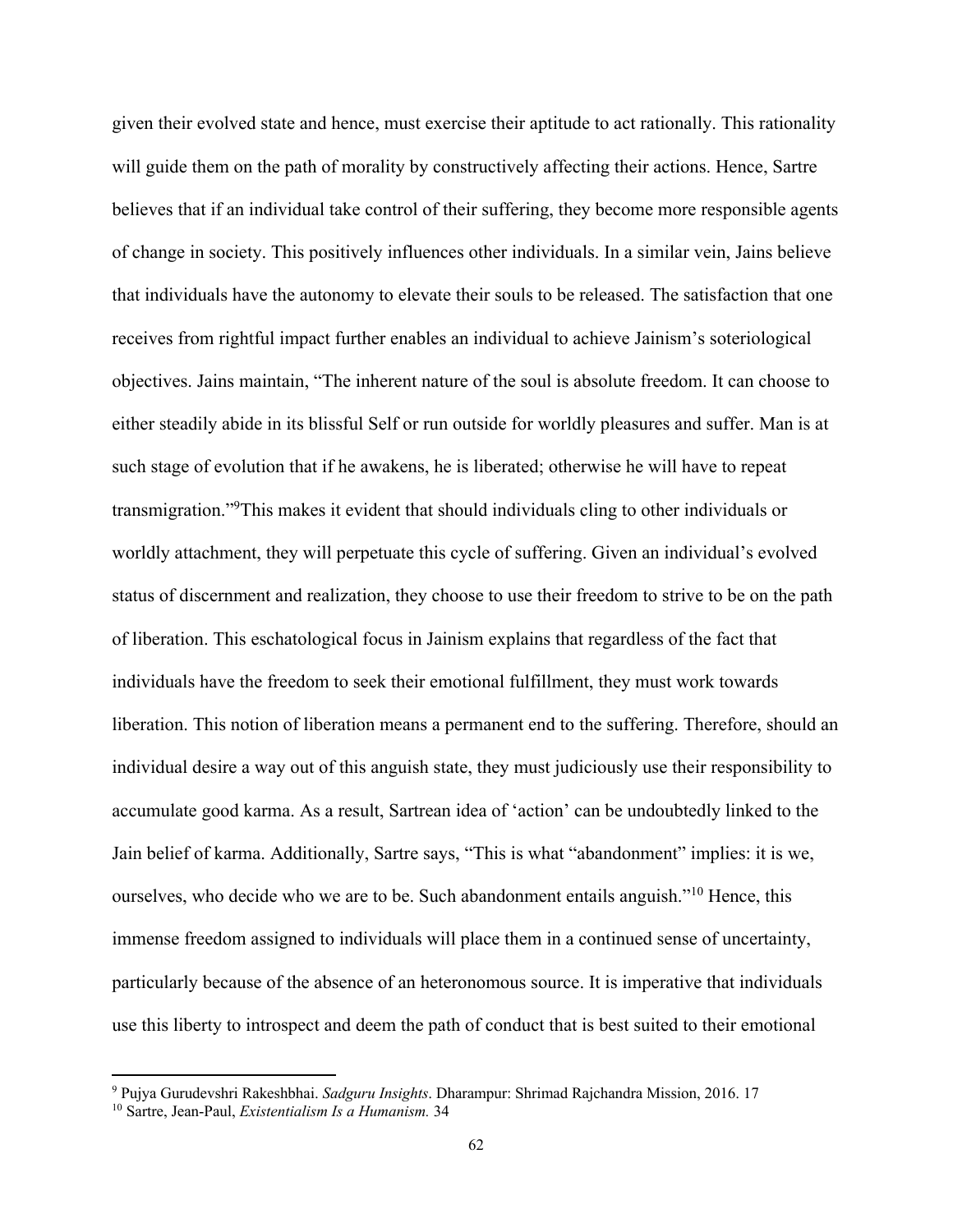given their evolved state and hence, must exercise their aptitude to act rationally. This rationality will guide them on the path of morality by constructively affecting their actions. Hence, Sartre believes that if an individual take control of their suffering, they become more responsible agents of change in society. This positively influences other individuals. In a similar vein, Jains believe that individuals have the autonomy to elevate their souls to be released. The satisfaction that one receives from rightful impact further enables an individual to achieve Jainism's soteriological objectives. Jains maintain, "The inherent nature of the soul is absolute freedom. It can choose to either steadily abide in its blissful Self or run outside for worldly pleasures and suffer. Man is at such stage of evolution that if he awakens, he is liberated; otherwise he will have to repeat transmigration."[9]This makes it evident that should individuals cling to other individuals or worldly attachment, they will perpetuate this cycle of suffering. Given an individual's evolved status of discernment and realization, they choose to use their freedom to strive to be on the path of liberation. This eschatological focus in Jainism explains that regardless of the fact that individuals have the freedom to seek their emotional fulfillment, they must work towards liberation. This notion of liberation means a permanent end to the suffering. Therefore, should an individual desire a way out of this anguish state, they must judiciously use their responsibility to accumulate good karma. As a result, Sartrean idea of 'action' can be undoubtedly linked to the Jain belief of karma. Additionally, Sartre says, "This is what "abandonment" implies: it is we, ourselves, who decide who we are to be. Such abandonment entails anguish."[10] Hence, this immense freedom assigned to individuals will place them in a continued sense of uncertainty, particularly because of the absence of an heteronomous source. It is imperative that individuals use this liberty to introspect and deem the path of conduct that is best suited to their emotional

---

[9] Pujya Gurudevshri Rakeshbhai. *Sadguru Insights*. Dharampur: Shrimad Rajchandra Mission, 2016. 17

[10] Sartre, Jean-Paul, *Existentialism Is a Humanism.* 34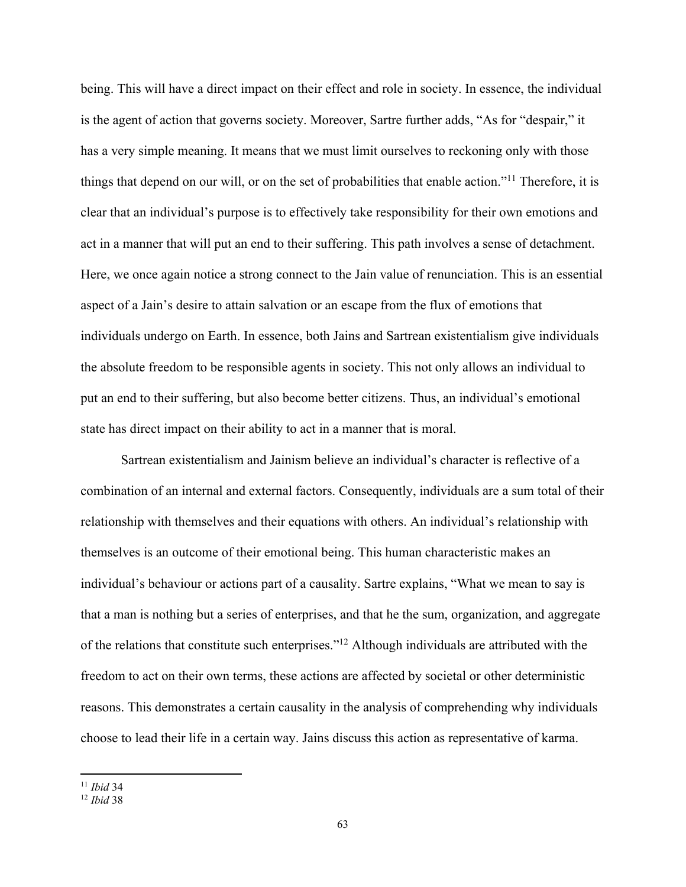being. This will have a direct impact on their effect and role in society. In essence, the individual is the agent of action that governs society. Moreover, Sartre further adds, "As for "despair," it has a very simple meaning. It means that we must limit ourselves to reckoning only with those things that depend on our will, or on the set of probabilities that enable action."[11] Therefore, it is clear that an individual's purpose is to effectively take responsibility for their own emotions and act in a manner that will put an end to their suffering. This path involves a sense of detachment. Here, we once again notice a strong connect to the Jain value of renunciation. This is an essential aspect of a Jain's desire to attain salvation or an escape from the flux of emotions that individuals undergo on Earth. In essence, both Jains and Sartrean existentialism give individuals the absolute freedom to be responsible agents in society. This not only allows an individual to put an end to their suffering, but also become better citizens. Thus, an individual's emotional state has direct impact on their ability to act in a manner that is moral.

Sartrean existentialism and Jainism believe an individual's character is reflective of a combination of an internal and external factors. Consequently, individuals are a sum total of their relationship with themselves and their equations with others. An individual's relationship with themselves is an outcome of their emotional being. This human characteristic makes an individual's behaviour or actions part of a causality. Sartre explains, "What we mean to say is that a man is nothing but a series of enterprises, and that he the sum, organization, and aggregate of the relations that constitute such enterprises."[12] Although individuals are attributed with the freedom to act on their own terms, these actions are affected by societal or other deterministic reasons. This demonstrates a certain causality in the analysis of comprehending why individuals choose to lead their life in a certain way. Jains discuss this action as representative of karma.

---

[11] *Ibid* 34

[12] *Ibid* 38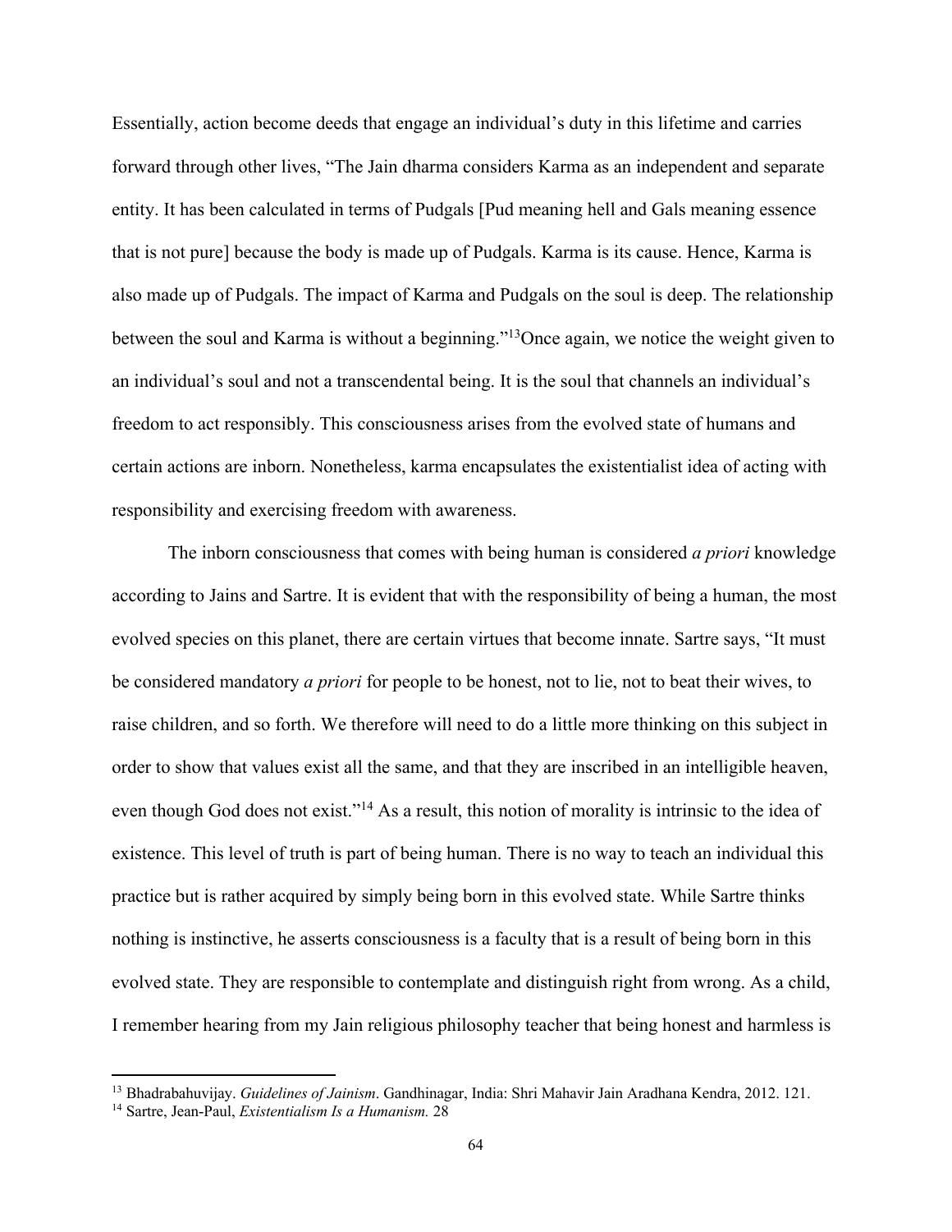Essentially, action become deeds that engage an individual's duty in this lifetime and carries forward through other lives, "The Jain dharma considers Karma as an independent and separate entity. It has been calculated in terms of Pudgals [Pud meaning hell and Gals meaning essence that is not pure] because the body is made up of Pudgals. Karma is its cause. Hence, Karma is also made up of Pudgals. The impact of Karma and Pudgals on the soul is deep. The relationship between the soul and Karma is without a beginning."[13] Once again, we notice the weight given to an individual's soul and not a transcendental being. It is the soul that channels an individual's freedom to act responsibly. This consciousness arises from the evolved state of humans and certain actions are inborn. Nonetheless, karma encapsulates the existentialist idea of acting with responsibility and exercising freedom with awareness.

The inborn consciousness that comes with being human is considered *a priori* knowledge according to Jains and Sartre. It is evident that with the responsibility of being a human, the most evolved species on this planet, there are certain virtues that become innate. Sartre says, "It must be considered mandatory *a priori* for people to be honest, not to lie, not to beat their wives, to raise children, and so forth. We therefore will need to do a little more thinking on this subject in order to show that values exist all the same, and that they are inscribed in an intelligible heaven, even though God does not exist."[14] As a result, this notion of morality is intrinsic to the idea of existence. This level of truth is part of being human. There is no way to teach an individual this practice but is rather acquired by simply being born in this evolved state. While Sartre thinks nothing is instinctive, he asserts consciousness is a faculty that is a result of being born in this evolved state. They are responsible to contemplate and distinguish right from wrong. As a child, I remember hearing from my Jain religious philosophy teacher that being honest and harmless is

---

[13] Bhadrabahuvijay. *Guidelines of Jainism*. Gandhinagar, India: Shri Mahavir Jain Aradhana Kendra, 2012. 121.

[14] Sartre, Jean-Paul, *Existentialism Is a Humanism.* 28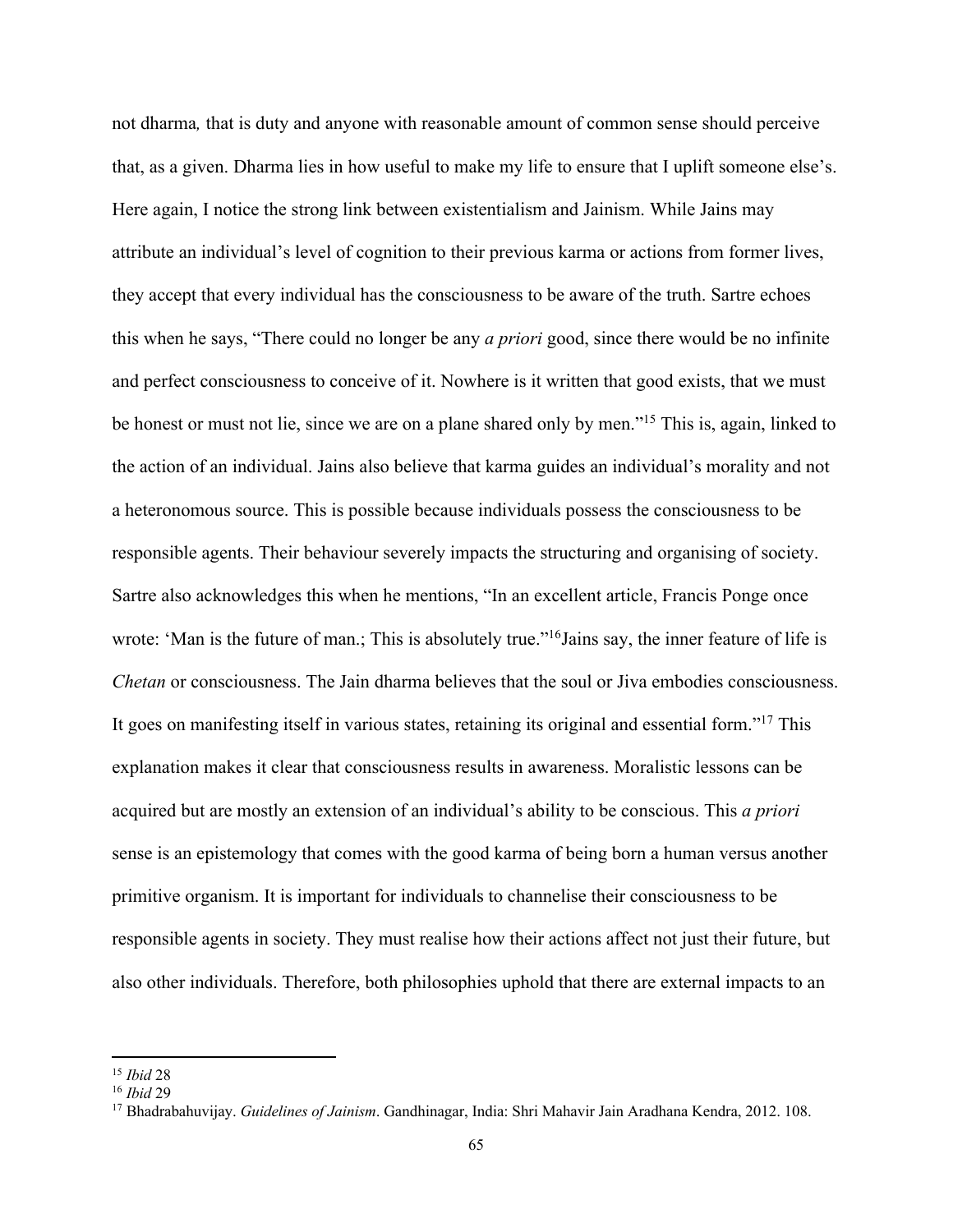not dharma*,* that is duty and anyone with reasonable amount of common sense should perceive that, as a given. Dharma lies in how useful to make my life to ensure that I uplift someone else's. Here again, I notice the strong link between existentialism and Jainism. While Jains may attribute an individual's level of cognition to their previous karma or actions from former lives, they accept that every individual has the consciousness to be aware of the truth. Sartre echoes this when he says, "There could no longer be any *a priori* good, since there would be no infinite and perfect consciousness to conceive of it. Nowhere is it written that good exists, that we must be honest or must not lie, since we are on a plane shared only by men."[15] This is, again, linked to the action of an individual. Jains also believe that karma guides an individual's morality and not a heteronomous source. This is possible because individuals possess the consciousness to be responsible agents. Their behaviour severely impacts the structuring and organising of society. Sartre also acknowledges this when he mentions, "In an excellent article, Francis Ponge once wrote: 'Man is the future of man.; This is absolutely true."[16]Jains say, the inner feature of life is *Chetan* or consciousness. The Jain dharma believes that the soul or Jiva embodies consciousness. It goes on manifesting itself in various states, retaining its original and essential form."[17] This explanation makes it clear that consciousness results in awareness. Moralistic lessons can be acquired but are mostly an extension of an individual's ability to be conscious. This *a priori* sense is an epistemology that comes with the good karma of being born a human versus another primitive organism. It is important for individuals to channelise their consciousness to be responsible agents in society. They must realise how their actions affect not just their future, but also other individuals. Therefore, both philosophies uphold that there are external impacts to an

---

[15] *Ibid* 28

[16] *Ibid* 29

[17] Bhadrabahuvijay. *Guidelines of Jainism*. Gandhinagar, India: Shri Mahavir Jain Aradhana Kendra, 2012. 108.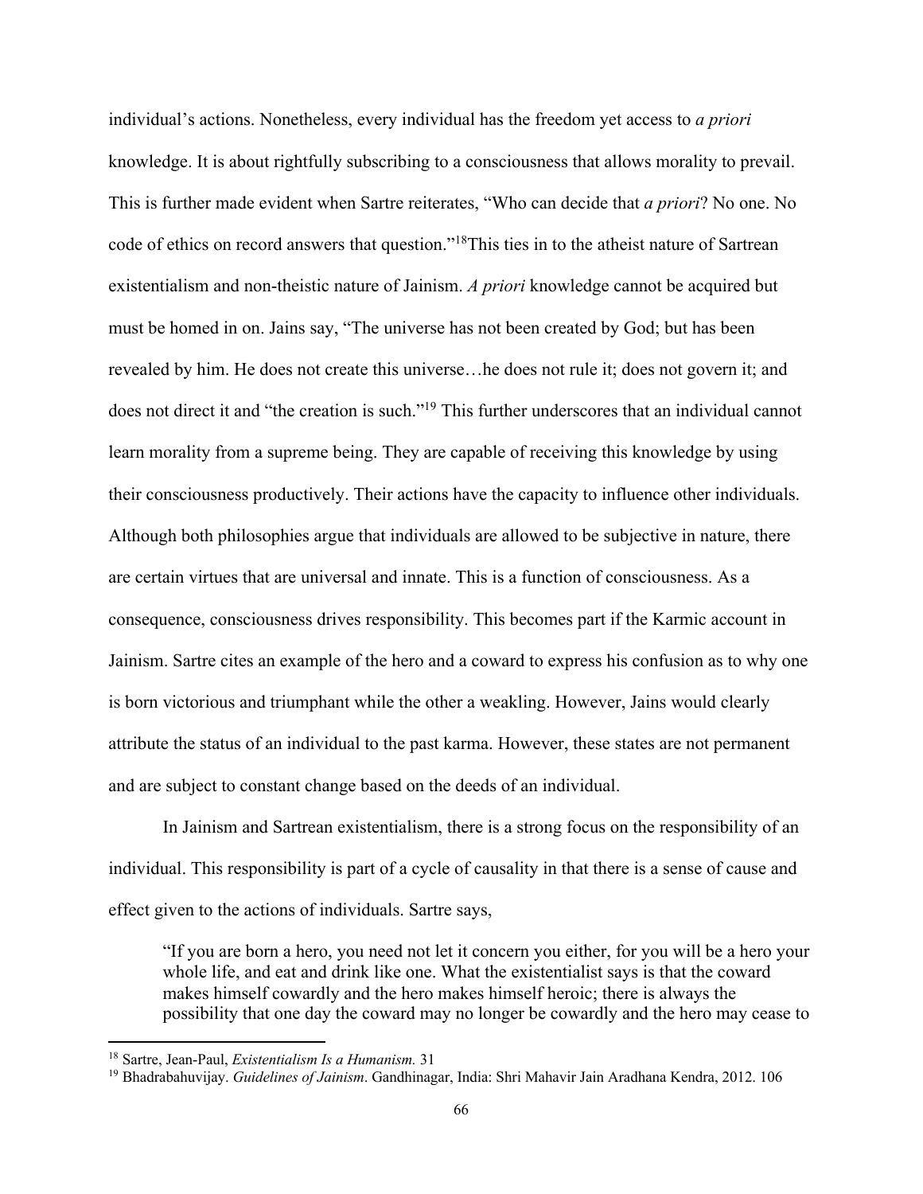individual's actions. Nonetheless, every individual has the freedom yet access to *a priori* knowledge. It is about rightfully subscribing to a consciousness that allows morality to prevail. This is further made evident when Sartre reiterates, "Who can decide that *a priori*? No one. No code of ethics on record answers that question."[18]This ties in to the atheist nature of Sartrean existentialism and non-theistic nature of Jainism. *A priori* knowledge cannot be acquired but must be homed in on. Jains say, "The universe has not been created by God; but has been revealed by him. He does not create this universe…he does not rule it; does not govern it; and does not direct it and "the creation is such."[19] This further underscores that an individual cannot learn morality from a supreme being. They are capable of receiving this knowledge by using their consciousness productively. Their actions have the capacity to influence other individuals. Although both philosophies argue that individuals are allowed to be subjective in nature, there are certain virtues that are universal and innate. This is a function of consciousness. As a consequence, consciousness drives responsibility. This becomes part if the Karmic account in Jainism. Sartre cites an example of the hero and a coward to express his confusion as to why one is born victorious and triumphant while the other a weakling. However, Jains would clearly attribute the status of an individual to the past karma. However, these states are not permanent and are subject to constant change based on the deeds of an individual.

In Jainism and Sartrean existentialism, there is a strong focus on the responsibility of an individual. This responsibility is part of a cycle of causality in that there is a sense of cause and effect given to the actions of individuals. Sartre says,

> "If you are born a hero, you need not let it concern you either, for you will be a hero your whole life, and eat and drink like one. What the existentialist says is that the coward makes himself cowardly and the hero makes himself heroic; there is always the possibility that one day the coward may no longer be cowardly and the hero may cease to

---

[18] Sartre, Jean-Paul, *Existentialism Is a Humanism.* 31

[19] Bhadrabahuvijay. *Guidelines of Jainism*. Gandhinagar, India: Shri Mahavir Jain Aradhana Kendra, 2012. 106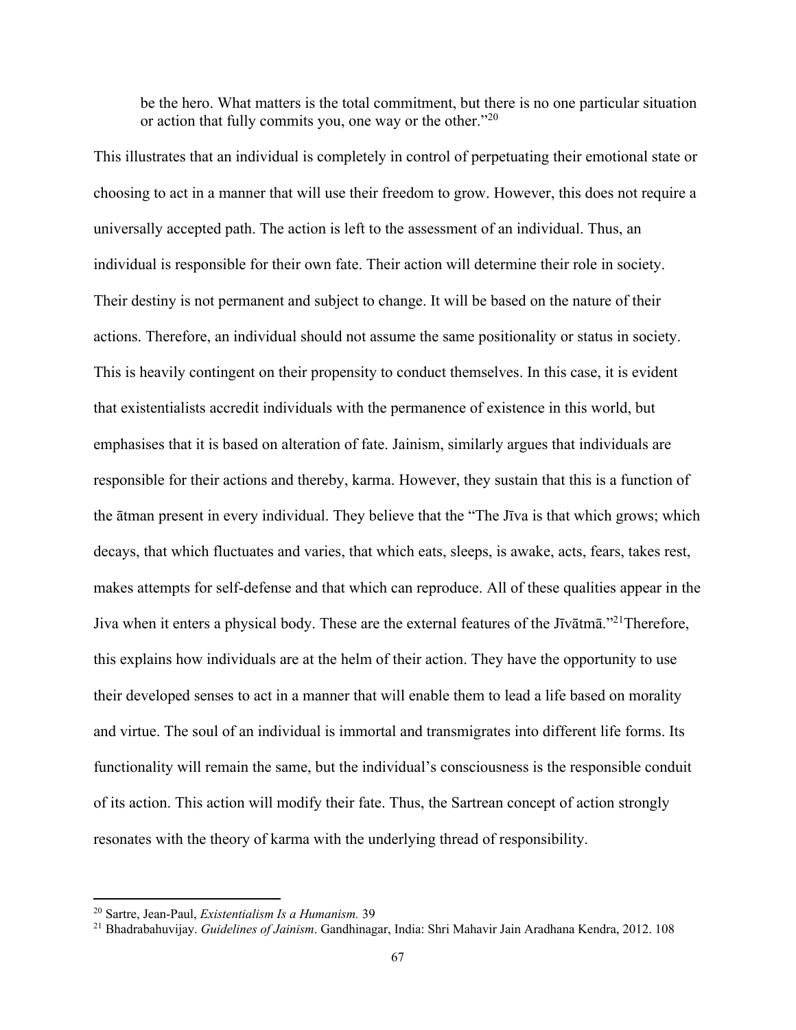> be the hero. What matters is the total commitment, but there is no one particular situation or action that fully commits you, one way or the other."[20]

This illustrates that an individual is completely in control of perpetuating their emotional state or choosing to act in a manner that will use their freedom to grow. However, this does not require a universally accepted path. The action is left to the assessment of an individual. Thus, an individual is responsible for their own fate. Their action will determine their role in society. Their destiny is not permanent and subject to change. It will be based on the nature of their actions. Therefore, an individual should not assume the same positionality or status in society. This is heavily contingent on their propensity to conduct themselves. In this case, it is evident that existentialists accredit individuals with the permanence of existence in this world, but emphasises that it is based on alteration of fate. Jainism, similarly argues that individuals are responsible for their actions and thereby, karma. However, they sustain that this is a function of the ātman present in every individual. They believe that the "The Jīva is that which grows; which decays, that which fluctuates and varies, that which eats, sleeps, is awake, acts, fears, takes rest, makes attempts for self-defense and that which can reproduce. All of these qualities appear in the Jiva when it enters a physical body. These are the external features of the Jīvātmā."[21]Therefore, this explains how individuals are at the helm of their action. They have the opportunity to use their developed senses to act in a manner that will enable them to lead a life based on morality and virtue. The soul of an individual is immortal and transmigrates into different life forms. Its functionality will remain the same, but the individual's consciousness is the responsible conduit of its action. This action will modify their fate. Thus, the Sartrean concept of action strongly resonates with the theory of karma with the underlying thread of responsibility.

---

[20] Sartre, Jean-Paul, *Existentialism Is a Humanism.* 39

[21] Bhadrabahuvijay. *Guidelines of Jainism*. Gandhinagar, India: Shri Mahavir Jain Aradhana Kendra, 2012. 108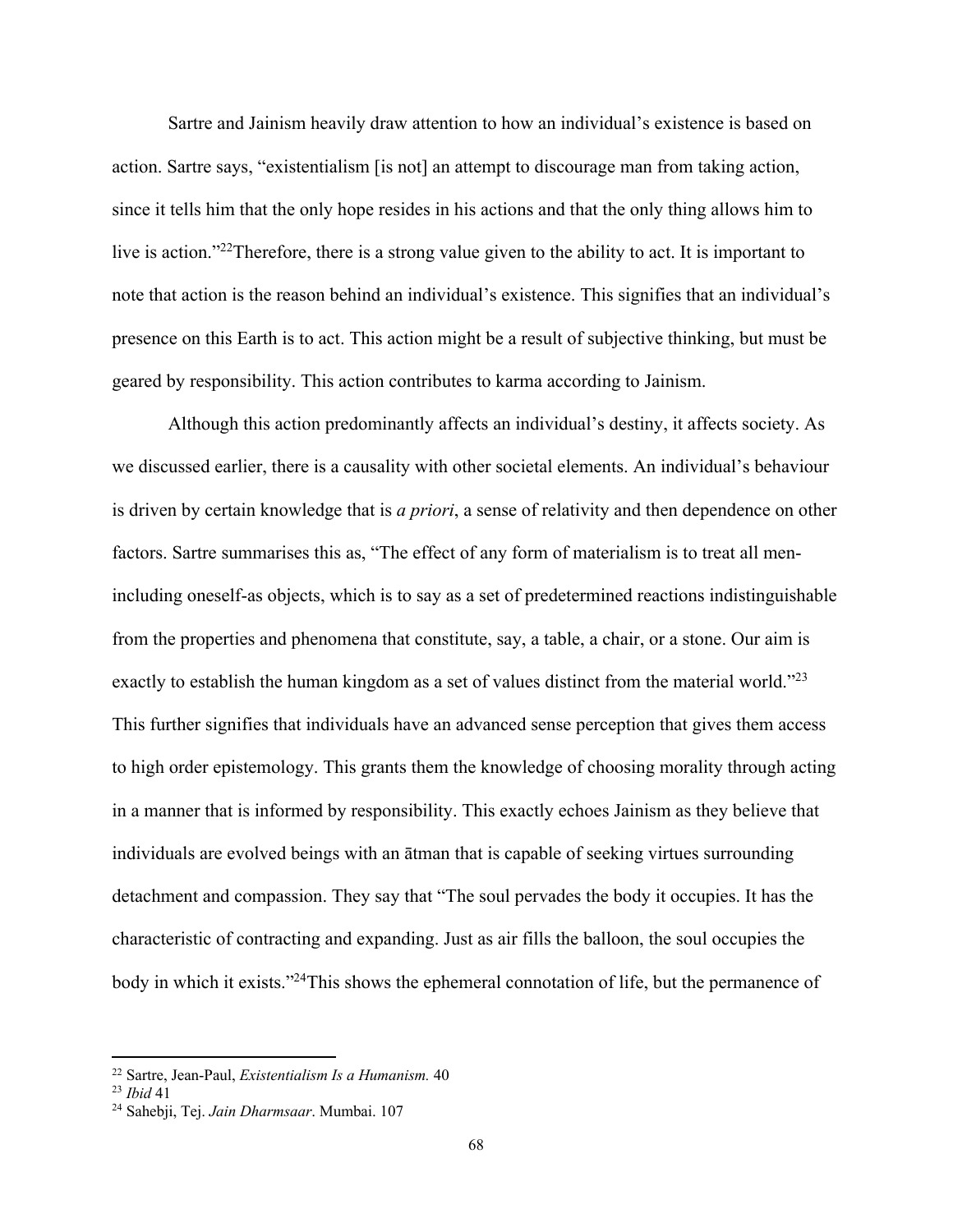Sartre and Jainism heavily draw attention to how an individual's existence is based on action. Sartre says, "existentialism [is not] an attempt to discourage man from taking action, since it tells him that the only hope resides in his actions and that the only thing allows him to live is action."[22]Therefore, there is a strong value given to the ability to act. It is important to note that action is the reason behind an individual's existence. This signifies that an individual's presence on this Earth is to act. This action might be a result of subjective thinking, but must be geared by responsibility. This action contributes to karma according to Jainism.

Although this action predominantly affects an individual's destiny, it affects society. As we discussed earlier, there is a causality with other societal elements. An individual's behaviour is driven by certain knowledge that is *a priori*, a sense of relativity and then dependence on other factors. Sartre summarises this as, "The effect of any form of materialism is to treat all men-including oneself-as objects, which is to say as a set of predetermined reactions indistinguishable from the properties and phenomena that constitute, say, a table, a chair, or a stone. Our aim is exactly to establish the human kingdom as a set of values distinct from the material world."[23] This further signifies that individuals have an advanced sense perception that gives them access to high order epistemology. This grants them the knowledge of choosing morality through acting in a manner that is informed by responsibility. This exactly echoes Jainism as they believe that individuals are evolved beings with an ātman that is capable of seeking virtues surrounding detachment and compassion. They say that "The soul pervades the body it occupies. It has the characteristic of contracting and expanding. Just as air fills the balloon, the soul occupies the body in which it exists."[24]This shows the ephemeral connotation of life, but the permanence of

---

[22] Sartre, Jean-Paul, *Existentialism Is a Humanism.* 40

[23] *Ibid* 41

[24] Sahebji, Tej. *Jain Dharmsaar*. Mumbai. 107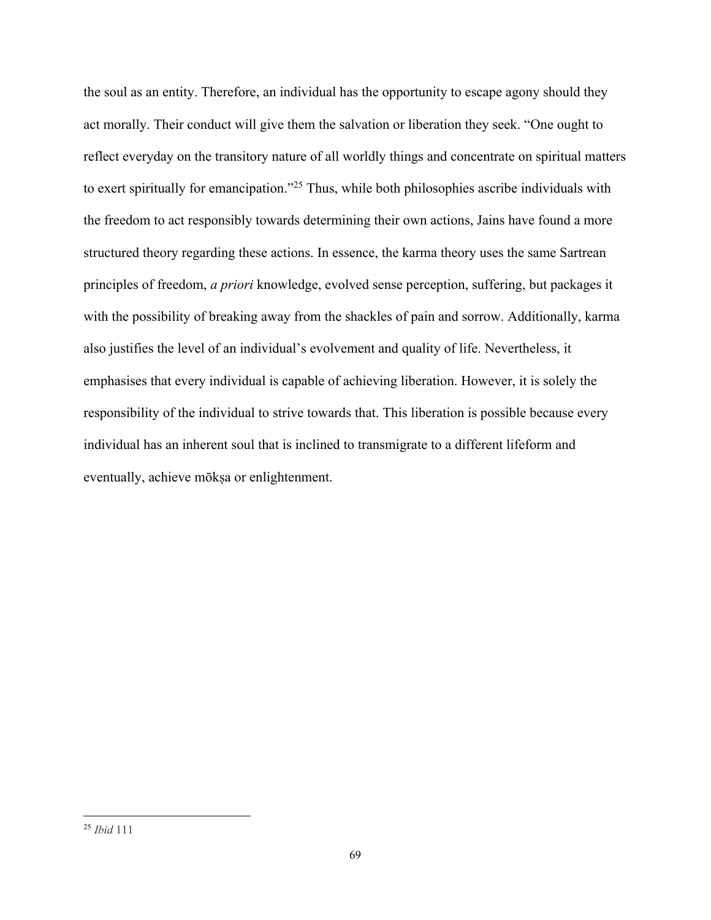the soul as an entity. Therefore, an individual has the opportunity to escape agony should they act morally. Their conduct will give them the salvation or liberation they seek. "One ought to reflect everyday on the transitory nature of all worldly things and concentrate on spiritual matters to exert spiritually for emancipation."[25] Thus, while both philosophies ascribe individuals with the freedom to act responsibly towards determining their own actions, Jains have found a more structured theory regarding these actions. In essence, the karma theory uses the same Sartrean principles of freedom, *a priori* knowledge, evolved sense perception, suffering, but packages it with the possibility of breaking away from the shackles of pain and sorrow. Additionally, karma also justifies the level of an individual's evolvement and quality of life. Nevertheless, it emphasises that every individual is capable of achieving liberation. However, it is solely the responsibility of the individual to strive towards that. This liberation is possible because every individual has an inherent soul that is inclined to transmigrate to a different lifeform and eventually, achieve mōkṣa or enlightenment.

---

[25] *Ibid* 111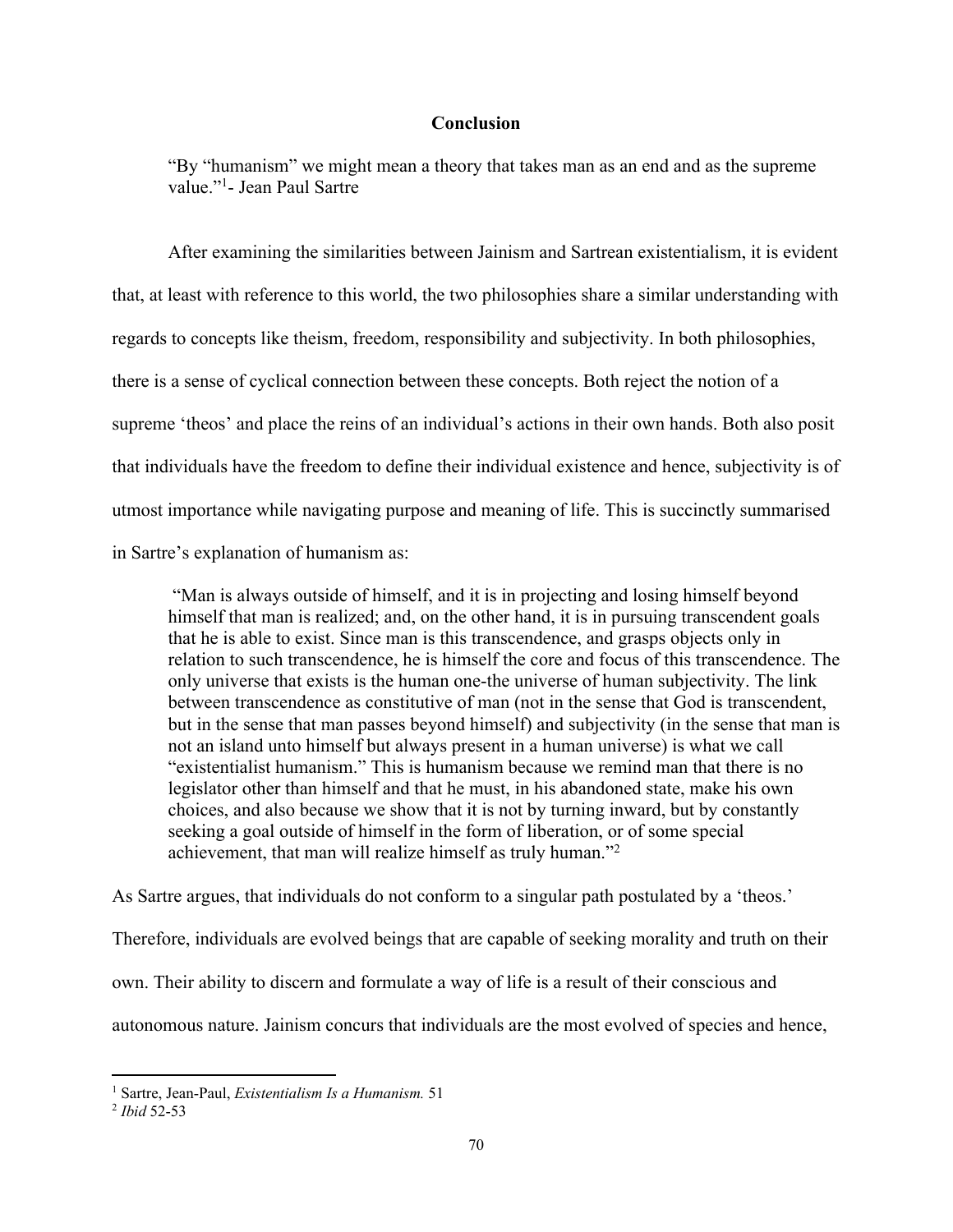## Conclusion

> "By "humanism" we might mean a theory that takes man as an end and as the supreme value."[1]- Jean Paul Sartre

After examining the similarities between Jainism and Sartrean existentialism, it is evident that, at least with reference to this world, the two philosophies share a similar understanding with regards to concepts like theism, freedom, responsibility and subjectivity. In both philosophies, there is a sense of cyclical connection between these concepts. Both reject the notion of a supreme 'theos' and place the reins of an individual's actions in their own hands. Both also posit that individuals have the freedom to define their individual existence and hence, subjectivity is of utmost importance while navigating purpose and meaning of life. This is succinctly summarised in Sartre's explanation of humanism as:

> "Man is always outside of himself, and it is in projecting and losing himself beyond himself that man is realized; and, on the other hand, it is in pursuing transcendent goals that he is able to exist. Since man is this transcendence, and grasps objects only in relation to such transcendence, he is himself the core and focus of this transcendence. The only universe that exists is the human one-the universe of human subjectivity. The link between transcendence as constitutive of man (not in the sense that God is transcendent, but in the sense that man passes beyond himself) and subjectivity (in the sense that man is not an island unto himself but always present in a human universe) is what we call "existentialist humanism." This is humanism because we remind man that there is no legislator other than himself and that he must, in his abandoned state, make his own choices, and also because we show that it is not by turning inward, but by constantly seeking a goal outside of himself in the form of liberation, or of some special achievement, that man will realize himself as truly human."[2]

As Sartre argues, that individuals do not conform to a singular path postulated by a 'theos.' Therefore, individuals are evolved beings that are capable of seeking morality and truth on their own. Their ability to discern and formulate a way of life is a result of their conscious and autonomous nature. Jainism concurs that individuals are the most evolved of species and hence,

---

[1] Sartre, Jean-Paul, *Existentialism Is a Humanism.* 51

[2] *Ibid* 52-53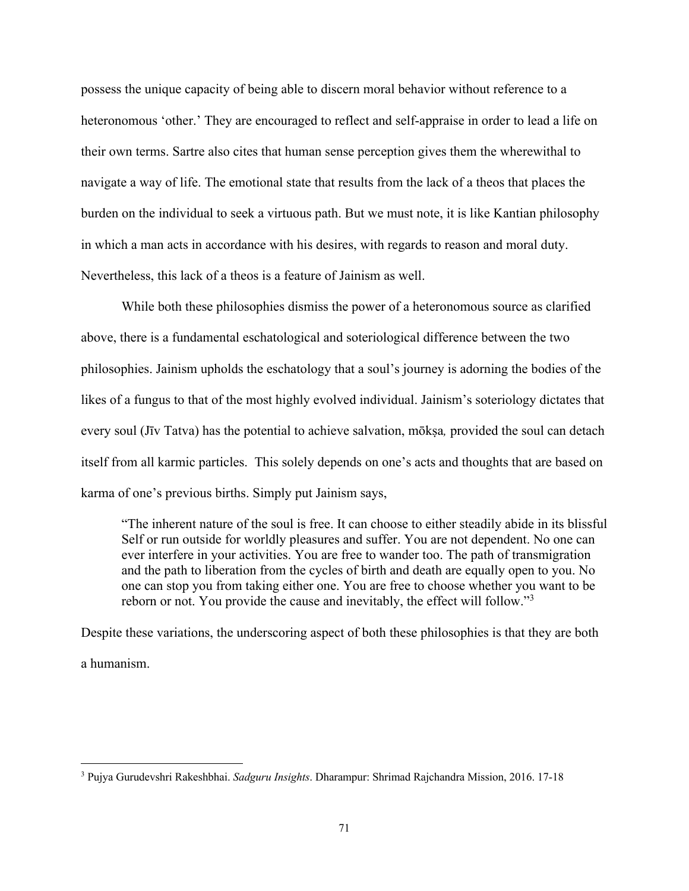possess the unique capacity of being able to discern moral behavior without reference to a heteronomous 'other.' They are encouraged to reflect and self-appraise in order to lead a life on their own terms. Sartre also cites that human sense perception gives them the wherewithal to navigate a way of life. The emotional state that results from the lack of a theos that places the burden on the individual to seek a virtuous path. But we must note, it is like Kantian philosophy in which a man acts in accordance with his desires, with regards to reason and moral duty. Nevertheless, this lack of a theos is a feature of Jainism as well.

While both these philosophies dismiss the power of a heteronomous source as clarified above, there is a fundamental eschatological and soteriological difference between the two philosophies. Jainism upholds the eschatology that a soul's journey is adorning the bodies of the likes of a fungus to that of the most highly evolved individual. Jainism's soteriology dictates that every soul (Jīv Tatva) has the potential to achieve salvation, mōkṣa*,* provided the soul can detach itself from all karmic particles. This solely depends on one's acts and thoughts that are based on karma of one's previous births. Simply put Jainism says,

> "The inherent nature of the soul is free. It can choose to either steadily abide in its blissful Self or run outside for worldly pleasures and suffer. You are not dependent. No one can ever interfere in your activities. You are free to wander too. The path of transmigration and the path to liberation from the cycles of birth and death are equally open to you. No one can stop you from taking either one. You are free to choose whether you want to be reborn or not. You provide the cause and inevitably, the effect will follow."[3]

Despite these variations, the underscoring aspect of both these philosophies is that they are both a humanism.

---

[3] Pujya Gurudevshri Rakeshbhai. *Sadguru Insights*. Dharampur: Shrimad Rajchandra Mission, 2016. 17-18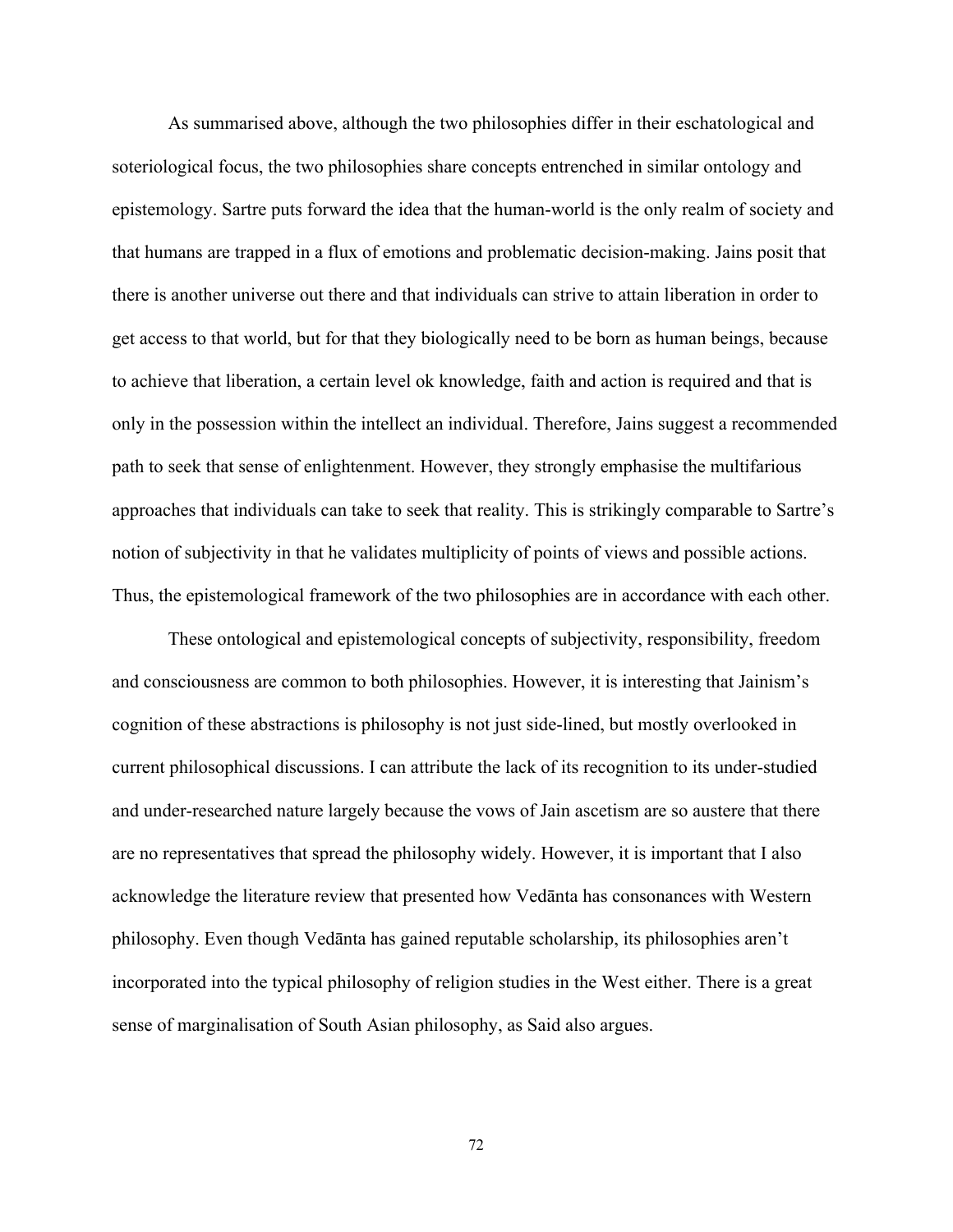As summarised above, although the two philosophies differ in their eschatological and soteriological focus, the two philosophies share concepts entrenched in similar ontology and epistemology. Sartre puts forward the idea that the human-world is the only realm of society and that humans are trapped in a flux of emotions and problematic decision-making. Jains posit that there is another universe out there and that individuals can strive to attain liberation in order to get access to that world, but for that they biologically need to be born as human beings, because to achieve that liberation, a certain level ok knowledge, faith and action is required and that is only in the possession within the intellect an individual. Therefore, Jains suggest a recommended path to seek that sense of enlightenment. However, they strongly emphasise the multifarious approaches that individuals can take to seek that reality. This is strikingly comparable to Sartre's notion of subjectivity in that he validates multiplicity of points of views and possible actions. Thus, the epistemological framework of the two philosophies are in accordance with each other.

These ontological and epistemological concepts of subjectivity, responsibility, freedom and consciousness are common to both philosophies. However, it is interesting that Jainism's cognition of these abstractions is philosophy is not just side-lined, but mostly overlooked in current philosophical discussions. I can attribute the lack of its recognition to its under-studied and under-researched nature largely because the vows of Jain ascetism are so austere that there are no representatives that spread the philosophy widely. However, it is important that I also acknowledge the literature review that presented how Vedānta has consonances with Western philosophy. Even though Vedānta has gained reputable scholarship, its philosophies aren't incorporated into the typical philosophy of religion studies in the West either. There is a great sense of marginalisation of South Asian philosophy, as Said also argues.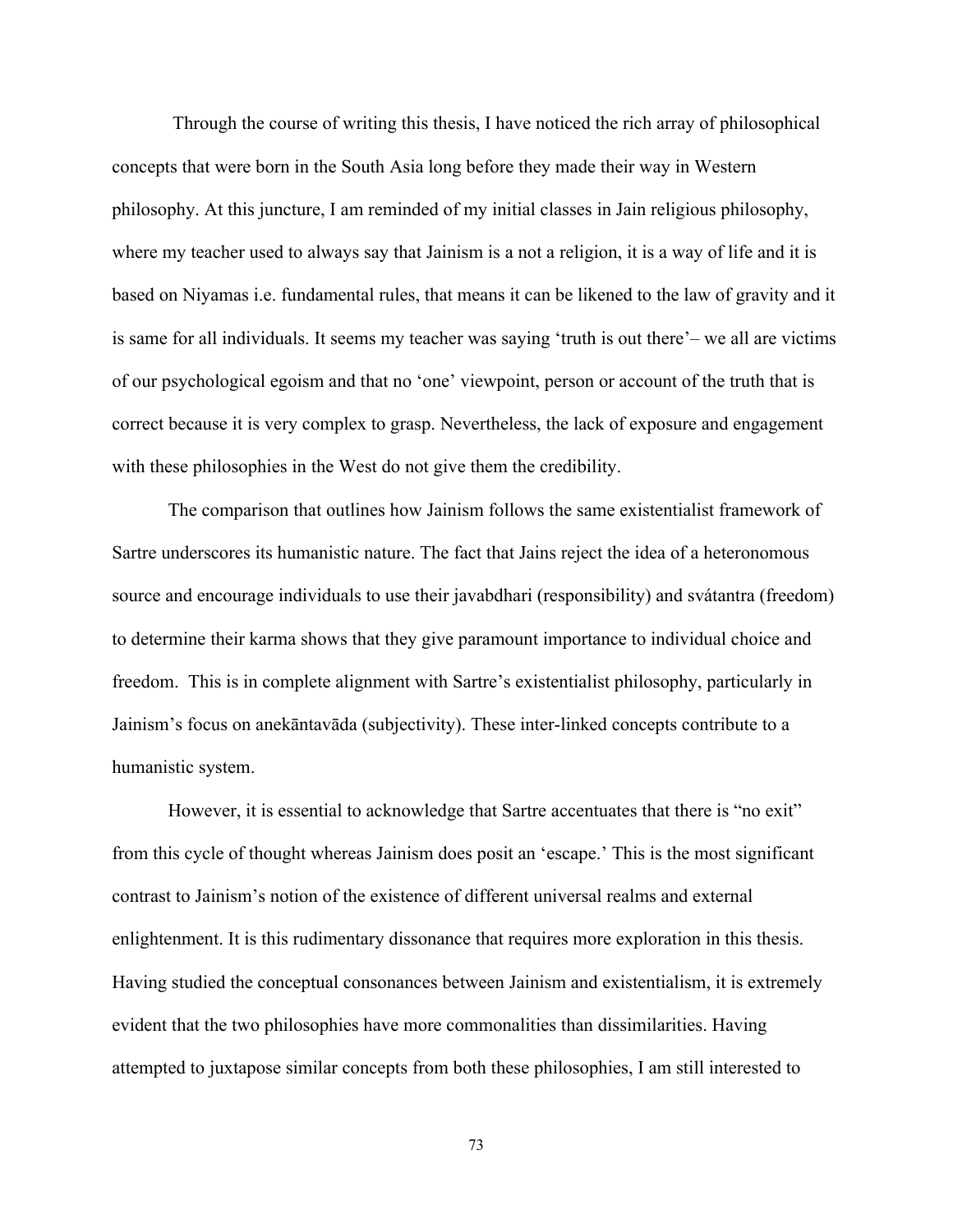Through the course of writing this thesis, I have noticed the rich array of philosophical concepts that were born in the South Asia long before they made their way in Western philosophy. At this juncture, I am reminded of my initial classes in Jain religious philosophy, where my teacher used to always say that Jainism is a not a religion, it is a way of life and it is based on Niyamas i.e. fundamental rules, that means it can be likened to the law of gravity and it is same for all individuals. It seems my teacher was saying 'truth is out there'– we all are victims of our psychological egoism and that no 'one' viewpoint, person or account of the truth that is correct because it is very complex to grasp. Nevertheless, the lack of exposure and engagement with these philosophies in the West do not give them the credibility.

The comparison that outlines how Jainism follows the same existentialist framework of Sartre underscores its humanistic nature. The fact that Jains reject the idea of a heteronomous source and encourage individuals to use their javabdhari (responsibility) and svátantra (freedom) to determine their karma shows that they give paramount importance to individual choice and freedom. This is in complete alignment with Sartre's existentialist philosophy, particularly in Jainism's focus on anekāntavāda (subjectivity). These inter-linked concepts contribute to a humanistic system.

However, it is essential to acknowledge that Sartre accentuates that there is "no exit" from this cycle of thought whereas Jainism does posit an 'escape.' This is the most significant contrast to Jainism's notion of the existence of different universal realms and external enlightenment. It is this rudimentary dissonance that requires more exploration in this thesis. Having studied the conceptual consonances between Jainism and existentialism, it is extremely evident that the two philosophies have more commonalities than dissimilarities. Having attempted to juxtapose similar concepts from both these philosophies, I am still interested to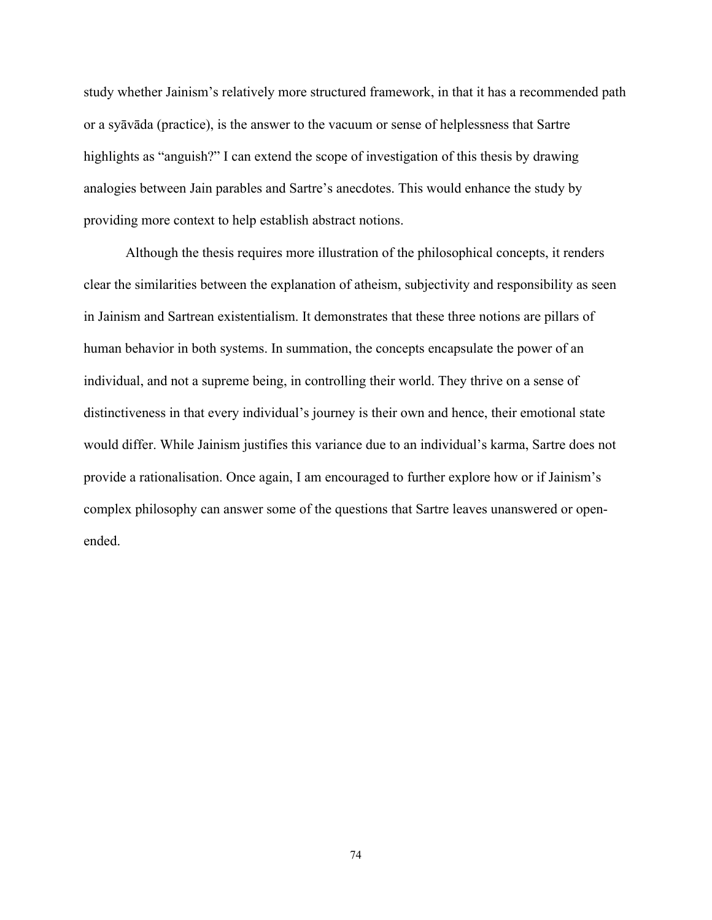study whether Jainism's relatively more structured framework, in that it has a recommended path or a syāvāda (practice), is the answer to the vacuum or sense of helplessness that Sartre highlights as "anguish?" I can extend the scope of investigation of this thesis by drawing analogies between Jain parables and Sartre's anecdotes. This would enhance the study by providing more context to help establish abstract notions.

Although the thesis requires more illustration of the philosophical concepts, it renders clear the similarities between the explanation of atheism, subjectivity and responsibility as seen in Jainism and Sartrean existentialism. It demonstrates that these three notions are pillars of human behavior in both systems. In summation, the concepts encapsulate the power of an individual, and not a supreme being, in controlling their world. They thrive on a sense of distinctiveness in that every individual's journey is their own and hence, their emotional state would differ. While Jainism justifies this variance due to an individual's karma, Sartre does not provide a rationalisation. Once again, I am encouraged to further explore how or if Jainism's complex philosophy can answer some of the questions that Sartre leaves unanswered or open-ended.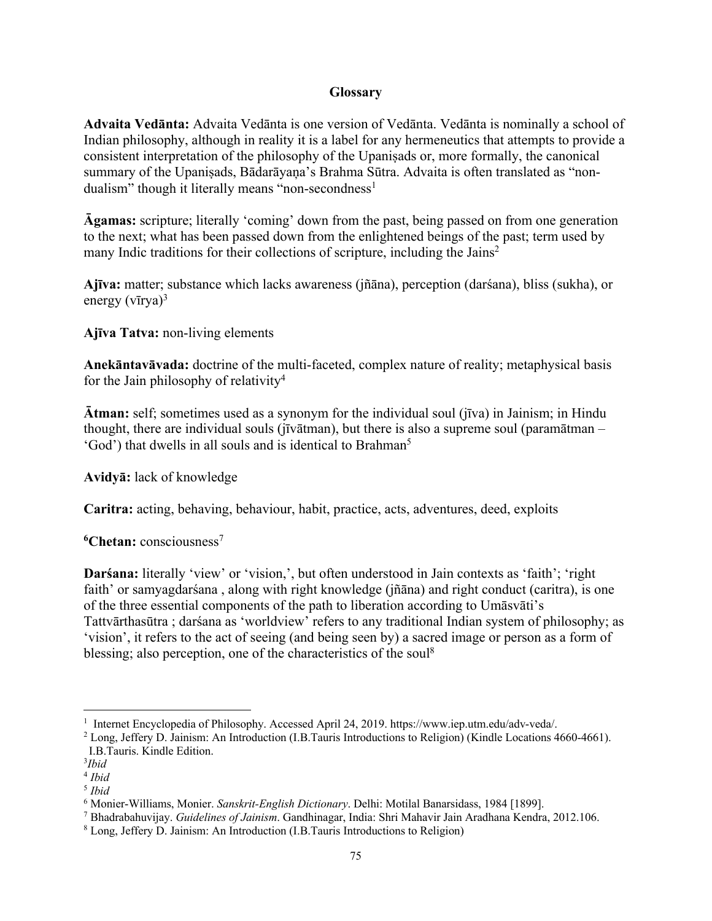## Glossary

**Advaita Vedānta:** Advaita Vedānta is one version of Vedānta. Vedānta is nominally a school of Indian philosophy, although in reality it is a label for any hermeneutics that attempts to provide a consistent interpretation of the philosophy of the Upaniṣads or, more formally, the canonical summary of the Upaniṣads, Bādarāyaṇa's Brahma Sūtra. Advaita is often translated as "non-dualism" though it literally means "non-secondness[1]

**Āgamas:** scripture; literally 'coming' down from the past, being passed on from one generation to the next; what has been passed down from the enlightened beings of the past; term used by many Indic traditions for their collections of scripture, including the Jains[2]

**Ajīva:** matter; substance which lacks awareness (jñāna), perception (darśana), bliss (sukha), or energy (vīrya)[3]

**Ajīva Tatva:** non-living elements

**Anekāntavāvada:** doctrine of the multi-faceted, complex nature of reality; metaphysical basis for the Jain philosophy of relativity[4]

**Ātman:** self; sometimes used as a synonym for the individual soul (jīva) in Jainism; in Hindu thought, there are individual souls (jīvātman), but there is also a supreme soul (paramātman – 'God') that dwells in all souls and is identical to Brahman[5]

**Avidyā:** lack of knowledge

**Caritra:** acting, behaving, behaviour, habit, practice, acts, adventures, deed, exploits

[6]**Chetan:** consciousness[7]

**Darśana:** literally 'view' or 'vision,', but often understood in Jain contexts as 'faith'; 'right faith' or samyagdarśana , along with right knowledge (jñāna) and right conduct (caritra), is one of the three essential components of the path to liberation according to Umāsvāti's Tattvārthasūtra ; darśana as 'worldview' refers to any traditional Indian system of philosophy; as 'vision', it refers to the act of seeing (and being seen by) a sacred image or person as a form of blessing; also perception, one of the characteristics of the soul[8]

---

[1] Internet Encyclopedia of Philosophy. Accessed April 24, 2019. https://www.iep.utm.edu/adv-veda/.

[2] Long, Jeffery D. Jainism: An Introduction (I.B.Tauris Introductions to Religion) (Kindle Locations 4660-4661). I.B.Tauris. Kindle Edition.

[3] *Ibid*

[4] *Ibid*

[5] *Ibid*

[6] Monier-Williams, Monier. *Sanskrit-English Dictionary*. Delhi: Motilal Banarsidass, 1984 [1899].

[7] Bhadrabahuvijay. *Guidelines of Jainism*. Gandhinagar, India: Shri Mahavir Jain Aradhana Kendra, 2012.106.

[8] Long, Jeffery D. Jainism: An Introduction (I.B.Tauris Introductions to Religion)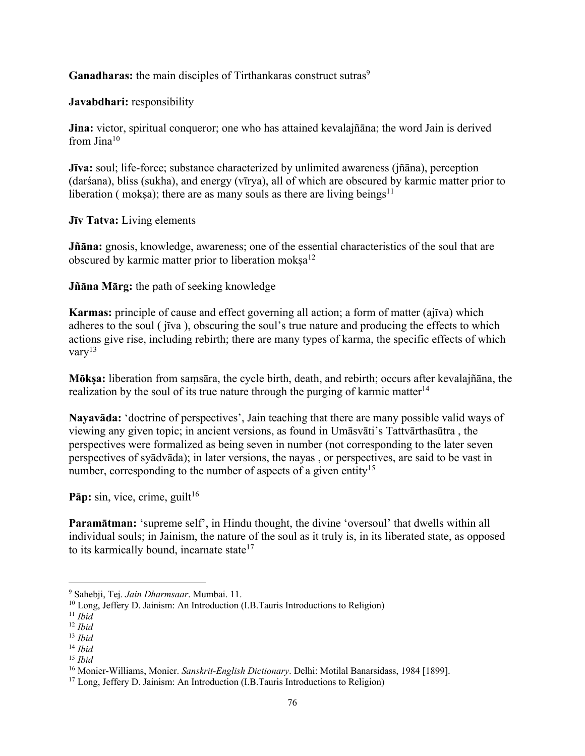**Ganadharas:** the main disciples of Tirthankaras construct sutras[9]

**Javabdhari:** responsibility

**Jina:** victor, spiritual conqueror; one who has attained kevalajñāna; the word Jain is derived from Jina[10]

**Jīva:** soul; life-force; substance characterized by unlimited awareness (jñāna), perception (darśana), bliss (sukha), and energy (vīrya), all of which are obscured by karmic matter prior to liberation ( mokṣa); there are as many souls as there are living beings[11]

**Jīv Tatva:** Living elements

**Jñāna:** gnosis, knowledge, awareness; one of the essential characteristics of the soul that are obscured by karmic matter prior to liberation mokṣa[12]

**Jñāna Mārg:** the path of seeking knowledge

**Karmas:** principle of cause and effect governing all action; a form of matter (ajīva) which adheres to the soul ( jīva ), obscuring the soul's true nature and producing the effects to which actions give rise, including rebirth; there are many types of karma, the specific effects of which vary[13]

**Mōkṣa:** liberation from saṃsāra, the cycle birth, death, and rebirth; occurs after kevalajñāna, the realization by the soul of its true nature through the purging of karmic matter[14]

**Nayavāda:** 'doctrine of perspectives', Jain teaching that there are many possible valid ways of viewing any given topic; in ancient versions, as found in Umāsvāti's Tattvārthasūtra , the perspectives were formalized as being seven in number (not corresponding to the later seven perspectives of syādvāda); in later versions, the nayas , or perspectives, are said to be vast in number, corresponding to the number of aspects of a given entity[15]

**Pāp:** sin, vice, crime, guilt[16]

**Paramātman:** 'supreme self', in Hindu thought, the divine 'oversoul' that dwells within all individual souls; in Jainism, the nature of the soul as it truly is, in its liberated state, as opposed to its karmically bound, incarnate state[17]

---

[9] Sahebji, Tej. *Jain Dharmsaar*. Mumbai. 11.

[10] Long, Jeffery D. Jainism: An Introduction (I.B.Tauris Introductions to Religion)

[11] *Ibid*

[12] *Ibid*

[13] *Ibid*

[14] *Ibid*

[15] *Ibid*

[16] Monier-Williams, Monier. *Sanskrit-English Dictionary*. Delhi: Motilal Banarsidass, 1984 [1899].

[17] Long, Jeffery D. Jainism: An Introduction (I.B.Tauris Introductions to Religion)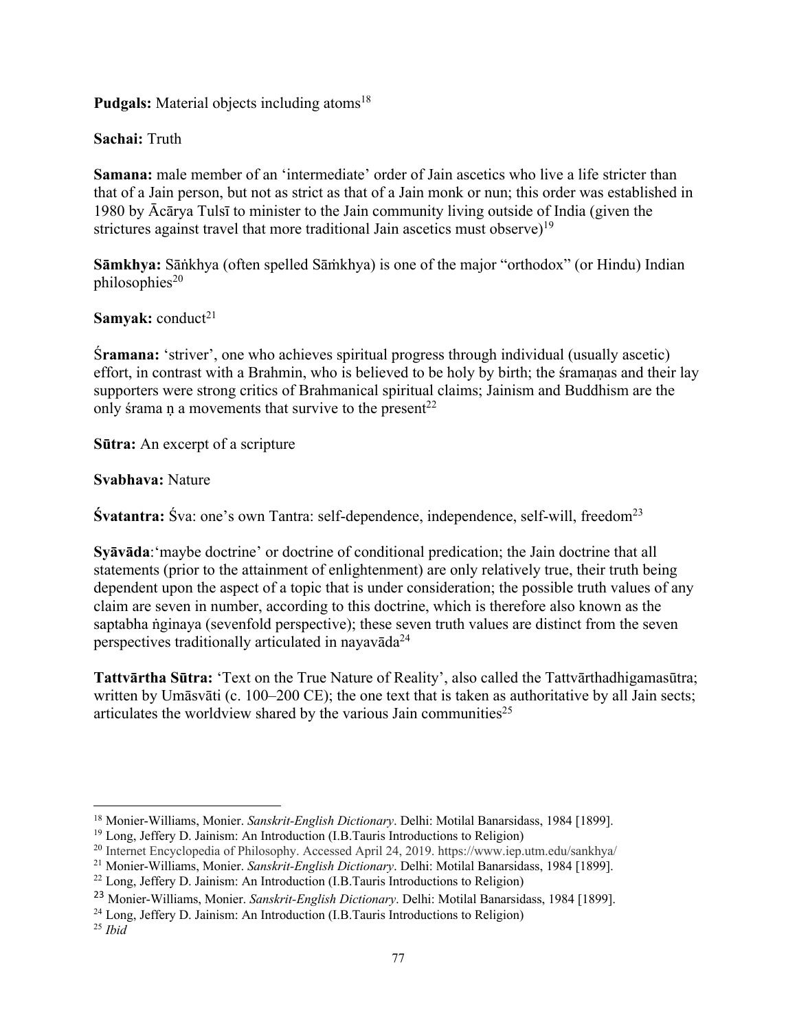**Pudgals:** Material objects including atoms[18]

**Sachai:** Truth

**Samana:** male member of an 'intermediate' order of Jain ascetics who live a life stricter than that of a Jain person, but not as strict as that of a Jain monk or nun; this order was established in 1980 by Ācārya Tulsī to minister to the Jain community living outside of India (given the strictures against travel that more traditional Jain ascetics must observe)[19]

**Sāmkhya:** Sāṅkhya (often spelled Sāṁkhya) is one of the major "orthodox" (or Hindu) Indian philosophies[20]

**Samyak:** conduct[21]

**Śramana:** 'striver', one who achieves spiritual progress through individual (usually ascetic) effort, in contrast with a Brahmin, who is believed to be holy by birth; the śramaṇas and their lay supporters were strong critics of Brahmanical spiritual claims; Jainism and Buddhism are the only śrama ṇ a movements that survive to the present[22]

**Sūtra:** An excerpt of a scripture

**Svabhava:** Nature

**Śvatantra:** Śva: one's own Tantra: self-dependence, independence, self-will, freedom[23]

**Syāvāda**:'maybe doctrine' or doctrine of conditional predication; the Jain doctrine that all statements (prior to the attainment of enlightenment) are only relatively true, their truth being dependent upon the aspect of a topic that is under consideration; the possible truth values of any claim are seven in number, according to this doctrine, which is therefore also known as the saptabha ṅginaya (sevenfold perspective); these seven truth values are distinct from the seven perspectives traditionally articulated in nayavāda[24]

**Tattvārtha Sūtra:** 'Text on the True Nature of Reality', also called the Tattvārthadhigamasūtra; written by Umāsvāti (c. 100–200 CE); the one text that is taken as authoritative by all Jain sects; articulates the worldview shared by the various Jain communities[25]

---

[18] Monier-Williams, Monier. *Sanskrit-English Dictionary*. Delhi: Motilal Banarsidass, 1984 [1899].

[19] Long, Jeffery D. Jainism: An Introduction (I.B.Tauris Introductions to Religion)

[20] Internet Encyclopedia of Philosophy. Accessed April 24, 2019. https://www.iep.utm.edu/sankhya/

[21] Monier-Williams, Monier. *Sanskrit-English Dictionary*. Delhi: Motilal Banarsidass, 1984 [1899].

[22] Long, Jeffery D. Jainism: An Introduction (I.B.Tauris Introductions to Religion)

[23] Monier-Williams, Monier. *Sanskrit-English Dictionary*. Delhi: Motilal Banarsidass, 1984 [1899].

[24] Long, Jeffery D. Jainism: An Introduction (I.B.Tauris Introductions to Religion)

[25] *Ibid*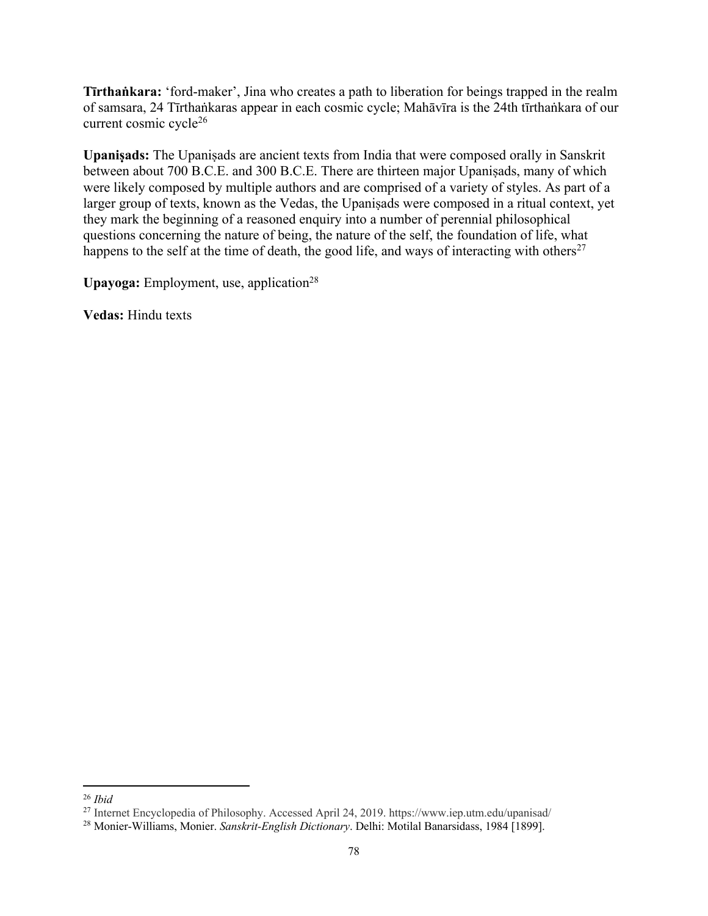**Tīrthaṅkara:** 'ford-maker', Jina who creates a path to liberation for beings trapped in the realm of samsara, 24 Tīrthaṅkaras appear in each cosmic cycle; Mahāvīra is the 24th tīrthaṅkara of our current cosmic cycle[26]

**Upaniṣads:** The Upaniṣads are ancient texts from India that were composed orally in Sanskrit between about 700 B.C.E. and 300 B.C.E. There are thirteen major Upaniṣads, many of which were likely composed by multiple authors and are comprised of a variety of styles. As part of a larger group of texts, known as the Vedas, the Upaniṣads were composed in a ritual context, yet they mark the beginning of a reasoned enquiry into a number of perennial philosophical questions concerning the nature of being, the nature of the self, the foundation of life, what happens to the self at the time of death, the good life, and ways of interacting with others[27]

**Upayoga:** Employment, use, application[28]

**Vedas:** Hindu texts

---

[26] *Ibid*

[27] Internet Encyclopedia of Philosophy. Accessed April 24, 2019. https://www.iep.utm.edu/upanisad/

[28] Monier-Williams, Monier. *Sanskrit-English Dictionary*. Delhi: Motilal Banarsidass, 1984 [1899].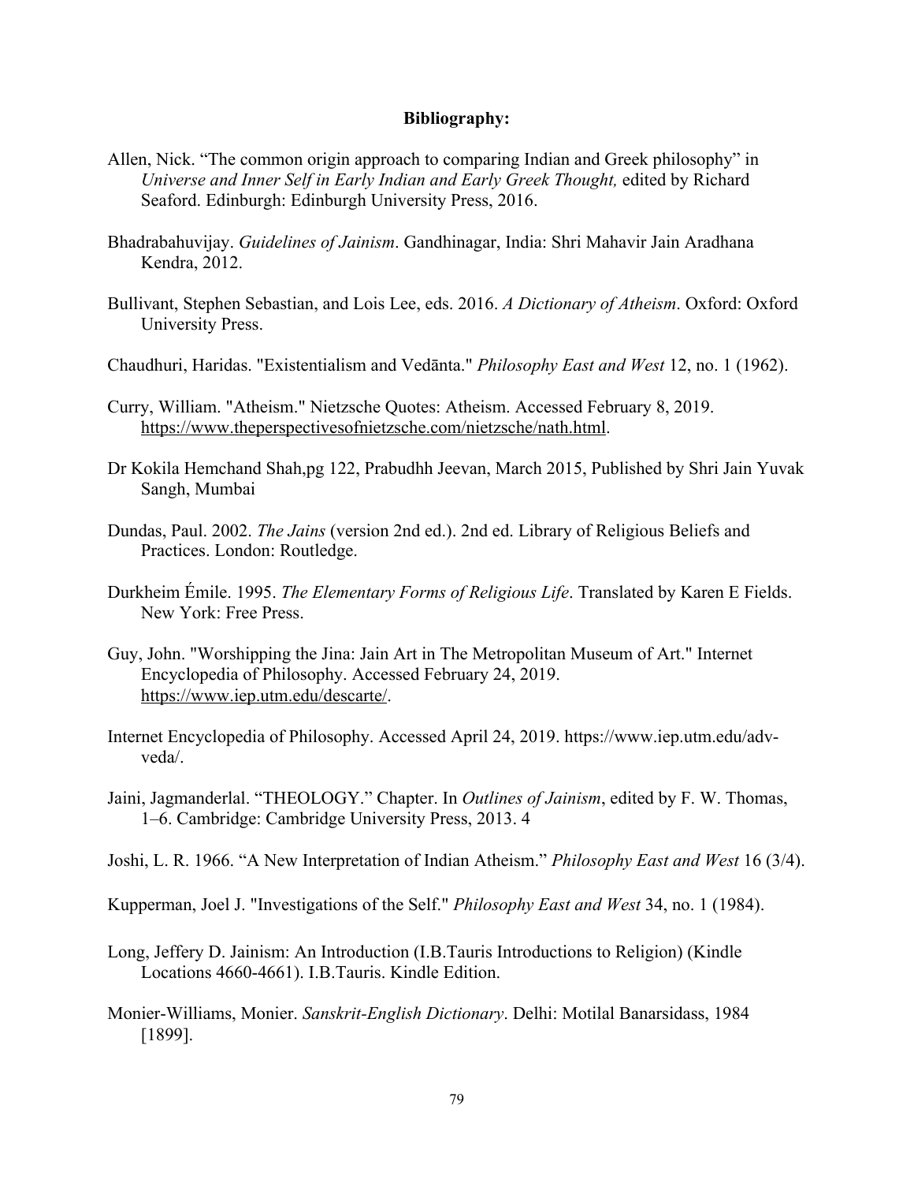**Bibliography:**

Allen, Nick. “The common origin approach to comparing Indian and Greek philosophy” in *Universe and Inner Self in Early Indian and Early Greek Thought,* edited by Richard Seaford. Edinburgh: Edinburgh University Press, 2016.

Bhadrabahuvijay. *Guidelines of Jainism*. Gandhinagar, India: Shri Mahavir Jain Aradhana Kendra, 2012.

Bullivant, Stephen Sebastian, and Lois Lee, eds. 2016. *A Dictionary of Atheism*. Oxford: Oxford University Press.

Chaudhuri, Haridas. "Existentialism and Vedānta." *Philosophy East and West* 12, no. 1 (1962).

Curry, William. "Atheism." Nietzsche Quotes: Atheism. Accessed February 8, 2019. https://www.theperspectivesofnietzsche.com/nietzsche/nath.html.

Dr Kokila Hemchand Shah,pg 122, Prabudhh Jeevan, March 2015, Published by Shri Jain Yuvak Sangh, Mumbai

Dundas, Paul. 2002. *The Jains* (version 2nd ed.). 2nd ed. Library of Religious Beliefs and Practices. London: Routledge.

Durkheim Émile. 1995. *The Elementary Forms of Religious Life*. Translated by Karen E Fields. New York: Free Press.

Guy, John. "Worshipping the Jina: Jain Art in The Metropolitan Museum of Art." Internet Encyclopedia of Philosophy. Accessed February 24, 2019. https://www.iep.utm.edu/descarte/.

Internet Encyclopedia of Philosophy. Accessed April 24, 2019. https://www.iep.utm.edu/adv-veda/.

Jaini, Jagmanderlal. “THEOLOGY.” Chapter. In *Outlines of Jainism*, edited by F. W. Thomas, 1–6. Cambridge: Cambridge University Press, 2013. 4

Joshi, L. R. 1966. “A New Interpretation of Indian Atheism.” *Philosophy East and West* 16 (3/4).

Kupperman, Joel J. "Investigations of the Self." *Philosophy East and West* 34, no. 1 (1984).

Long, Jeffery D. Jainism: An Introduction (I.B.Tauris Introductions to Religion) (Kindle Locations 4660-4661). I.B.Tauris. Kindle Edition.

Monier-Williams, Monier. *Sanskrit-English Dictionary*. Delhi: Motilal Banarsidass, 1984 [1899].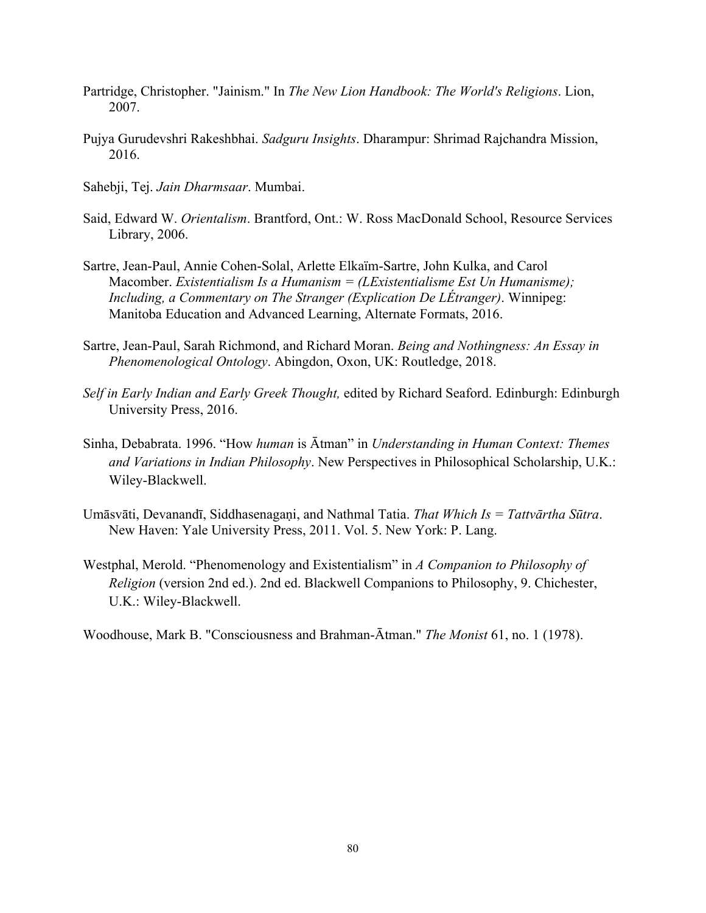Partridge, Christopher. "Jainism." In *The New Lion Handbook: The World's Religions*. Lion, 2007.

Pujya Gurudevshri Rakeshbhai. *Sadguru Insights*. Dharampur: Shrimad Rajchandra Mission, 2016.

Sahebji, Tej. *Jain Dharmsaar*. Mumbai.

Said, Edward W. *Orientalism*. Brantford, Ont.: W. Ross MacDonald School, Resource Services Library, 2006.

Sartre, Jean-Paul, Annie Cohen-Solal, Arlette Elkaïm-Sartre, John Kulka, and Carol Macomber. *Existentialism Is a Humanism = (LExistentialisme Est Un Humanisme); Including, a Commentary on The Stranger (Explication De LÉtranger)*. Winnipeg: Manitoba Education and Advanced Learning, Alternate Formats, 2016.

Sartre, Jean-Paul, Sarah Richmond, and Richard Moran. *Being and Nothingness: An Essay in Phenomenological Ontology*. Abingdon, Oxon, UK: Routledge, 2018.

*Self in Early Indian and Early Greek Thought,* edited by Richard Seaford. Edinburgh: Edinburgh University Press, 2016.

Sinha, Debabrata. 1996. "How *human* is Ātman" in *Understanding in Human Context: Themes and Variations in Indian Philosophy*. New Perspectives in Philosophical Scholarship, U.K.: Wiley-Blackwell.

Umāsvāti, Devanandī, Siddhasenagaṇi, and Nathmal Tatia. *That Which Is = Tattvārtha Sūtra*. New Haven: Yale University Press, 2011. Vol. 5. New York: P. Lang.

Westphal, Merold. "Phenomenology and Existentialism" in *A Companion to Philosophy of Religion* (version 2nd ed.). 2nd ed. Blackwell Companions to Philosophy, 9. Chichester, U.K.: Wiley-Blackwell.

Woodhouse, Mark B. "Consciousness and Brahman-Ātman." *The Monist* 61, no. 1 (1978).